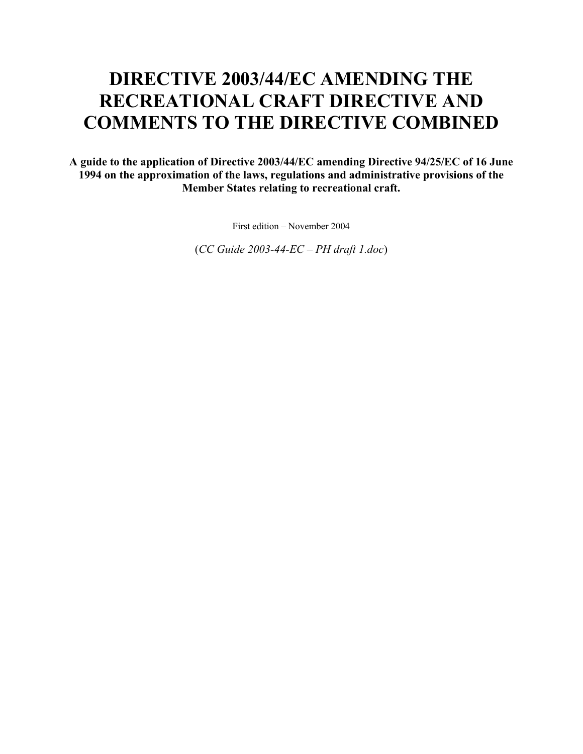# DIRECTIVE 2003/44/EC AMENDING THE RECREATIONAL CRAFT DIRECTIVE AND COMMENTS TO THE DIRECTIVE COMBINED

**A guide to the application of Directive 2003/44/EC amending Directive 94/25/EC of 16 June 1994 on the approximation of the laws, regulations and administrative provisions of the Member States relating to recreational craft.**

First edition – November 2004

(*CC Guide 2003-44-EC – PH draft 1.doc*)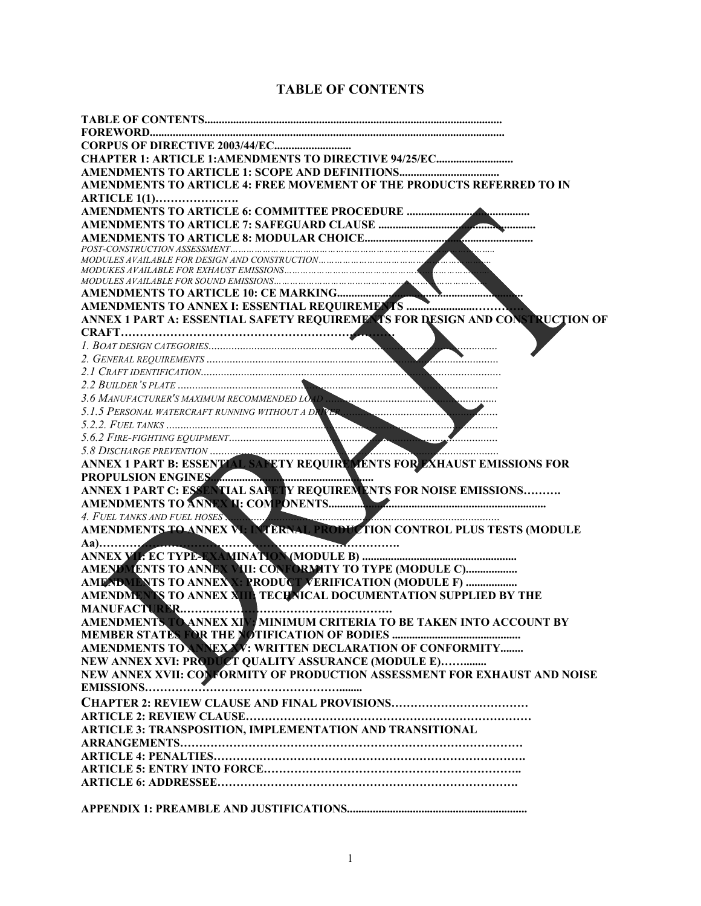# TABLE OF CONTENTS

**TABLE OF CONTENTS**
**FOREWORD**
**CORPUS OF DIRECTIVE 2003/44/EC**
**CHAPTER 1: ARTICLE 1:AMENDMENTS TO DIRECTIVE 94/25/EC**
**AMENDMENTS TO ARTICLE 1: SCOPE AND DEFINITIONS**
**AMENDMENTS TO ARTICLE 4: FREE MOVEMENT OF THE PRODUCTS REFERRED TO IN ARTICLE 1(1)**
**AMENDMENTS TO ARTICLE 6: COMMITTEE PROCEDURE**
**AMENDMENTS TO ARTICLE 7: SAFEGUARD CLAUSE**
**AMENDMENTS TO ARTICLE 8: MODULAR CHOICE**
*POST-CONSTRUCTION ASSESSMENT*
*MODULES AVAILABLE FOR DESIGN AND CONSTRUCTION*
*MODUKES AVAILABLE FOR EXHAUST EMISSIONS*
*MODULES AVAILABLE FOR SOUND EMISSIONS*
**AMENDMENTS TO ARTICLE 10: CE MARKING**
**AMENDMENTS TO ANNEX I: ESSENTIAL REQUIREMENTS**
**ANNEX 1 PART A: ESSENTIAL SAFETY REQUIREMENTS FOR DESIGN AND CONSTRUCTION OF CRAFT**
*1. BOAT DESIGN CATEGORIES*
*2. GENERAL REQUIREMENTS*
*2.1 CRAFT IDENTIFICATION*
*2.2 BUILDER'S PLATE*
*3.6 MANUFACTURER'S MAXIMUM RECOMMENDED LOAD*
*5.1.5 PERSONAL WATERCRAFT RUNNING WITHOUT A DRIVER*
*5.2.2. FUEL TANKS*
*5.6.2 FIRE-FIGHTING EQUIPMENT*
*5.8 DISCHARGE PREVENTION*
**ANNEX 1 PART B: ESSENTIAL SAFETY REQUIREMENTS FOR EXHAUST EMISSIONS FOR PROPULSION ENGINES**
**ANNEX 1 PART C: ESSENTIAL SAFETY REQUIREMENTS FOR NOISE EMISSIONS**
**AMENDMENTS TO ANNEX II: COMPONENTS**
*4. FUEL TANKS AND FUEL HOSES*
**AMENDMENTS TO ANNEX VI: INTERNAL PRODUCTION CONTROL PLUS TESTS (MODULE Aa)**
**ANNEX VII: EC TYPE-EXAMINATION (MODULE B)**
**AMENDMENTS TO ANNEX VIII: CONFORMITY TO TYPE (MODULE C)**
**AMENDMENTS TO ANNEX X: PRODUCT VERIFICATION (MODULE F)**
**AMENDMENTS TO ANNEX XIII: TECHNICAL DOCUMENTATION SUPPLIED BY THE MANUFACTURER**
**AMENDMENTS TO ANNEX XIV: MINIMUM CRITERIA TO BE TAKEN INTO ACCOUNT BY MEMBER STATES FOR THE NOTIFICATION OF BODIES**
**AMENDMENTS TO ANNEX XV: WRITTEN DECLARATION OF CONFORMITY**
**NEW ANNEX XVI: PRODUCT QUALITY ASSURANCE (MODULE E)**
**NEW ANNEX XVII: CONFORMITY OF PRODUCTION ASSESSMENT FOR EXHAUST AND NOISE EMISSIONS**
**CHAPTER 2: REVIEW CLAUSE AND FINAL PROVISIONS**
**ARTICLE 2: REVIEW CLAUSE**
**ARTICLE 3: TRANSPOSITION, IMPLEMENTATION AND TRANSITIONAL ARRANGEMENTS**
**ARTICLE 4: PENALTIES**
**ARTICLE 5: ENTRY INTO FORCE**
**ARTICLE 6: ADDRESSEE**

**APPENDIX 1: PREAMBLE AND JUSTIFICATIONS**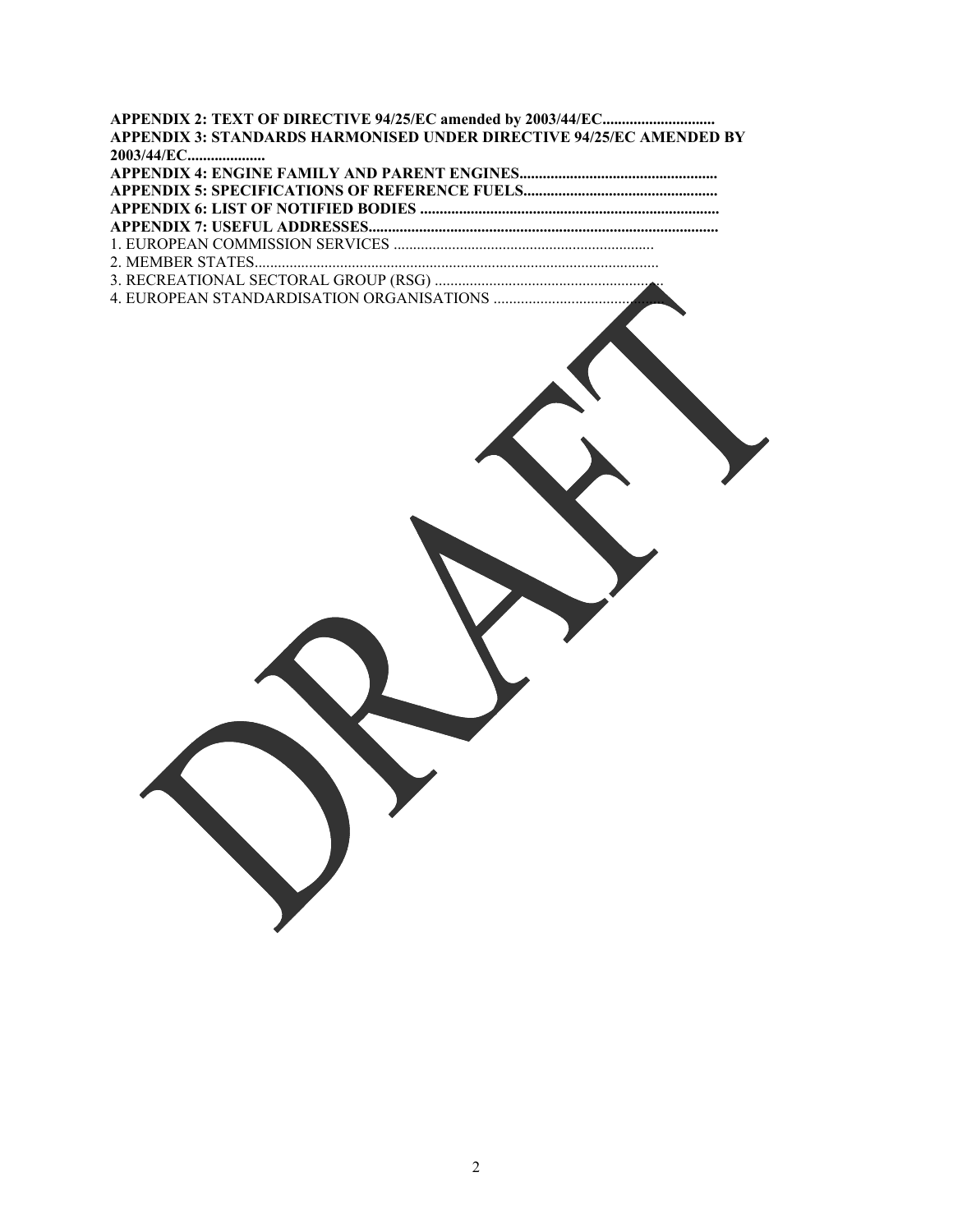**APPENDIX 2: TEXT OF DIRECTIVE 94/25/EC amended by 2003/44/EC............................**

**APPENDIX 3: STANDARDS HARMONISED UNDER DIRECTIVE 94/25/EC AMENDED BY 2003/44/EC....................**

**APPENDIX 4: ENGINE FAMILY AND PARENT ENGINES..................................................**

**APPENDIX 5: SPECIFICATIONS OF REFERENCE FUELS.................................................**

**APPENDIX 6: LIST OF NOTIFIED BODIES ...........................................................................**

**APPENDIX 7: USEFUL ADDRESSES.......................................................................................**

1. EUROPEAN COMMISSION SERVICES ...................................................................

2. MEMBER STATES........................................................................................................

3. RECREATIONAL SECTORAL GROUP (RSG) .........................................................

4. EUROPEAN STANDARDISATION ORGANISATIONS ...........................................

DRAFT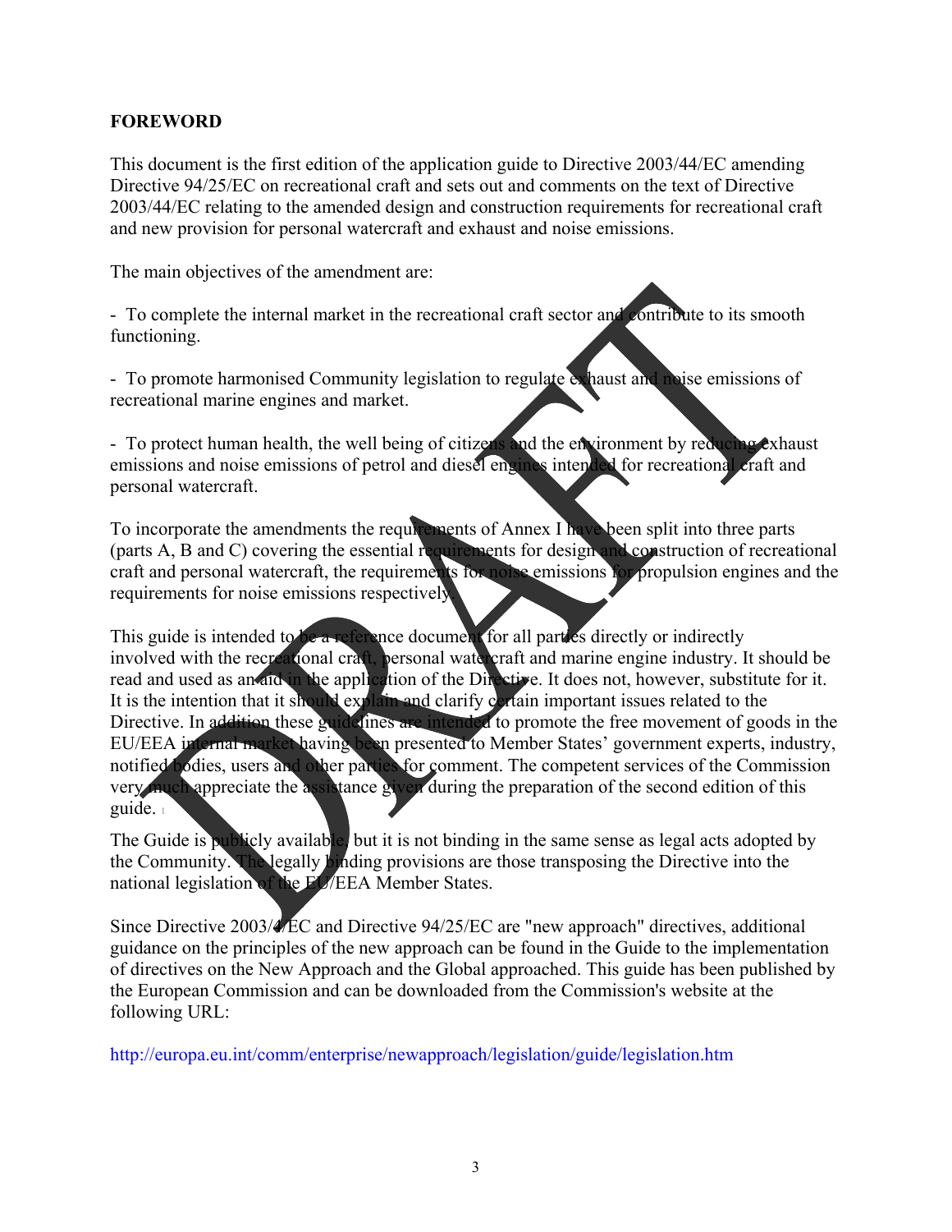**FOREWORD**

This document is the first edition of the application guide to Directive 2003/44/EC amending Directive 94/25/EC on recreational craft and sets out and comments on the text of Directive 2003/44/EC relating to the amended design and construction requirements for recreational craft and new provision for personal watercraft and exhaust and noise emissions.

The main objectives of the amendment are:

- To complete the internal market in the recreational craft sector and contribute to its smooth functioning.

- To promote harmonised Community legislation to regulate exhaust and noise emissions of recreational marine engines and market.

- To protect human health, the well being of citizens and the environment by reducing exhaust emissions and noise emissions of petrol and diesel engines intended for recreational craft and personal watercraft.

To incorporate the amendments the requirements of Annex I have been split into three parts (parts A, B and C) covering the essential requirements for design and construction of recreational craft and personal watercraft, the requirements for noise emissions for propulsion engines and the requirements for noise emissions respectively.

This guide is intended to be a reference document for all parties directly or indirectly involved with the recreational craft, personal watercraft and marine engine industry. It should be read and used as an aid in the application of the Directive. It does not, however, substitute for it. It is the intention that it should explain and clarify certain important issues related to the Directive. In addition these guidelines are intended to promote the free movement of goods in the EU/EEA internal market having been presented to Member States' government experts, industry, notified bodies, users and other parties for comment. The competent services of the Commission very much appreciate the assistance given during the preparation of the second edition of this guide.

The Guide is publicly available, but it is not binding in the same sense as legal acts adopted by the Community. The legally binding provisions are those transposing the Directive into the national legislation of the EU/EEA Member States.

Since Directive 2003/4/EC and Directive 94/25/EC are "new approach" directives, additional guidance on the principles of the new approach can be found in the Guide to the implementation of directives on the New Approach and the Global approached. This guide has been published by the European Commission and can be downloaded from the Commission's website at the following URL:

http://europa.eu.int/comm/enterprise/newapproach/legislation/guide/legislation.htm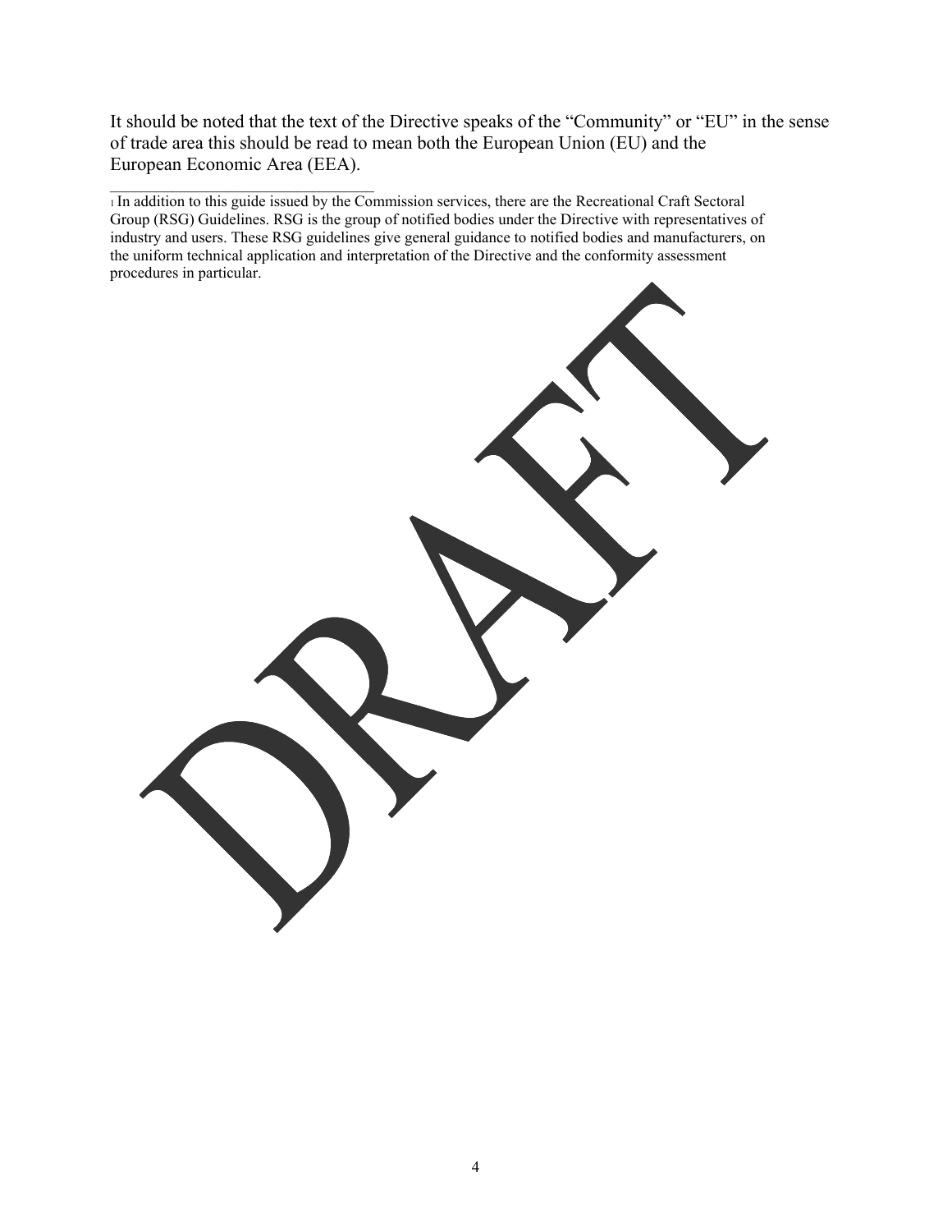It should be noted that the text of the Directive speaks of the "Community" or "EU" in the sense of trade area this should be read to mean both the European Union (EU) and the European Economic Area (EEA).

---

[1] In addition to this guide issued by the Commission services, there are the Recreational Craft Sectoral Group (RSG) Guidelines. RSG is the group of notified bodies under the Directive with representatives of industry and users. These RSG guidelines give general guidance to notified bodies and manufacturers, on the uniform technical application and interpretation of the Directive and the conformity assessment procedures in particular.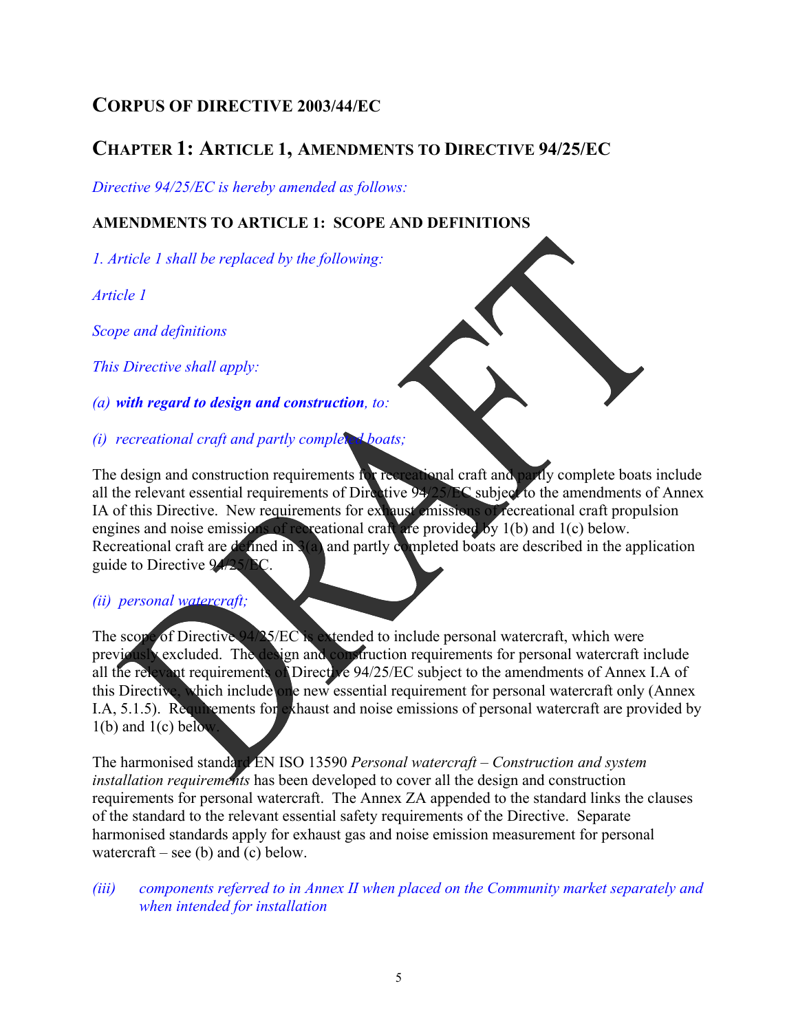## CORPUS OF DIRECTIVE 2003/44/EC

## CHAPTER 1: ARTICLE 1, AMENDMENTS TO DIRECTIVE 94/25/EC

*Directive 94/25/EC is hereby amended as follows:*

### AMENDMENTS TO ARTICLE 1: SCOPE AND DEFINITIONS

*1. Article 1 shall be replaced by the following:*

*Article 1*

*Scope and definitions*

*This Directive shall apply:*

*(a)* ***with regard to design and construction****, to:*

*(i) recreational craft and partly completed boats;*

The design and construction requirements for recreational craft and partly complete boats include all the relevant essential requirements of Directive 94/25/EC subject to the amendments of Annex IA of this Directive. New requirements for exhaust emissions of recreational craft propulsion engines and noise emissions of recreational craft are provided by 1(b) and 1(c) below. Recreational craft are defined in 3(a) and partly completed boats are described in the application guide to Directive 94/25/EC.

*(ii) personal watercraft;*

The scope of Directive 94/25/EC is extended to include personal watercraft, which were previously excluded. The design and construction requirements for personal watercraft include all the relevant requirements of Directive 94/25/EC subject to the amendments of Annex I.A of this Directive, which include one new essential requirement for personal watercraft only (Annex I.A, 5.1.5). Requirements for exhaust and noise emissions of personal watercraft are provided by 1(b) and 1(c) below.

The harmonised standard EN ISO 13590 *Personal watercraft – Construction and system installation requirements* has been developed to cover all the design and construction requirements for personal watercraft. The Annex ZA appended to the standard links the clauses of the standard to the relevant essential safety requirements of the Directive. Separate harmonised standards apply for exhaust gas and noise emission measurement for personal watercraft – see (b) and (c) below.

*(iii) components referred to in Annex II when placed on the Community market separately and when intended for installation*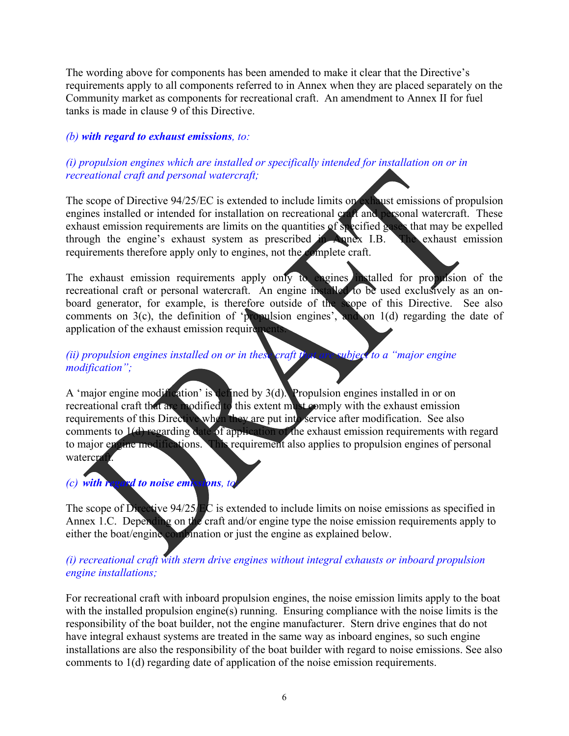The wording above for components has been amended to make it clear that the Directive's requirements apply to all components referred to in Annex when they are placed separately on the Community market as components for recreational craft. An amendment to Annex II for fuel tanks is made in clause 9 of this Directive.

*(b) **with regard to exhaust emissions**, to:*

*(i) propulsion engines which are installed or specifically intended for installation on or in recreational craft and personal watercraft;*

The scope of Directive 94/25/EC is extended to include limits on exhaust emissions of propulsion engines installed or intended for installation on recreational craft and personal watercraft. These exhaust emission requirements are limits on the quantities of specified gases that may be expelled through the engine's exhaust system as prescribed in Annex I.B. The exhaust emission requirements therefore apply only to engines, not the complete craft.

The exhaust emission requirements apply only to engines installed for propulsion of the recreational craft or personal watercraft. An engine installed to be used exclusively as an on-board generator, for example, is therefore outside of the scope of this Directive. See also comments on 3(c), the definition of 'propulsion engines', and on 1(d) regarding the date of application of the exhaust emission requirements.

*(ii) propulsion engines installed on or in these craft that are subject to a "major engine modification";*

A 'major engine modification' is defined by 3(d). Propulsion engines installed in or on recreational craft that are modified to this extent must comply with the exhaust emission requirements of this Directive when they are put into service after modification. See also comments to 1(d) regarding date of application of the exhaust emission requirements with regard to major engine modifications. This requirement also applies to propulsion engines of personal watercraft.

*(c) **with regard to noise emissions**, to:*

The scope of Directive 94/25/EC is extended to include limits on noise emissions as specified in Annex 1.C. Depending on the craft and/or engine type the noise emission requirements apply to either the boat/engine combination or just the engine as explained below.

*(i) recreational craft with stern drive engines without integral exhausts or inboard propulsion engine installations;*

For recreational craft with inboard propulsion engines, the noise emission limits apply to the boat with the installed propulsion engine(s) running. Ensuring compliance with the noise limits is the responsibility of the boat builder, not the engine manufacturer. Stern drive engines that do not have integral exhaust systems are treated in the same way as inboard engines, so such engine installations are also the responsibility of the boat builder with regard to noise emissions. See also comments to 1(d) regarding date of application of the noise emission requirements.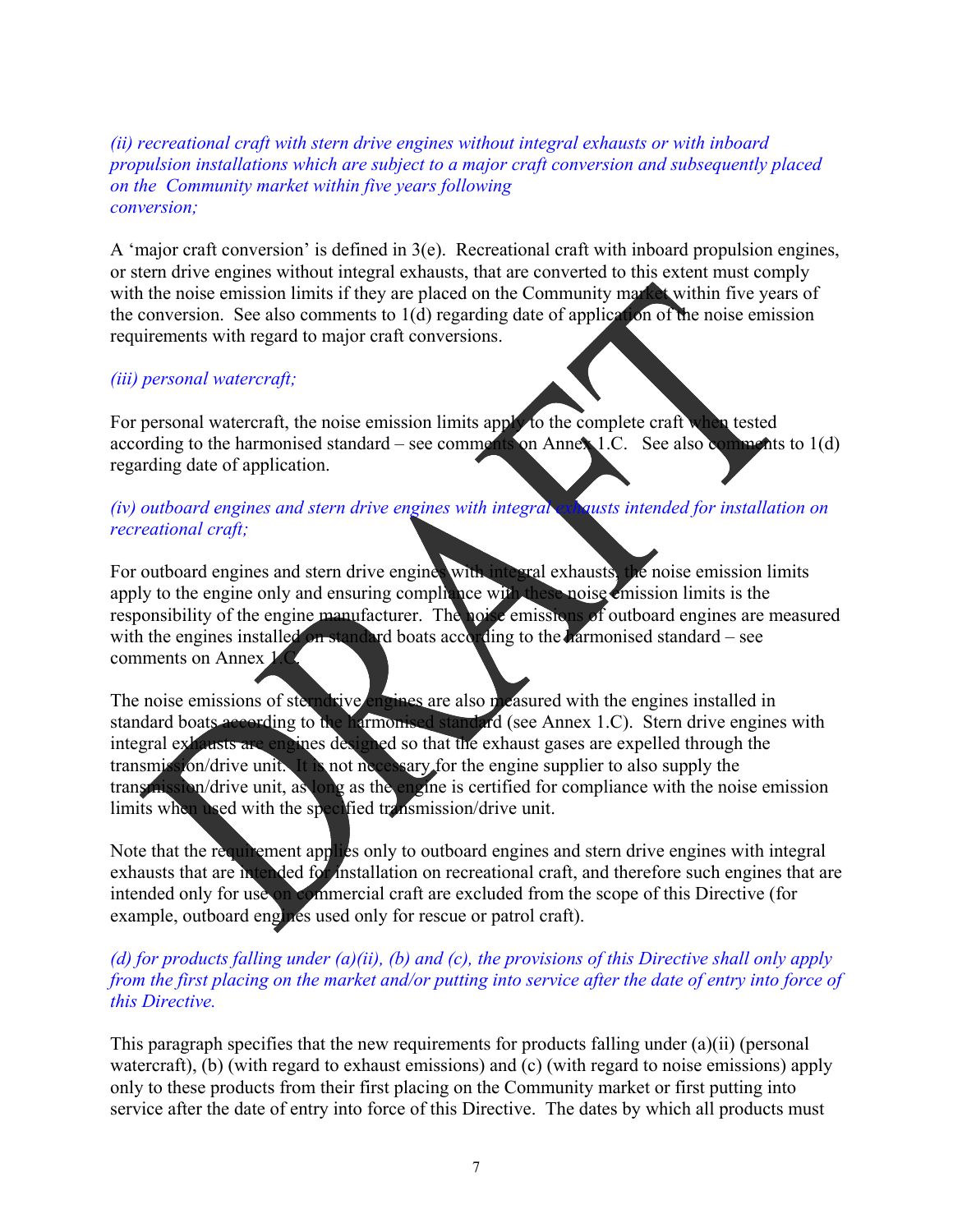*(ii) recreational craft with stern drive engines without integral exhausts or with inboard propulsion installations which are subject to a major craft conversion and subsequently placed on the Community market within five years following conversion;*

A 'major craft conversion' is defined in 3(e). Recreational craft with inboard propulsion engines, or stern drive engines without integral exhausts, that are converted to this extent must comply with the noise emission limits if they are placed on the Community market within five years of the conversion. See also comments to 1(d) regarding date of application of the noise emission requirements with regard to major craft conversions.

*(iii) personal watercraft;*

For personal watercraft, the noise emission limits apply to the complete craft when tested according to the harmonised standard – see comments on Annex 1.C. See also comments to 1(d) regarding date of application.

*(iv) outboard engines and stern drive engines with integral exhausts intended for installation on recreational craft;*

For outboard engines and stern drive engines with integral exhausts, the noise emission limits apply to the engine only and ensuring compliance with these noise emission limits is the responsibility of the engine manufacturer. The noise emissions of outboard engines are measured with the engines installed on standard boats according to the harmonised standard – see comments on Annex 1.C.

The noise emissions of sterndrive engines are also measured with the engines installed in standard boats according to the harmonised standard (see Annex 1.C). Stern drive engines with integral exhausts are engines designed so that the exhaust gases are expelled through the transmission/drive unit. It is not necessary for the engine supplier to also supply the transmission/drive unit, as long as the engine is certified for compliance with the noise emission limits when used with the specified transmission/drive unit.

Note that the requirement applies only to outboard engines and stern drive engines with integral exhausts that are intended for installation on recreational craft, and therefore such engines that are intended only for use on commercial craft are excluded from the scope of this Directive (for example, outboard engines used only for rescue or patrol craft).

*(d) for products falling under (a)(ii), (b) and (c), the provisions of this Directive shall only apply from the first placing on the market and/or putting into service after the date of entry into force of this Directive.*

This paragraph specifies that the new requirements for products falling under (a)(ii) (personal watercraft), (b) (with regard to exhaust emissions) and (c) (with regard to noise emissions) apply only to these products from their first placing on the Community market or first putting into service after the date of entry into force of this Directive. The dates by which all products must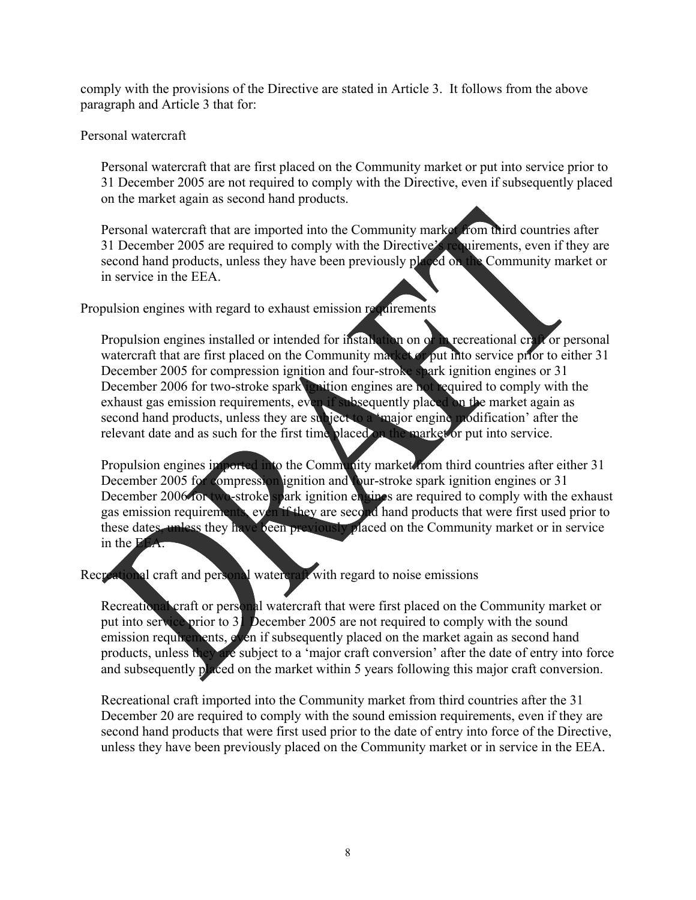comply with the provisions of the Directive are stated in Article 3. It follows from the above paragraph and Article 3 that for:

Personal watercraft

Personal watercraft that are first placed on the Community market or put into service prior to 31 December 2005 are not required to comply with the Directive, even if subsequently placed on the market again as second hand products.

Personal watercraft that are imported into the Community market from third countries after 31 December 2005 are required to comply with the Directive's requirements, even if they are second hand products, unless they have been previously placed on the Community market or in service in the EEA.

Propulsion engines with regard to exhaust emission requirements

Propulsion engines installed or intended for installation on or in recreational craft or personal watercraft that are first placed on the Community market or put into service prior to either 31 December 2005 for compression ignition and four-stroke spark ignition engines or 31 December 2006 for two-stroke spark ignition engines are not required to comply with the exhaust gas emission requirements, even if subsequently placed on the market again as second hand products, unless they are subject to a 'major engine modification' after the relevant date and as such for the first time placed on the market or put into service.

Propulsion engines imported into the Community market from third countries after either 31 December 2005 for compression ignition and four-stroke spark ignition engines or 31 December 2006 for two-stroke spark ignition engines are required to comply with the exhaust gas emission requirements, even if they are second hand products that were first used prior to these dates, unless they have been previously placed on the Community market or in service in the EEA.

Recreational craft and personal watercraft with regard to noise emissions

Recreational craft or personal watercraft that were first placed on the Community market or put into service prior to 31 December 2005 are not required to comply with the sound emission requirements, even if subsequently placed on the market again as second hand products, unless they are subject to a 'major craft conversion' after the date of entry into force and subsequently placed on the market within 5 years following this major craft conversion.

Recreational craft imported into the Community market from third countries after the 31 December 20 are required to comply with the sound emission requirements, even if they are second hand products that were first used prior to the date of entry into force of the Directive, unless they have been previously placed on the Community market or in service in the EEA.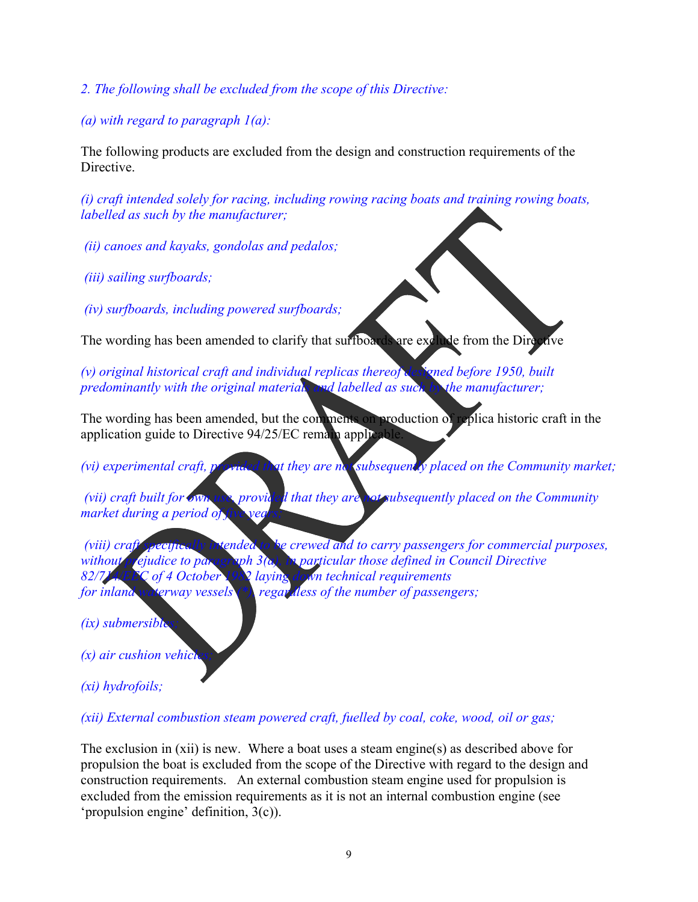*2. The following shall be excluded from the scope of this Directive:*

*(a) with regard to paragraph 1(a):*

The following products are excluded from the design and construction requirements of the Directive.

*(i) craft intended solely for racing, including rowing racing boats and training rowing boats, labelled as such by the manufacturer;*

*(ii) canoes and kayaks, gondolas and pedalos;*

*(iii) sailing surfboards;*

*(iv) surfboards, including powered surfboards;*

The wording has been amended to clarify that surfboards are exclude from the Directive

*(v) original historical craft and individual replicas thereof designed before 1950, built predominantly with the original materials and labelled as such by the manufacturer;*

The wording has been amended, but the comments on production of replica historic craft in the application guide to Directive 94/25/EC remain applicable.

*(vi) experimental craft, provided that they are not subsequently placed on the Community market;*

*(vii) craft built for own use, provided that they are not subsequently placed on the Community market during a period of five years;*

*(viii) craft specifically intended to be crewed and to carry passengers for commercial purposes, without prejudice to paragraph 3(a), in particular those defined in Council Directive 82/714/EEC of 4 October 1982 laying down technical requirements for inland waterway vessels (\*), regardless of the number of passengers;*

*(ix) submersibles;*

*(x) air cushion vehicles;*

*(xi) hydrofoils;*

*(xii) External combustion steam powered craft, fuelled by coal, coke, wood, oil or gas;*

The exclusion in (xii) is new. Where a boat uses a steam engine(s) as described above for propulsion the boat is excluded from the scope of the Directive with regard to the design and construction requirements. An external combustion steam engine used for propulsion is excluded from the emission requirements as it is not an internal combustion engine (see 'propulsion engine' definition, 3(c)).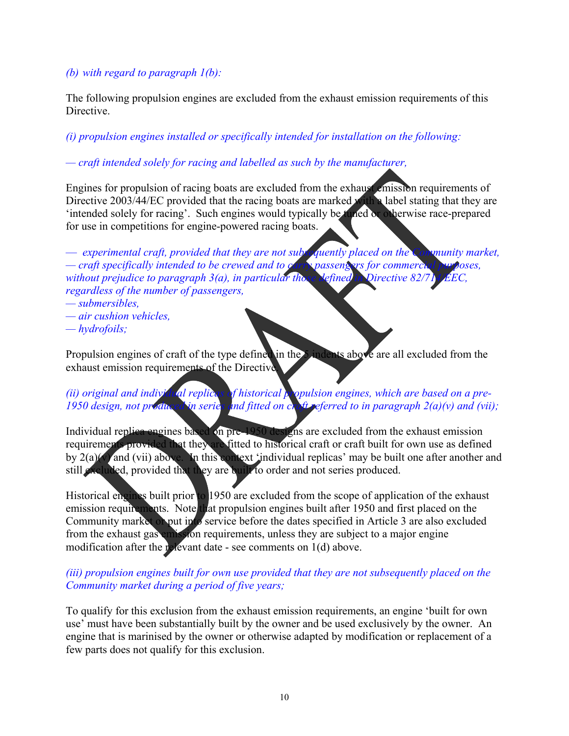*(b) with regard to paragraph 1(b):*

The following propulsion engines are excluded from the exhaust emission requirements of this Directive.

*(i) propulsion engines installed or specifically intended for installation on the following:*

*— craft intended solely for racing and labelled as such by the manufacturer,*

Engines for propulsion of racing boats are excluded from the exhaust emission requirements of Directive 2003/44/EC provided that the racing boats are marked with a label stating that they are 'intended solely for racing'. Such engines would typically be tuned or otherwise race-prepared for use in competitions for engine-powered racing boats.

*— experimental craft, provided that they are not subsequently placed on the Community market,*
*— craft specifically intended to be crewed and to carry passengers for commercial purposes, without prejudice to paragraph 3(a), in particular those defined in Directive 82/714/EEC, regardless of the number of passengers,*
*— submersibles,*
*— air cushion vehicles,*
*— hydrofoils;*

Propulsion engines of craft of the type defined in the 5 indents above are all excluded from the exhaust emission requirements of the Directive.

*(ii) original and individual replicas of historical propulsion engines, which are based on a pre-1950 design, not produced in series and fitted on craft referred to in paragraph 2(a)(v) and (vii);*

Individual replica engines based on pre-1950 designs are excluded from the exhaust emission requirements provided that they are fitted to historical craft or craft built for own use as defined by 2(a)(v) and (vii) above. In this context 'individual replicas' may be built one after another and still excluded, provided that they are built to order and not series produced.

Historical engines built prior to 1950 are excluded from the scope of application of the exhaust emission requirements. Note that propulsion engines built after 1950 and first placed on the Community market or put into service before the dates specified in Article 3 are also excluded from the exhaust gas emission requirements, unless they are subject to a major engine modification after the relevant date - see comments on 1(d) above.

*(iii) propulsion engines built for own use provided that they are not subsequently placed on the Community market during a period of five years;*

To qualify for this exclusion from the exhaust emission requirements, an engine 'built for own use' must have been substantially built by the owner and be used exclusively by the owner. An engine that is marinised by the owner or otherwise adapted by modification or replacement of a few parts does not qualify for this exclusion.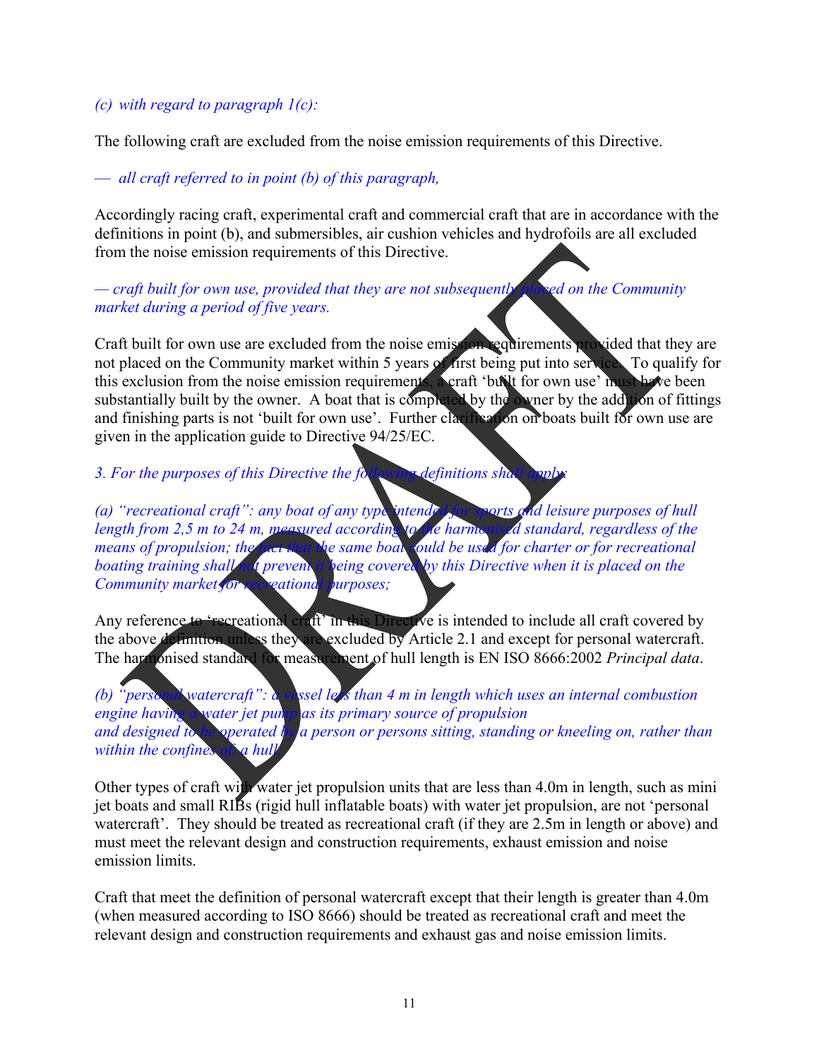*(c) with regard to paragraph 1(c):*

The following craft are excluded from the noise emission requirements of this Directive.

— *all craft referred to in point (b) of this paragraph,*

Accordingly racing craft, experimental craft and commercial craft that are in accordance with the definitions in point (b), and submersibles, air cushion vehicles and hydrofoils are all excluded from the noise emission requirements of this Directive.

*— craft built for own use, provided that they are not subsequently placed on the Community market during a period of five years.*

Craft built for own use are excluded from the noise emission requirements provided that they are not placed on the Community market within 5 years of first being put into service. To qualify for this exclusion from the noise emission requirements, a craft 'built for own use' must have been substantially built by the owner. A boat that is completed by the owner by the addition of fittings and finishing parts is not 'built for own use'. Further clarification on boats built for own use are given in the application guide to Directive 94/25/EC.

*3. For the purposes of this Directive the following definitions shall apply:*

*(a) "recreational craft": any boat of any type intended for sports and leisure purposes of hull length from 2,5 m to 24 m, measured according to the harmonised standard, regardless of the means of propulsion; the fact that the same boat could be used for charter or for recreational boating training shall not prevent it being covered by this Directive when it is placed on the Community market for recreational purposes;*

Any reference to 'recreational craft' in this Directive is intended to include all craft covered by the above definition unless they are excluded by Article 2.1 and except for personal watercraft. The harmonised standard for measurement of hull length is EN ISO 8666:2002 *Principal data*.

*(b) "personal watercraft": a vessel less than 4 m in length which uses an internal combustion engine having a water jet pump as its primary source of propulsion and designed to be operated by a person or persons sitting, standing or kneeling on, rather than within the confines of, a hull;*

Other types of craft with water jet propulsion units that are less than 4.0m in length, such as mini jet boats and small RIBs (rigid hull inflatable boats) with water jet propulsion, are not 'personal watercraft'. They should be treated as recreational craft (if they are 2.5m in length or above) and must meet the relevant design and construction requirements, exhaust emission and noise emission limits.

Craft that meet the definition of personal watercraft except that their length is greater than 4.0m (when measured according to ISO 8666) should be treated as recreational craft and meet the relevant design and construction requirements and exhaust gas and noise emission limits.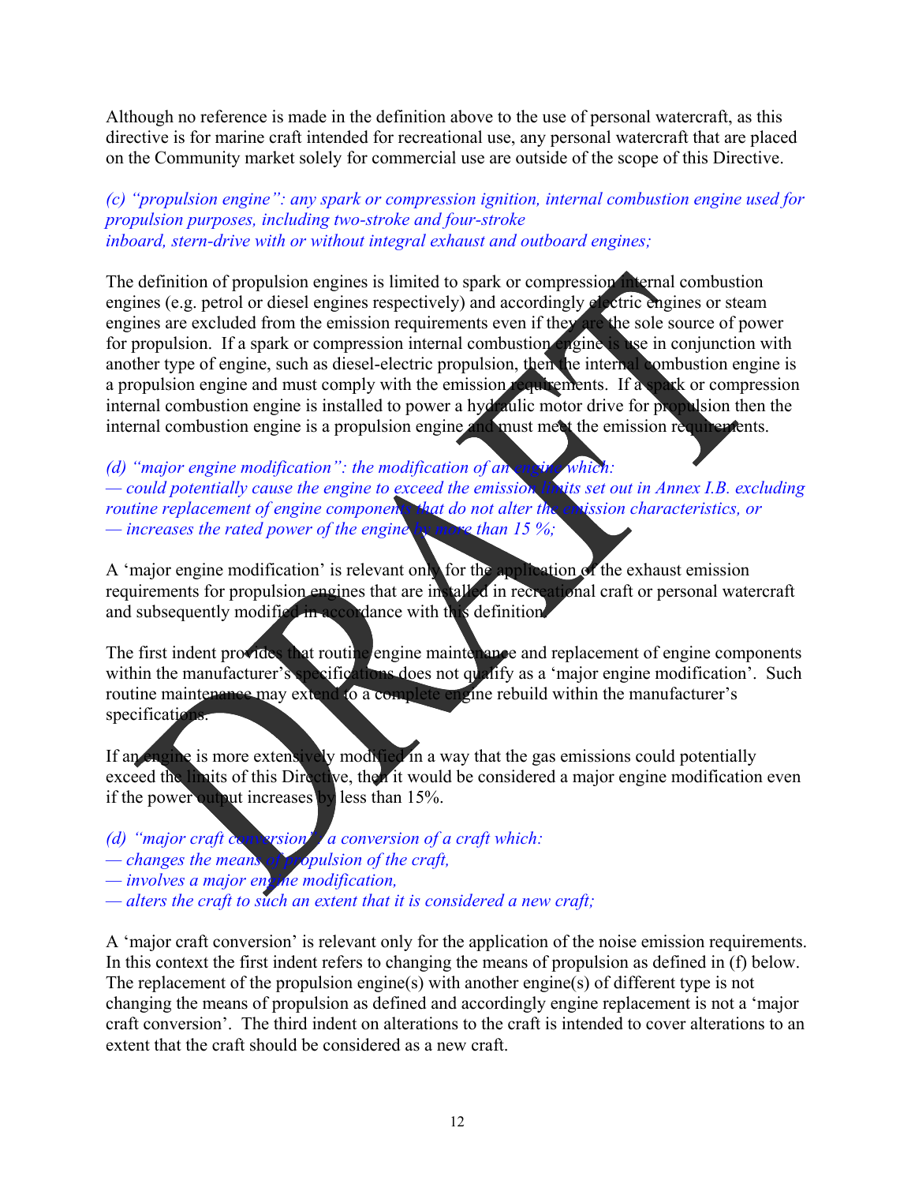Although no reference is made in the definition above to the use of personal watercraft, as this directive is for marine craft intended for recreational use, any personal watercraft that are placed on the Community market solely for commercial use are outside of the scope of this Directive.

*(c) "propulsion engine": any spark or compression ignition, internal combustion engine used for propulsion purposes, including two-stroke and four-stroke inboard, stern-drive with or without integral exhaust and outboard engines;*

The definition of propulsion engines is limited to spark or compression internal combustion engines (e.g. petrol or diesel engines respectively) and accordingly electric engines or steam engines are excluded from the emission requirements even if they are the sole source of power for propulsion. If a spark or compression internal combustion engine is use in conjunction with another type of engine, such as diesel-electric propulsion, then the internal combustion engine is a propulsion engine and must comply with the emission requirements. If a spark or compression internal combustion engine is installed to power a hydraulic motor drive for propulsion then the internal combustion engine is a propulsion engine and must meet the emission requirements.

*(d) "major engine modification": the modification of an engine which:*
*— could potentially cause the engine to exceed the emission limits set out in Annex I.B. excluding routine replacement of engine components that do not alter the emission characteristics, or*
*— increases the rated power of the engine by more than 15 %;*

A 'major engine modification' is relevant only for the application of the exhaust emission requirements for propulsion engines that are installed in recreational craft or personal watercraft and subsequently modified in accordance with this definition.

The first indent provides that routine engine maintenance and replacement of engine components within the manufacturer's specifications does not qualify as a 'major engine modification'. Such routine maintenance may extend to a complete engine rebuild within the manufacturer's specifications.

If an engine is more extensively modified in a way that the gas emissions could potentially exceed the limits of this Directive, then it would be considered a major engine modification even if the power output increases by less than 15%.

*(d) "major craft conversion": a conversion of a craft which:*
*— changes the means of propulsion of the craft,*
*— involves a major engine modification,*
*— alters the craft to such an extent that it is considered a new craft;*

A 'major craft conversion' is relevant only for the application of the noise emission requirements. In this context the first indent refers to changing the means of propulsion as defined in (f) below. The replacement of the propulsion engine(s) with another engine(s) of different type is not changing the means of propulsion as defined and accordingly engine replacement is not a 'major craft conversion'. The third indent on alterations to the craft is intended to cover alterations to an extent that the craft should be considered as a new craft.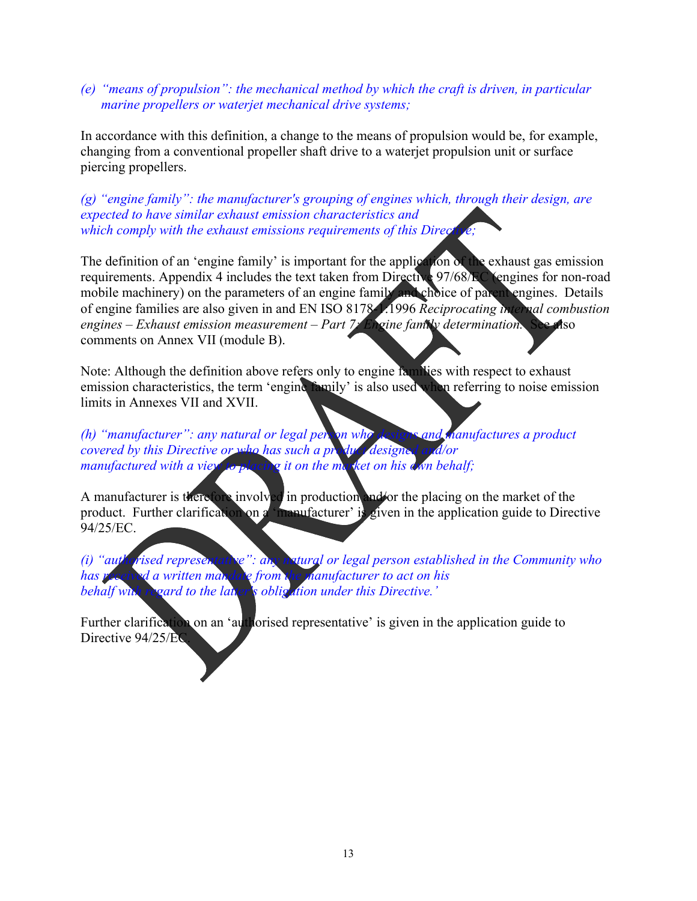*(e) "means of propulsion": the mechanical method by which the craft is driven, in particular marine propellers or waterjet mechanical drive systems;*

In accordance with this definition, a change to the means of propulsion would be, for example, changing from a conventional propeller shaft drive to a waterjet propulsion unit or surface piercing propellers.

*(g) "engine family": the manufacturer's grouping of engines which, through their design, are expected to have similar exhaust emission characteristics and which comply with the exhaust emissions requirements of this Directive;*

The definition of an 'engine family' is important for the application of the exhaust gas emission requirements. Appendix 4 includes the text taken from Directive 97/68/EC (engines for non-road mobile machinery) on the parameters of an engine family and choice of parent engines. Details of engine families are also given in and EN ISO 8178-7:1996 *Reciprocating internal combustion engines – Exhaust emission measurement – Part 7: Engine family determination.* See also comments on Annex VII (module B).

Note: Although the definition above refers only to engine families with respect to exhaust emission characteristics, the term 'engine family' is also used when referring to noise emission limits in Annexes VII and XVII.

*(h) "manufacturer": any natural or legal person who designs and manufactures a product covered by this Directive or who has such a product designed and/or manufactured with a view to placing it on the market on his own behalf;*

A manufacturer is therefore involved in production and/or the placing on the market of the product. Further clarification on a 'manufacturer' is given in the application guide to Directive 94/25/EC.

*(i) "authorised representative": any natural or legal person established in the Community who has received a written mandate from the manufacturer to act on his behalf with regard to the latter's obligation under this Directive.'*

Further clarification on an 'authorised representative' is given in the application guide to Directive 94/25/EC.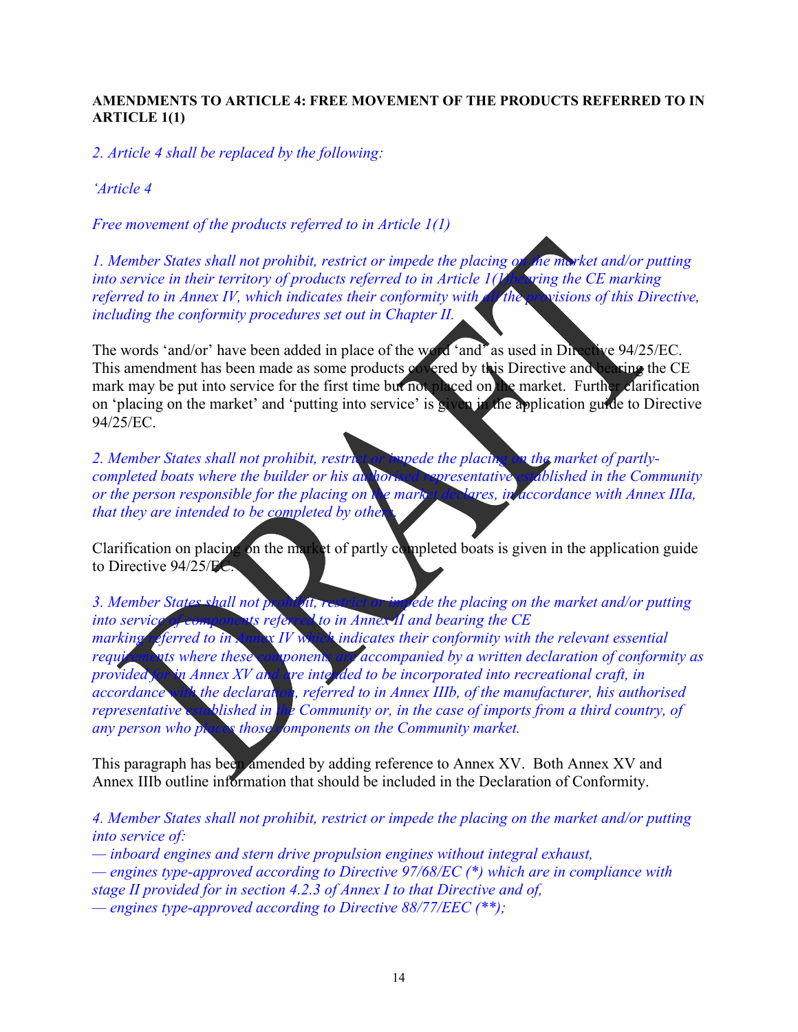**AMENDMENTS TO ARTICLE 4: FREE MOVEMENT OF THE PRODUCTS REFERRED TO IN ARTICLE 1(1)**

*2. Article 4 shall be replaced by the following:*

*'Article 4*

*Free movement of the products referred to in Article 1(1)*

*1. Member States shall not prohibit, restrict or impede the placing on the market and/or putting into service in their territory of products referred to in Article 1(1) bearing the CE marking referred to in Annex IV, which indicates their conformity with all the provisions of this Directive, including the conformity procedures set out in Chapter II.*

The words 'and/or' have been added in place of the word 'and' as used in Directive 94/25/EC. This amendment has been made as some products covered by this Directive and bearing the CE mark may be put into service for the first time but not placed on the market. Further clarification on 'placing on the market' and 'putting into service' is given in the application guide to Directive 94/25/EC.

*2. Member States shall not prohibit, restrict or impede the placing on the market of partly-completed boats where the builder or his authorised representative established in the Community or the person responsible for the placing on the market declares, in accordance with Annex IIIa, that they are intended to be completed by others.*

Clarification on placing on the market of partly completed boats is given in the application guide to Directive 94/25/EC.

*3. Member States shall not prohibit, restrict or impede the placing on the market and/or putting into service of components referred to in Annex II and bearing the CE marking referred to in Annex IV which indicates their conformity with the relevant essential requirements where these components are accompanied by a written declaration of conformity as provided for in Annex XV and are intended to be incorporated into recreational craft, in accordance with the declaration, referred to in Annex IIIb, of the manufacturer, his authorised representative established in the Community or, in the case of imports from a third country, of any person who places those components on the Community market.*

This paragraph has been amended by adding reference to Annex XV. Both Annex XV and Annex IIIb outline information that should be included in the Declaration of Conformity.

*4. Member States shall not prohibit, restrict or impede the placing on the market and/or putting into service of:*
*— inboard engines and stern drive propulsion engines without integral exhaust,*
*— engines type-approved according to Directive 97/68/EC (\*) which are in compliance with stage II provided for in section 4.2.3 of Annex I to that Directive and of,*
*— engines type-approved according to Directive 88/77/EEC (\*\*);*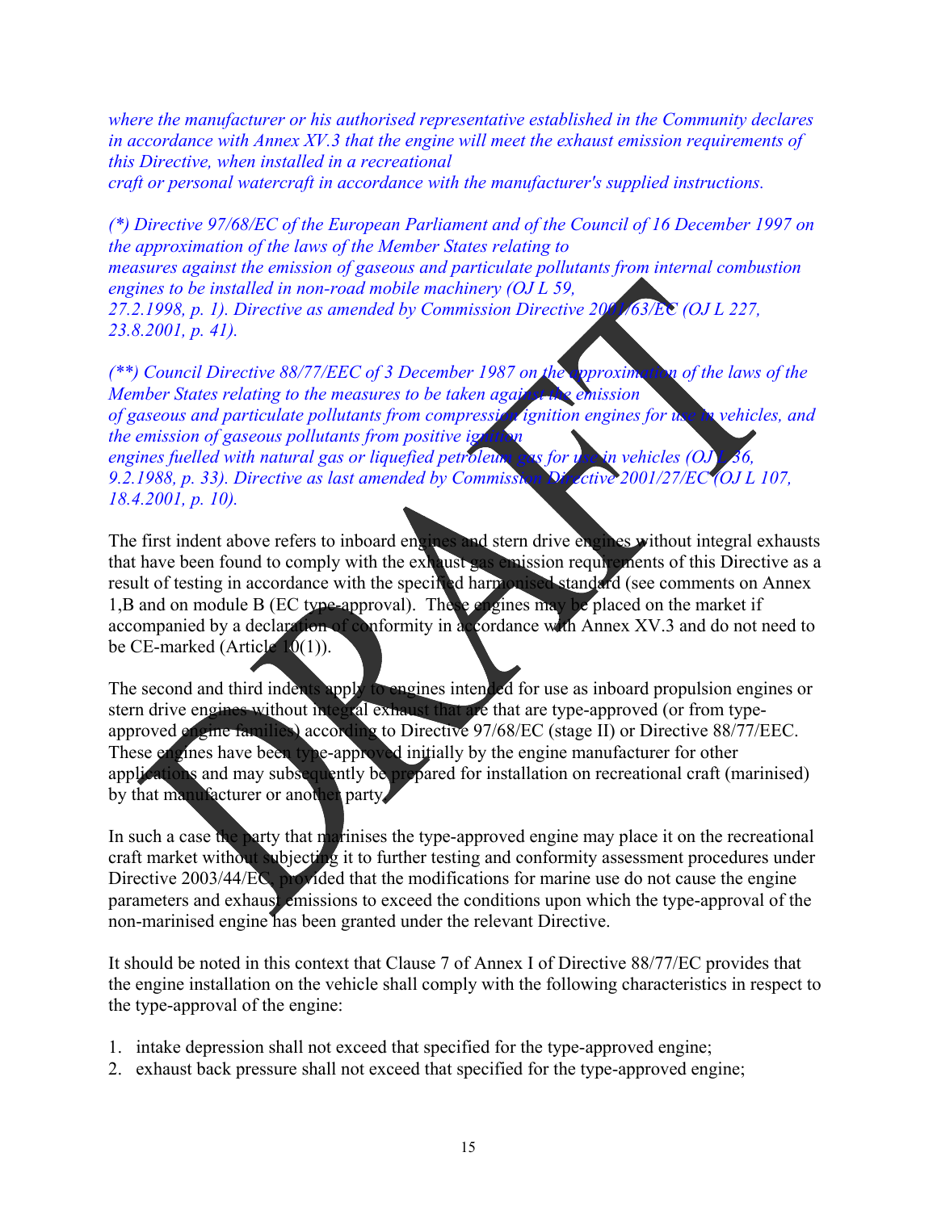*where the manufacturer or his authorised representative established in the Community declares in accordance with Annex XV.3 that the engine will meet the exhaust emission requirements of this Directive, when installed in a recreational craft or personal watercraft in accordance with the manufacturer's supplied instructions.*

*(\*) Directive 97/68/EC of the European Parliament and of the Council of 16 December 1997 on the approximation of the laws of the Member States relating to measures against the emission of gaseous and particulate pollutants from internal combustion engines to be installed in non-road mobile machinery (OJ L 59, 27.2.1998, p. 1). Directive as amended by Commission Directive 2001/63/EC (OJ L 227, 23.8.2001, p. 41).*

*(\*\*) Council Directive 88/77/EEC of 3 December 1987 on the approximation of the laws of the Member States relating to the measures to be taken against the emission of gaseous and particulate pollutants from compression ignition engines for use in vehicles, and the emission of gaseous pollutants from positive ignition engines fuelled with natural gas or liquefied petroleum gas for use in vehicles (OJ L 36, 9.2.1988, p. 33). Directive as last amended by Commission Directive 2001/27/EC (OJ L 107, 18.4.2001, p. 10).*

The first indent above refers to inboard engines and stern drive engines without integral exhausts that have been found to comply with the exhaust gas emission requirements of this Directive as a result of testing in accordance with the specified harmonised standard (see comments on Annex 1,B and on module B (EC type-approval). These engines may be placed on the market if accompanied by a declaration of conformity in accordance with Annex XV.3 and do not need to be CE-marked (Article 10(1)).

The second and third indents apply to engines intended for use as inboard propulsion engines or stern drive engines without integral exhaust that are that are type-approved (or from type-approved engine families) according to Directive 97/68/EC (stage II) or Directive 88/77/EEC. These engines have been type-approved initially by the engine manufacturer for other applications and may subsequently be prepared for installation on recreational craft (marinised) by that manufacturer or another party.

In such a case the party that marinises the type-approved engine may place it on the recreational craft market without subjecting it to further testing and conformity assessment procedures under Directive 2003/44/EC, provided that the modifications for marine use do not cause the engine parameters and exhaust emissions to exceed the conditions upon which the type-approval of the non-marinised engine has been granted under the relevant Directive.

It should be noted in this context that Clause 7 of Annex I of Directive 88/77/EC provides that the engine installation on the vehicle shall comply with the following characteristics in respect to the type-approval of the engine:

1. intake depression shall not exceed that specified for the type-approved engine;
2. exhaust back pressure shall not exceed that specified for the type-approved engine;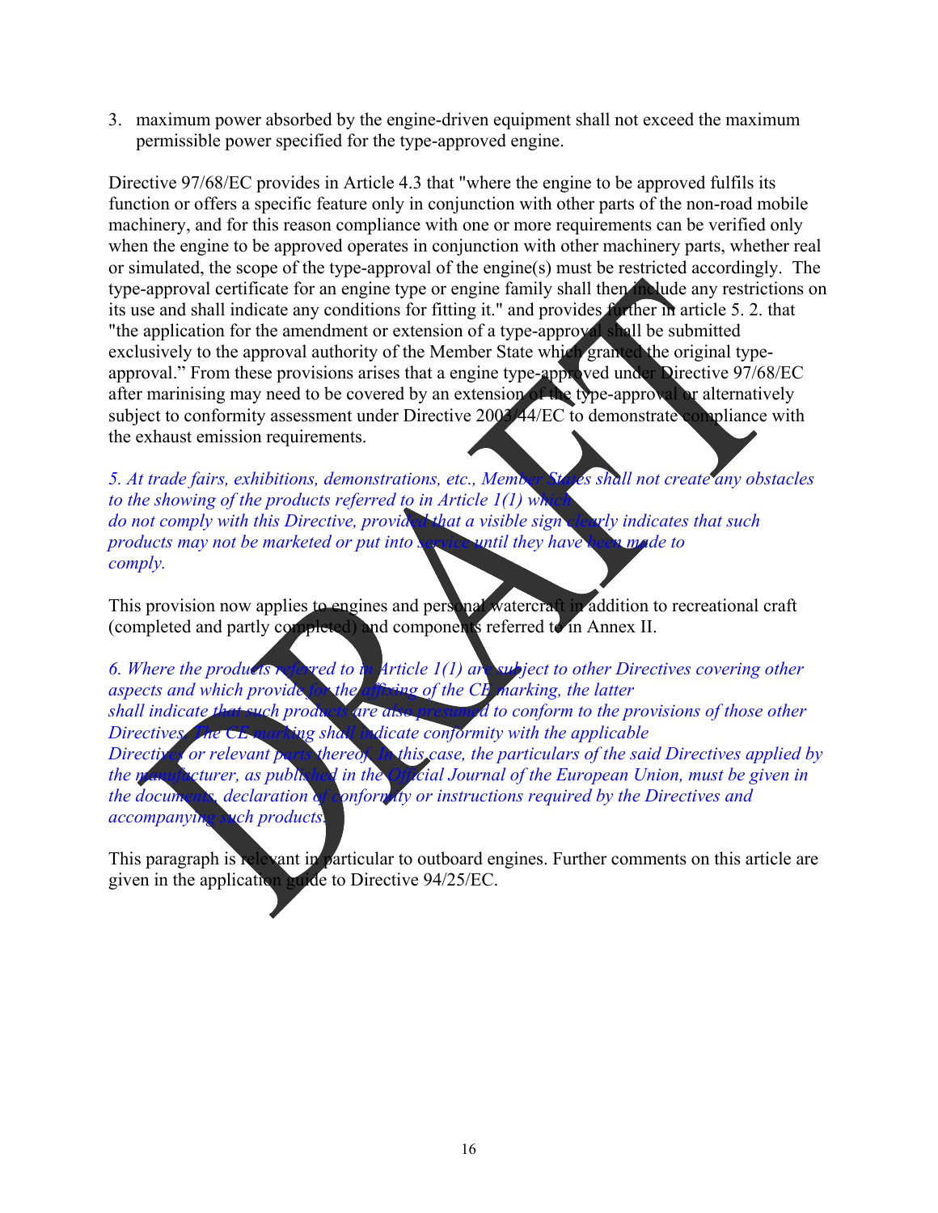3. maximum power absorbed by the engine-driven equipment shall not exceed the maximum permissible power specified for the type-approved engine.

Directive 97/68/EC provides in Article 4.3 that "where the engine to be approved fulfils its function or offers a specific feature only in conjunction with other parts of the non-road mobile machinery, and for this reason compliance with one or more requirements can be verified only when the engine to be approved operates in conjunction with other machinery parts, whether real or simulated, the scope of the type-approval of the engine(s) must be restricted accordingly. The type-approval certificate for an engine type or engine family shall then include any restrictions on its use and shall indicate any conditions for fitting it." and provides further in article 5. 2. that "the application for the amendment or extension of a type-approval shall be submitted exclusively to the approval authority of the Member State which granted the original type-approval." From these provisions arises that a engine type-approved under Directive 97/68/EC after marinising may need to be covered by an extension of the type-approval or alternatively subject to conformity assessment under Directive 2003/44/EC to demonstrate compliance with the exhaust emission requirements.

*5. At trade fairs, exhibitions, demonstrations, etc., Member States shall not create any obstacles to the showing of the products referred to in Article 1(1) which do not comply with this Directive, provided that a visible sign clearly indicates that such products may not be marketed or put into service until they have been made to comply.*

This provision now applies to engines and personal watercraft in addition to recreational craft (completed and partly completed) and components referred to in Annex II.

*6. Where the products referred to in Article 1(1) are subject to other Directives covering other aspects and which provide for the affixing of the CE marking, the latter shall indicate that such products are also presumed to conform to the provisions of those other Directives. The CE marking shall indicate conformity with the applicable Directives or relevant parts thereof. In this case, the particulars of the said Directives applied by the manufacturer, as published in the Official Journal of the European Union, must be given in the documents, declaration of conformity or instructions required by the Directives and accompanying such products.*

This paragraph is relevant in particular to outboard engines. Further comments on this article are given in the application guide to Directive 94/25/EC.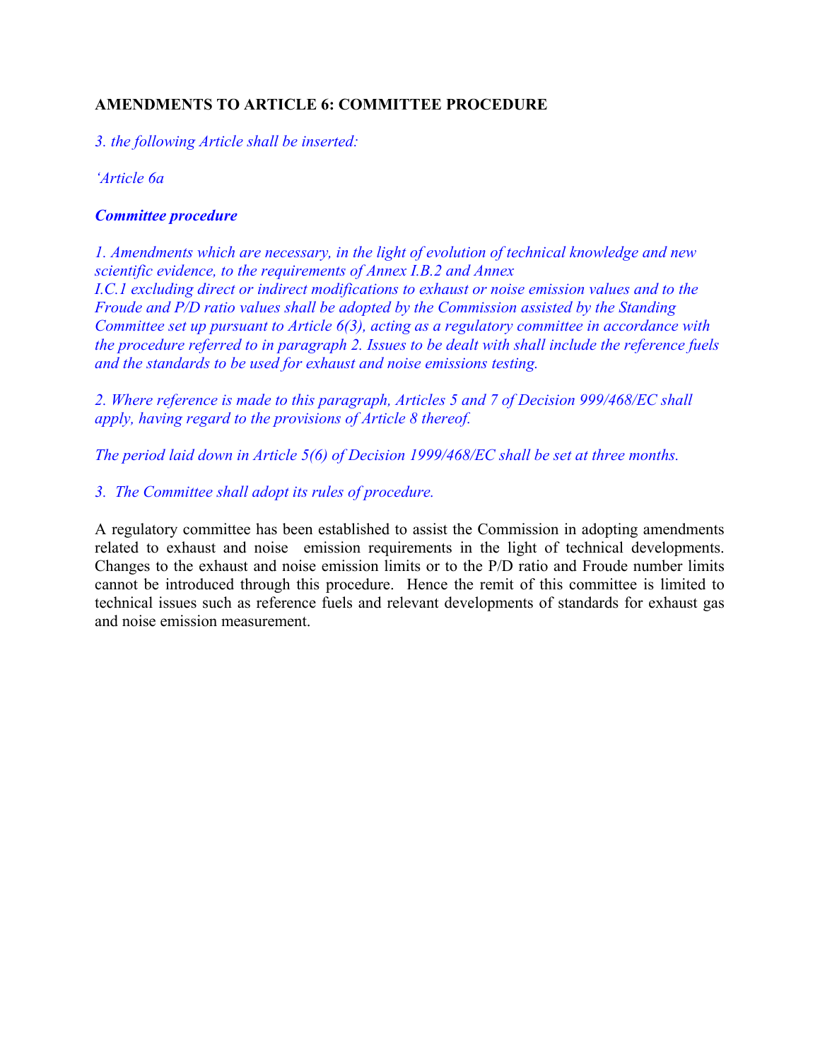**AMENDMENTS TO ARTICLE 6: COMMITTEE PROCEDURE**

*3. the following Article shall be inserted:*

*'Article 6a*

***Committee procedure***

*1. Amendments which are necessary, in the light of evolution of technical knowledge and new scientific evidence, to the requirements of Annex I.B.2 and Annex I.C.1 excluding direct or indirect modifications to exhaust or noise emission values and to the Froude and P/D ratio values shall be adopted by the Commission assisted by the Standing Committee set up pursuant to Article 6(3), acting as a regulatory committee in accordance with the procedure referred to in paragraph 2. Issues to be dealt with shall include the reference fuels and the standards to be used for exhaust and noise emissions testing.*

*2. Where reference is made to this paragraph, Articles 5 and 7 of Decision 999/468/EC shall apply, having regard to the provisions of Article 8 thereof.*

*The period laid down in Article 5(6) of Decision 1999/468/EC shall be set at three months.*

*3. The Committee shall adopt its rules of procedure.*

A regulatory committee has been established to assist the Commission in adopting amendments related to exhaust and noise emission requirements in the light of technical developments. Changes to the exhaust and noise emission limits or to the P/D ratio and Froude number limits cannot be introduced through this procedure. Hence the remit of this committee is limited to technical issues such as reference fuels and relevant developments of standards for exhaust gas and noise emission measurement.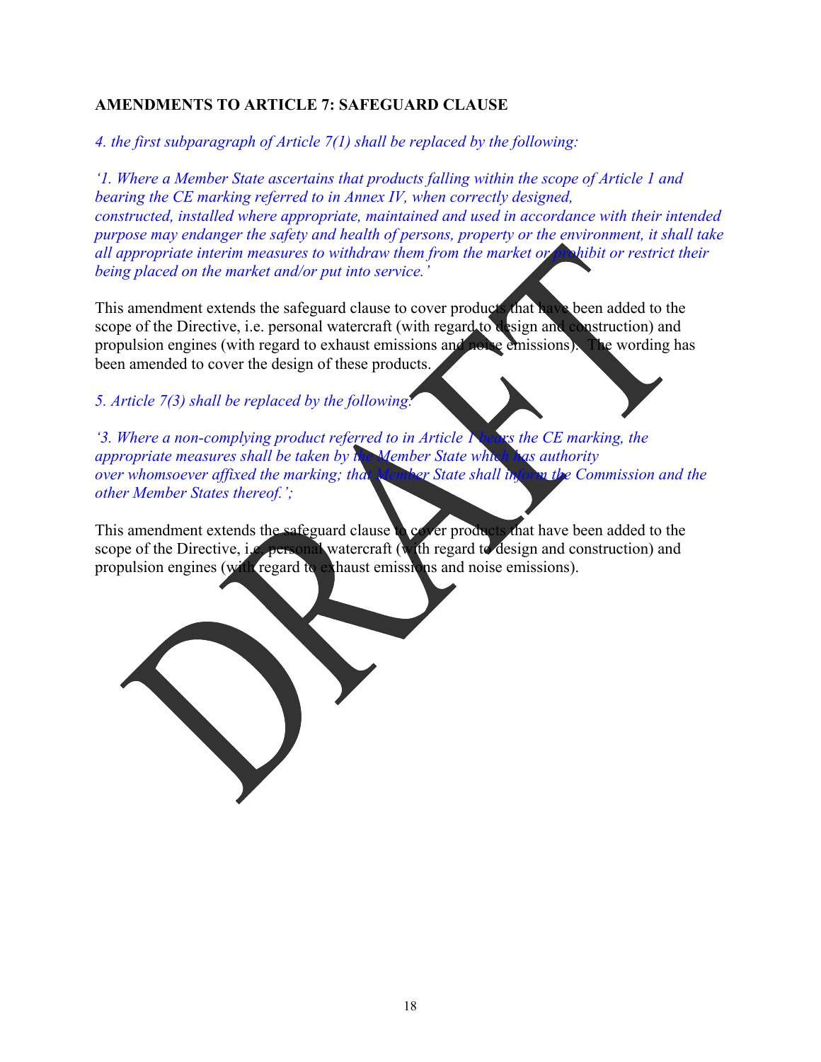**AMENDMENTS TO ARTICLE 7: SAFEGUARD CLAUSE**

*4. the first subparagraph of Article 7(1) shall be replaced by the following:*

*'1. Where a Member State ascertains that products falling within the scope of Article 1 and bearing the CE marking referred to in Annex IV, when correctly designed, constructed, installed where appropriate, maintained and used in accordance with their intended purpose may endanger the safety and health of persons, property or the environment, it shall take all appropriate interim measures to withdraw them from the market or prohibit or restrict their being placed on the market and/or put into service.'*

This amendment extends the safeguard clause to cover products that have been added to the scope of the Directive, i.e. personal watercraft (with regard to design and construction) and propulsion engines (with regard to exhaust emissions and noise emissions). The wording has been amended to cover the design of these products.

*5. Article 7(3) shall be replaced by the following:*

*'3. Where a non-complying product referred to in Article 1 bears the CE marking, the appropriate measures shall be taken by the Member State which has authority over whomsoever affixed the marking; that Member State shall inform the Commission and the other Member States thereof.';*

This amendment extends the safeguard clause to cover products that have been added to the scope of the Directive, i.e. personal watercraft (with regard to design and construction) and propulsion engines (with regard to exhaust emissions and noise emissions).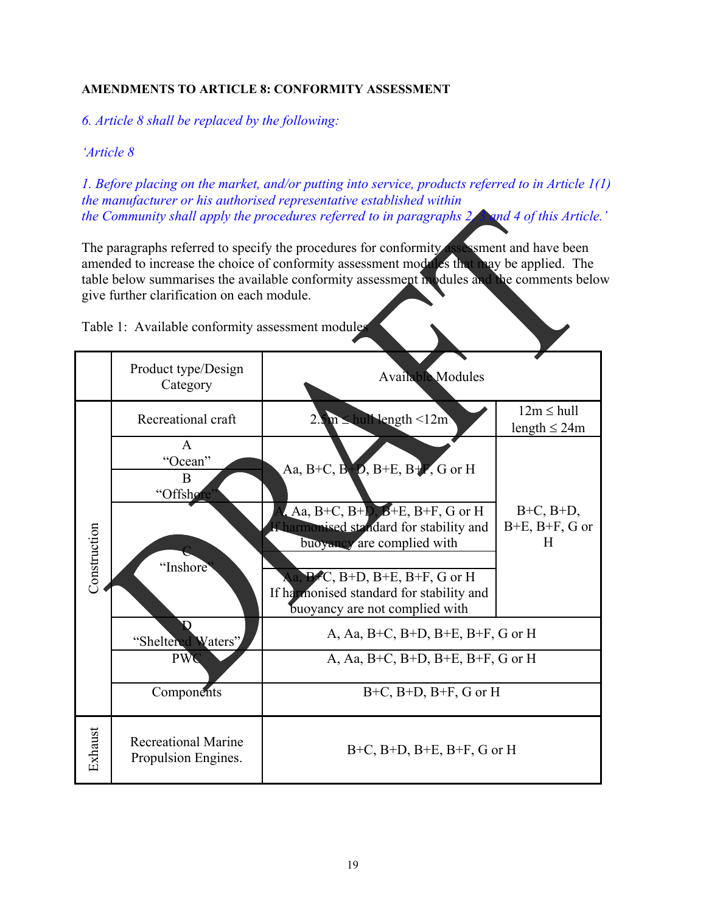**AMENDMENTS TO ARTICLE 8: CONFORMITY ASSESSMENT**

*6. Article 8 shall be replaced by the following:*

*'Article 8*

*1. Before placing on the market, and/or putting into service, products referred to in Article 1(1) the manufacturer or his authorised representative established within the Community shall apply the procedures referred to in paragraphs 2, 3 and 4 of this Article.'*

The paragraphs referred to specify the procedures for conformity assessment and have been amended to increase the choice of conformity assessment modules that may be applied. The table below summarises the available conformity assessment modules and the comments below give further clarification on each module.

Table 1: Available conformity assessment modules

| | Product type/Design Category | Available Modules | |
|---|---|---|---|
| Construction | Recreational craft | 2.5m ≤ hull length <12m | 12m ≤ hull length ≤ 24m |
| | A "Ocean" | Aa, B+C, B+D, B+E, B+F, G or H | B+C, B+D, B+E, B+F, G or H |
| | B "Offshore" | Aa, B+C, B+D, B+E, B+F, G or H | B+C, B+D, B+E, B+F, G or H |
| | C "Inshore" | A, Aa, B+C, B+D, B+E, B+F, G or H If harmonised standard for stability and buoyancy are complied with | B+C, B+D, B+E, B+F, G or H |
| | | Aa, B+C, B+D, B+E, B+F, G or H If harmonised standard for stability and buoyancy are not complied with | B+C, B+D, B+E, B+F, G or H |
| | D "Sheltered Waters" | A, Aa, B+C, B+D, B+E, B+F, G or H | |
| | PWC | A, Aa, B+C, B+D, B+E, B+F, G or H | |
| | Components | B+C, B+D, B+F, G or H | |
| Exhaust | Recreational Marine Propulsion Engines. | B+C, B+D, B+E, B+F, G or H | |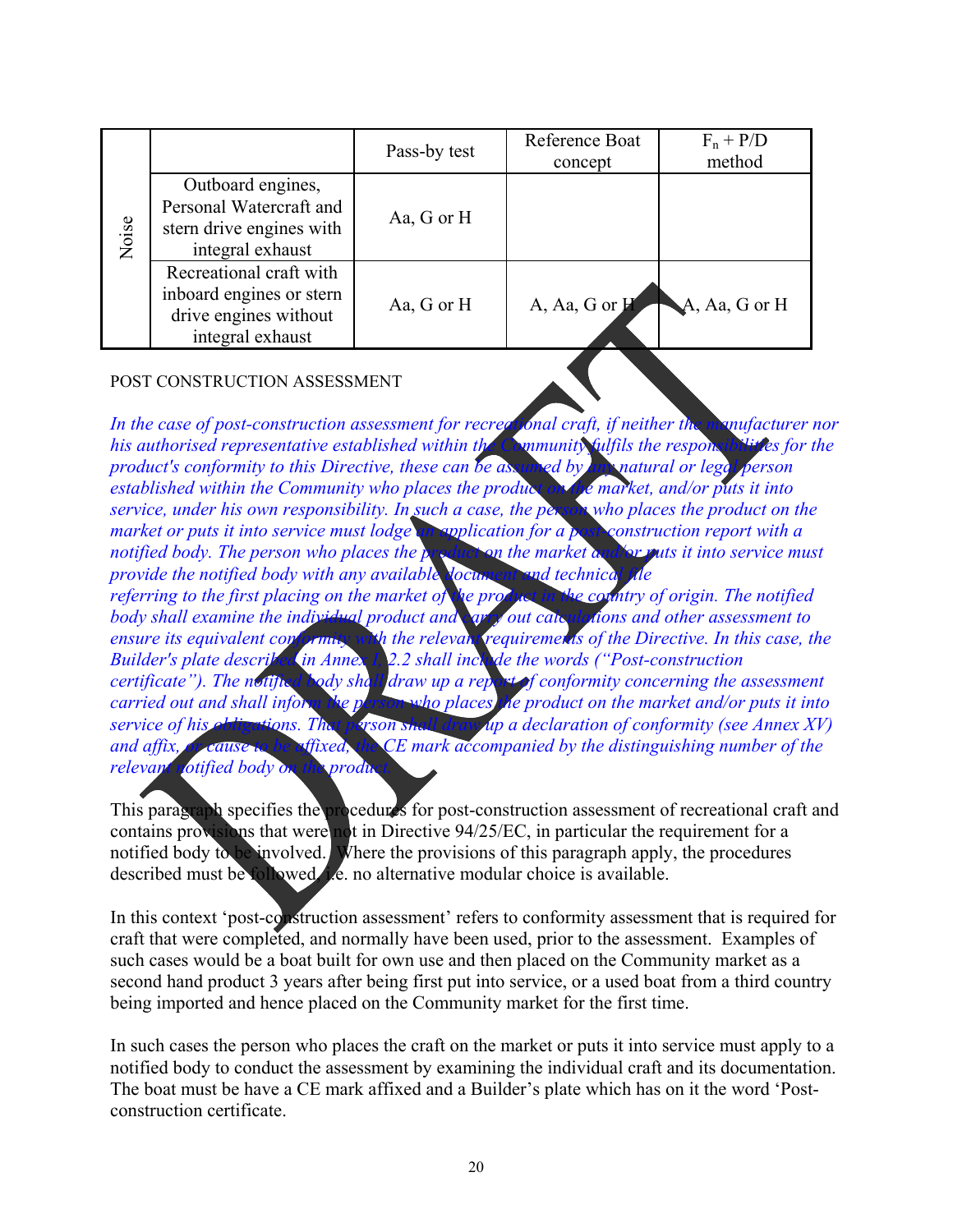| Noise | | Pass-by test | Reference Boat concept | $F_n$ + P/D method |
|---|---|---|---|---|
| | Outboard engines, Personal Watercraft and stern drive engines with integral exhaust | Aa, G or H | | |
| | Recreational craft with inboard engines or stern drive engines without integral exhaust | Aa, G or H | A, Aa, G or H | A, Aa, G or H |

POST CONSTRUCTION ASSESSMENT

*In the case of post-construction assessment for recreational craft, if neither the manufacturer nor his authorised representative established within the Community fulfils the responsibilities for the product's conformity to this Directive, these can be assumed by any natural or legal person established within the Community who places the product on the market, and/or puts it into service, under his own responsibility. In such a case, the person who places the product on the market or puts it into service must lodge an application for a post-construction report with a notified body. The person who places the product on the market and/or puts it into service must provide the notified body with any available document and technical file referring to the first placing on the market of the product in the country of origin. The notified body shall examine the individual product and carry out calculations and other assessment to ensure its equivalent conformity with the relevant requirements of the Directive. In this case, the Builder's plate described in Annex I, 2.2 shall include the words ("Post-construction certificate"). The notified body shall draw up a report of conformity concerning the assessment carried out and shall inform the person who places the product on the market and/or puts it into service of his obligations. That person shall draw up a declaration of conformity (see Annex XV) and affix, or cause to be affixed, the CE mark accompanied by the distinguishing number of the relevant notified body on the product.*

This paragraph specifies the procedures for post-construction assessment of recreational craft and contains provisions that were not in Directive 94/25/EC, in particular the requirement for a notified body to be involved. Where the provisions of this paragraph apply, the procedures described must be followed, i.e. no alternative modular choice is available.

In this context 'post-construction assessment' refers to conformity assessment that is required for craft that were completed, and normally have been used, prior to the assessment. Examples of such cases would be a boat built for own use and then placed on the Community market as a second hand product 3 years after being first put into service, or a used boat from a third country being imported and hence placed on the Community market for the first time.

In such cases the person who places the craft on the market or puts it into service must apply to a notified body to conduct the assessment by examining the individual craft and its documentation. The boat must be have a CE mark affixed and a Builder's plate which has on it the word 'Post-construction certificate.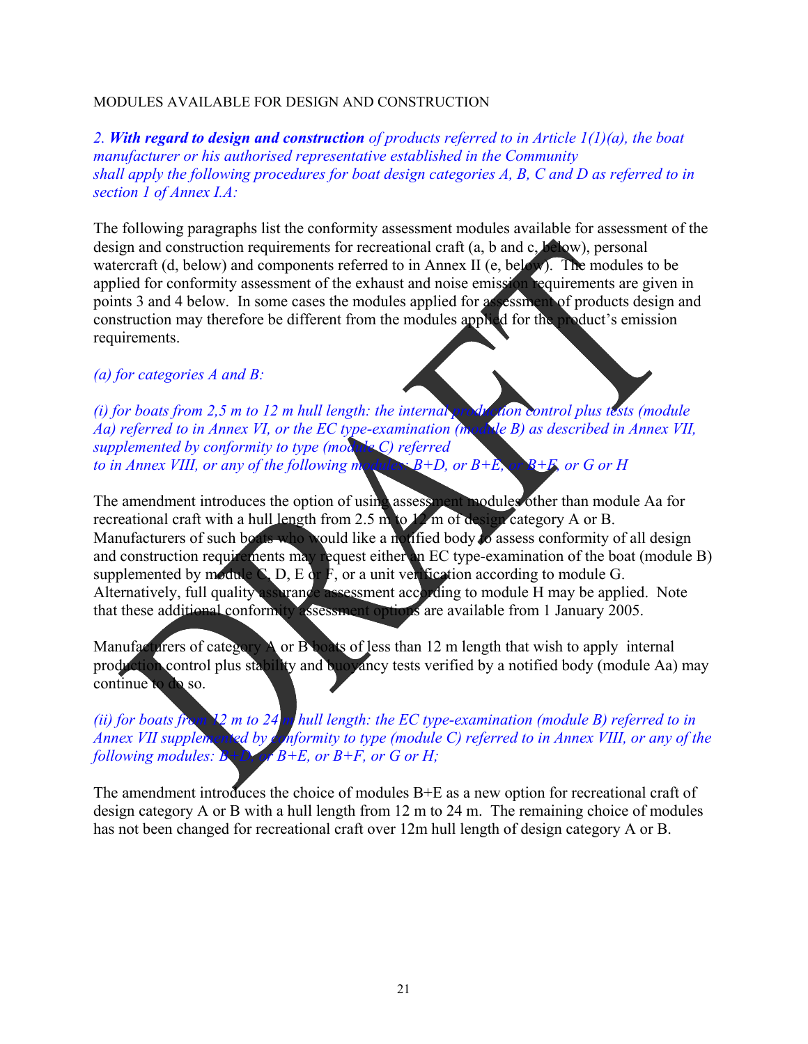MODULES AVAILABLE FOR DESIGN AND CONSTRUCTION

*2. **With regard to design and construction** of products referred to in Article 1(1)(a), the boat manufacturer or his authorised representative established in the Community shall apply the following procedures for boat design categories A, B, C and D as referred to in section 1 of Annex I.A:*

The following paragraphs list the conformity assessment modules available for assessment of the design and construction requirements for recreational craft (a, b and c, below), personal watercraft (d, below) and components referred to in Annex II (e, below). The modules to be applied for conformity assessment of the exhaust and noise emission requirements are given in points 3 and 4 below. In some cases the modules applied for assessment of products design and construction may therefore be different from the modules applied for the product's emission requirements.

*(a) for categories A and B:*

*(i) for boats from 2,5 m to 12 m hull length: the internal production control plus tests (module Aa) referred to in Annex VI, or the EC type-examination (module B) as described in Annex VII, supplemented by conformity to type (module C) referred to in Annex VIII, or any of the following modules: B+D, or B+E, or B+F, or G or H*

The amendment introduces the option of using assessment modules other than module Aa for recreational craft with a hull length from 2.5 m to 12 m of design category A or B. Manufacturers of such boats who would like a notified body to assess conformity of all design and construction requirements may request either an EC type-examination of the boat (module B) supplemented by module C, D, E or F, or a unit verification according to module G. Alternatively, full quality assurance assessment according to module H may be applied. Note that these additional conformity assessment options are available from 1 January 2005.

Manufacturers of category A or B boats of less than 12 m length that wish to apply internal production control plus stability and buoyancy tests verified by a notified body (module Aa) may continue to do so.

*(ii) for boats from 12 m to 24 m hull length: the EC type-examination (module B) referred to in Annex VII supplemented by conformity to type (module C) referred to in Annex VIII, or any of the following modules: B+D, or B+E, or B+F, or G or H;*

The amendment introduces the choice of modules B+E as a new option for recreational craft of design category A or B with a hull length from 12 m to 24 m. The remaining choice of modules has not been changed for recreational craft over 12m hull length of design category A or B.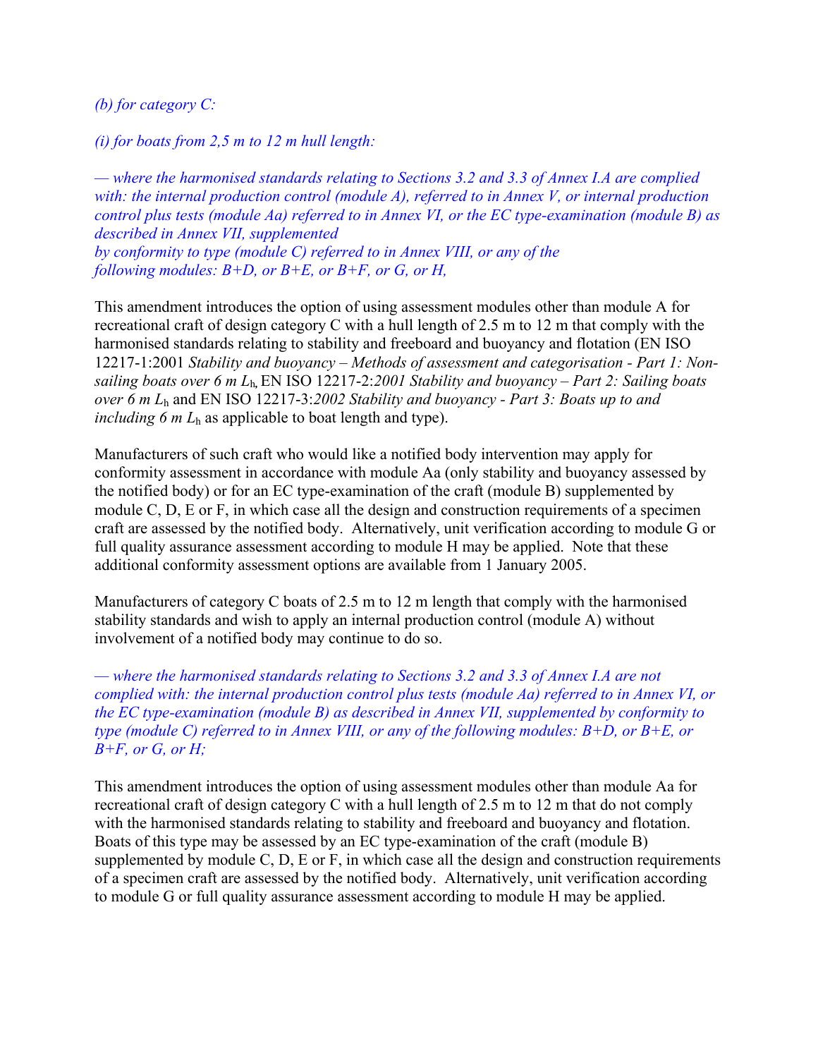*(b) for category C:*

*(i) for boats from 2,5 m to 12 m hull length:*

*— where the harmonised standards relating to Sections 3.2 and 3.3 of Annex I.A are complied with: the internal production control (module A), referred to in Annex V, or internal production control plus tests (module Aa) referred to in Annex VI, or the EC type-examination (module B) as described in Annex VII, supplemented by conformity to type (module C) referred to in Annex VIII, or any of the following modules: B+D, or B+E, or B+F, or G, or H,*

This amendment introduces the option of using assessment modules other than module A for recreational craft of design category C with a hull length of 2.5 m to 12 m that comply with the harmonised standards relating to stability and freeboard and buoyancy and flotation (EN ISO 12217-1:2001 *Stability and buoyancy – Methods of assessment and categorisation - Part 1: Non-sailing boats over 6 m* $L_h$, EN ISO 12217-2:*2001 Stability and buoyancy – Part 2: Sailing boats over 6 m* $L_h$ and EN ISO 12217-3:*2002 Stability and buoyancy - Part 3: Boats up to and including 6 m* $L_h$ as applicable to boat length and type).

Manufacturers of such craft who would like a notified body intervention may apply for conformity assessment in accordance with module Aa (only stability and buoyancy assessed by the notified body) or for an EC type-examination of the craft (module B) supplemented by module C, D, E or F, in which case all the design and construction requirements of a specimen craft are assessed by the notified body. Alternatively, unit verification according to module G or full quality assurance assessment according to module H may be applied. Note that these additional conformity assessment options are available from 1 January 2005.

Manufacturers of category C boats of 2.5 m to 12 m length that comply with the harmonised stability standards and wish to apply an internal production control (module A) without involvement of a notified body may continue to do so.

*— where the harmonised standards relating to Sections 3.2 and 3.3 of Annex I.A are not complied with: the internal production control plus tests (module Aa) referred to in Annex VI, or the EC type-examination (module B) as described in Annex VII, supplemented by conformity to type (module C) referred to in Annex VIII, or any of the following modules: B+D, or B+E, or B+F, or G, or H;*

This amendment introduces the option of using assessment modules other than module Aa for recreational craft of design category C with a hull length of 2.5 m to 12 m that do not comply with the harmonised standards relating to stability and freeboard and buoyancy and flotation. Boats of this type may be assessed by an EC type-examination of the craft (module B) supplemented by module C, D, E or F, in which case all the design and construction requirements of a specimen craft are assessed by the notified body. Alternatively, unit verification according to module G or full quality assurance assessment according to module H may be applied.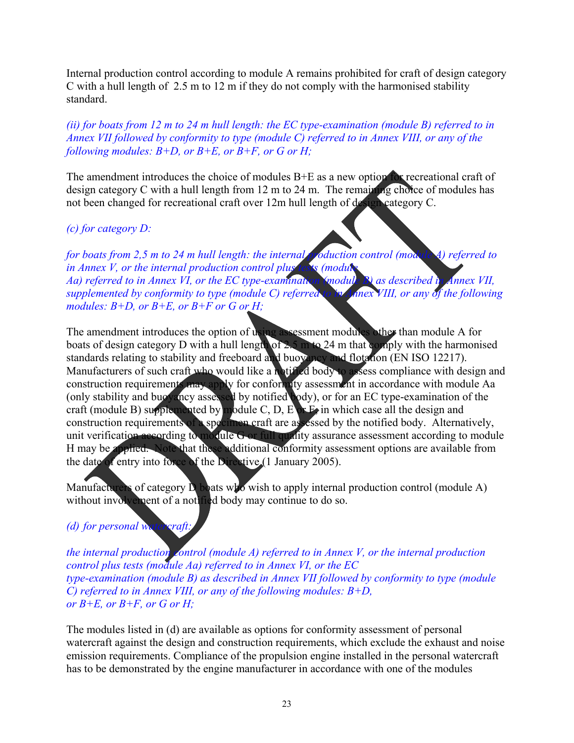Internal production control according to module A remains prohibited for craft of design category C with a hull length of 2.5 m to 12 m if they do not comply with the harmonised stability standard.

*(ii) for boats from 12 m to 24 m hull length: the EC type-examination (module B) referred to in Annex VII followed by conformity to type (module C) referred to in Annex VIII, or any of the following modules: B+D, or B+E, or B+F, or G or H;*

The amendment introduces the choice of modules B+E as a new option for recreational craft of design category C with a hull length from 12 m to 24 m. The remaining choice of modules has not been changed for recreational craft over 12m hull length of design category C.

*(c) for category D:*

*for boats from 2,5 m to 24 m hull length: the internal production control (module A) referred to in Annex V, or the internal production control plus tests (module Aa) referred to in Annex VI, or the EC type-examination (module B) as described in Annex VII, supplemented by conformity to type (module C) referred to in Annex VIII, or any of the following modules: B+D, or B+E, or B+F or G or H;*

The amendment introduces the option of using assessment modules other than module A for boats of design category D with a hull length of 2.5 m to 24 m that comply with the harmonised standards relating to stability and freeboard and buoyancy and flotation (EN ISO 12217). Manufacturers of such craft who would like a notified body to assess compliance with design and construction requirements may apply for conformity assessment in accordance with module Aa (only stability and buoyancy assessed by notified body), or for an EC type-examination of the craft (module B) supplemented by module C, D, E or F, in which case all the design and construction requirements of a specimen craft are assessed by the notified body. Alternatively, unit verification according to module G or full quality assurance assessment according to module H may be applied. Note that these additional conformity assessment options are available from the date of entry into force of the Directive (1 January 2005).

Manufacturers of category D boats who wish to apply internal production control (module A) without involvement of a notified body may continue to do so.

*(d) for personal watercraft:*

*the internal production control (module A) referred to in Annex V, or the internal production control plus tests (module Aa) referred to in Annex VI, or the EC type-examination (module B) as described in Annex VII followed by conformity to type (module C) referred to in Annex VIII, or any of the following modules: B+D, or B+E, or B+F, or G or H;*

The modules listed in (d) are available as options for conformity assessment of personal watercraft against the design and construction requirements, which exclude the exhaust and noise emission requirements. Compliance of the propulsion engine installed in the personal watercraft has to be demonstrated by the engine manufacturer in accordance with one of the modules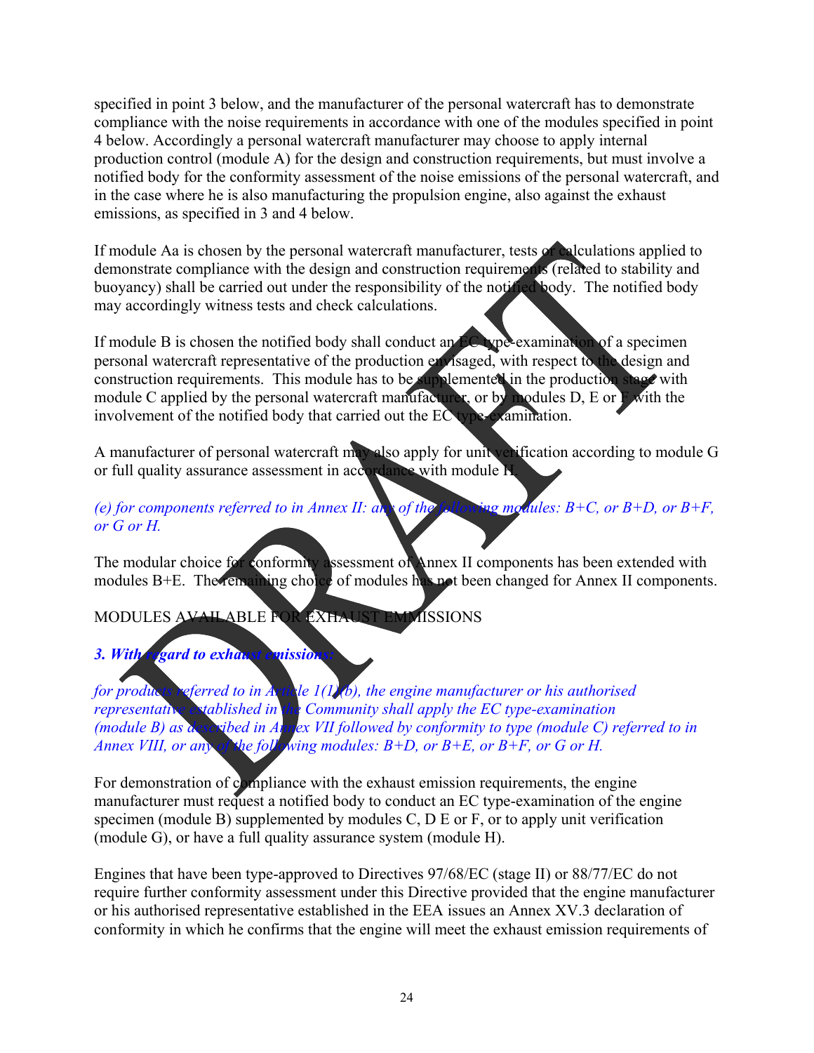specified in point 3 below, and the manufacturer of the personal watercraft has to demonstrate compliance with the noise requirements in accordance with one of the modules specified in point 4 below. Accordingly a personal watercraft manufacturer may choose to apply internal production control (module A) for the design and construction requirements, but must involve a notified body for the conformity assessment of the noise emissions of the personal watercraft, and in the case where he is also manufacturing the propulsion engine, also against the exhaust emissions, as specified in 3 and 4 below.

If module Aa is chosen by the personal watercraft manufacturer, tests or calculations applied to demonstrate compliance with the design and construction requirements (related to stability and buoyancy) shall be carried out under the responsibility of the notified body. The notified body may accordingly witness tests and check calculations.

If module B is chosen the notified body shall conduct an EC type-examination of a specimen personal watercraft representative of the production envisaged, with respect to the design and construction requirements. This module has to be supplemented in the production stage with module C applied by the personal watercraft manufacturer, or by modules D, E or F with the involvement of the notified body that carried out the EC type-examination.

A manufacturer of personal watercraft may also apply for unit verification according to module G or full quality assurance assessment in accordance with module H.

*(e) for components referred to in Annex II: any of the following modules: B+C, or B+D, or B+F, or G or H.*

The modular choice for conformity assessment of Annex II components has been extended with modules B+E. The remaining choice of modules has not been changed for Annex II components.

MODULES AVAILABLE FOR EXHAUST EMMISSIONS

***3. With regard to exhaust emissions:***

*for products referred to in Article 1(1)(b), the engine manufacturer or his authorised representative established in the Community shall apply the EC type-examination (module B) as described in Annex VII followed by conformity to type (module C) referred to in Annex VIII, or any of the following modules: B+D, or B+E, or B+F, or G or H.*

For demonstration of compliance with the exhaust emission requirements, the engine manufacturer must request a notified body to conduct an EC type-examination of the engine specimen (module B) supplemented by modules C, D E or F, or to apply unit verification (module G), or have a full quality assurance system (module H).

Engines that have been type-approved to Directives 97/68/EC (stage II) or 88/77/EC do not require further conformity assessment under this Directive provided that the engine manufacturer or his authorised representative established in the EEA issues an Annex XV.3 declaration of conformity in which he confirms that the engine will meet the exhaust emission requirements of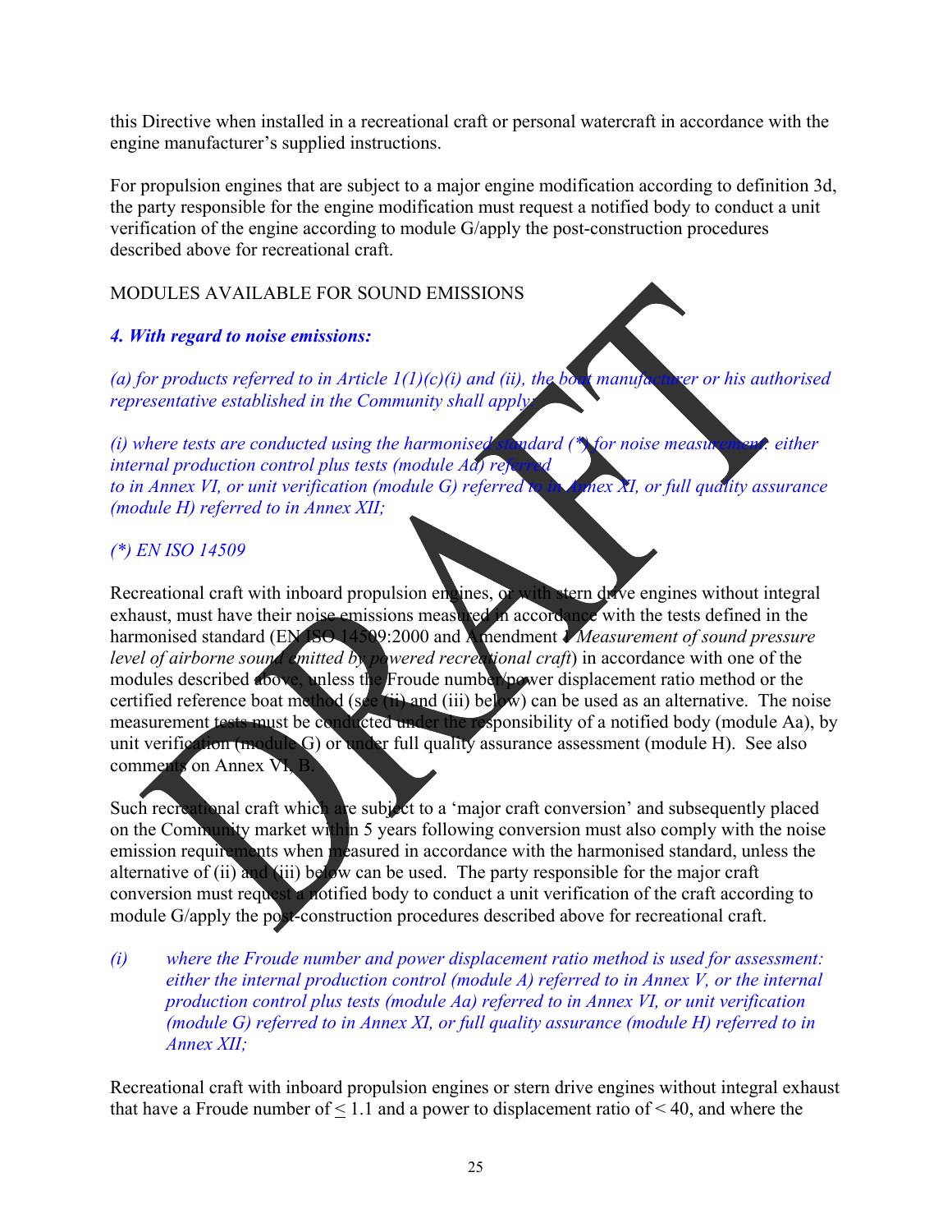this Directive when installed in a recreational craft or personal watercraft in accordance with the engine manufacturer's supplied instructions.

For propulsion engines that are subject to a major engine modification according to definition 3d, the party responsible for the engine modification must request a notified body to conduct a unit verification of the engine according to module G/apply the post-construction procedures described above for recreational craft.

MODULES AVAILABLE FOR SOUND EMISSIONS

***4. With regard to noise emissions:***

*(a) for products referred to in Article 1(1)(c)(i) and (ii), the boat manufacturer or his authorised representative established in the Community shall apply:*

*(i) where tests are conducted using the harmonised standard (\*) for noise measurement: either internal production control plus tests (module Aa) referred to in Annex VI, or unit verification (module G) referred to in Annex XI, or full quality assurance (module H) referred to in Annex XII;*

*(\*) EN ISO 14509*

Recreational craft with inboard propulsion engines, or with stern drive engines without integral exhaust, must have their noise emissions measured in accordance with the tests defined in the harmonised standard (EN ISO 14509:2000 and Amendment 1 *Measurement of sound pressure level of airborne sound emitted by powered recreational craft*) in accordance with one of the modules described above, unless the Froude number/power displacement ratio method or the certified reference boat method (see (ii) and (iii) below) can be used as an alternative. The noise measurement tests must be conducted under the responsibility of a notified body (module Aa), by unit verification (module G) or under full quality assurance assessment (module H). See also comments on Annex VI, B.

Such recreational craft which are subject to a 'major craft conversion' and subsequently placed on the Community market within 5 years following conversion must also comply with the noise emission requirements when measured in accordance with the harmonised standard, unless the alternative of (ii) and (iii) below can be used. The party responsible for the major craft conversion must request a notified body to conduct a unit verification of the craft according to module G/apply the post-construction procedures described above for recreational craft.

*(i) where the Froude number and power displacement ratio method is used for assessment: either the internal production control (module A) referred to in Annex V, or the internal production control plus tests (module Aa) referred to in Annex VI, or unit verification (module G) referred to in Annex XI, or full quality assurance (module H) referred to in Annex XII;*

Recreational craft with inboard propulsion engines or stern drive engines without integral exhaust that have a Froude number of ≤ 1.1 and a power to displacement ratio of < 40, and where the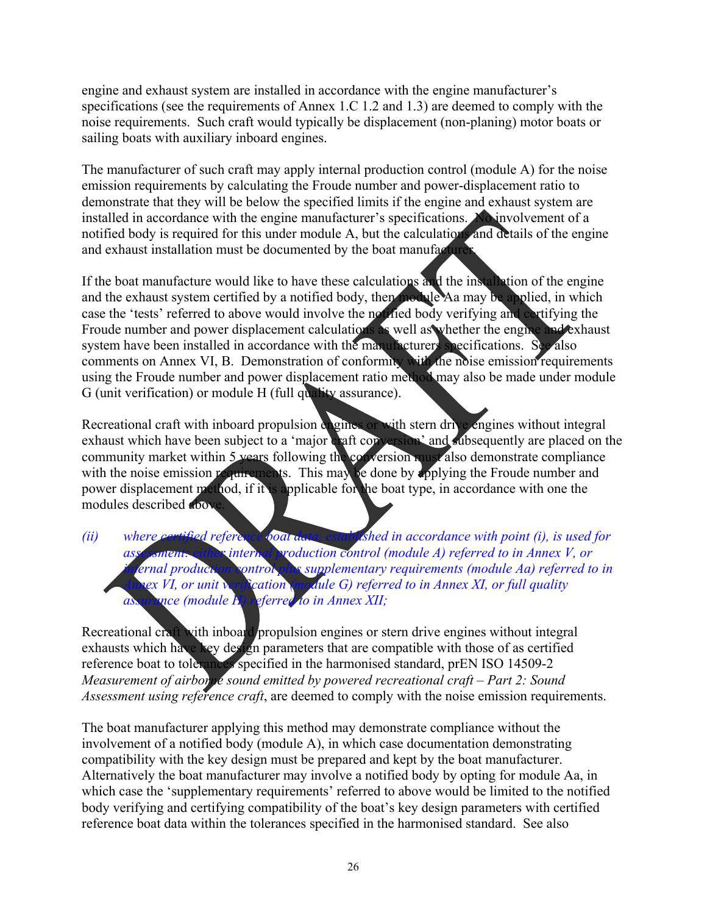engine and exhaust system are installed in accordance with the engine manufacturer's specifications (see the requirements of Annex 1.C 1.2 and 1.3) are deemed to comply with the noise requirements. Such craft would typically be displacement (non-planing) motor boats or sailing boats with auxiliary inboard engines.

The manufacturer of such craft may apply internal production control (module A) for the noise emission requirements by calculating the Froude number and power-displacement ratio to demonstrate that they will be below the specified limits if the engine and exhaust system are installed in accordance with the engine manufacturer's specifications. No involvement of a notified body is required for this under module A, but the calculations and details of the engine and exhaust installation must be documented by the boat manufacturer.

If the boat manufacture would like to have these calculations and the installation of the engine and the exhaust system certified by a notified body, then module Aa may be applied, in which case the 'tests' referred to above would involve the notified body verifying and certifying the Froude number and power displacement calculations as well as whether the engine and exhaust system have been installed in accordance with the manufacturers specifications. See also comments on Annex VI, B. Demonstration of conformity with the noise emission requirements using the Froude number and power displacement ratio method may also be made under module G (unit verification) or module H (full quality assurance).

Recreational craft with inboard propulsion engines or with stern drive engines without integral exhaust which have been subject to a 'major craft conversion' and subsequently are placed on the community market within 5 years following the conversion must also demonstrate compliance with the noise emission requirements. This may be done by applying the Froude number and power displacement method, if it is applicable for the boat type, in accordance with one the modules described above.

*(ii) where certified reference boat data, established in accordance with point (i), is used for assessment: either internal production control (module A) referred to in Annex V, or internal production control plus supplementary requirements (module Aa) referred to in Annex VI, or unit verification (module G) referred to in Annex XI, or full quality assurance (module H) referred to in Annex XII;*

Recreational craft with inboard propulsion engines or stern drive engines without integral exhausts which have key design parameters that are compatible with those of as certified reference boat to tolerances specified in the harmonised standard, prEN ISO 14509-2 *Measurement of airborne sound emitted by powered recreational craft – Part 2: Sound Assessment using reference craft*, are deemed to comply with the noise emission requirements.

The boat manufacturer applying this method may demonstrate compliance without the involvement of a notified body (module A), in which case documentation demonstrating compatibility with the key design must be prepared and kept by the boat manufacturer. Alternatively the boat manufacturer may involve a notified body by opting for module Aa, in which case the 'supplementary requirements' referred to above would be limited to the notified body verifying and certifying compatibility of the boat's key design parameters with certified reference boat data within the tolerances specified in the harmonised standard. See also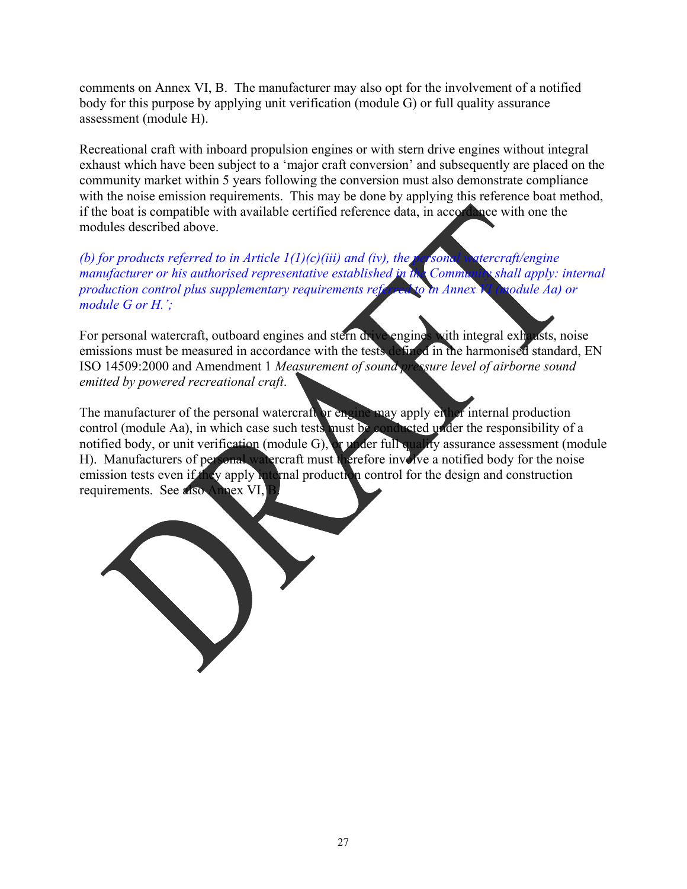comments on Annex VI, B. The manufacturer may also opt for the involvement of a notified body for this purpose by applying unit verification (module G) or full quality assurance assessment (module H).

Recreational craft with inboard propulsion engines or with stern drive engines without integral exhaust which have been subject to a 'major craft conversion' and subsequently are placed on the community market within 5 years following the conversion must also demonstrate compliance with the noise emission requirements. This may be done by applying this reference boat method, if the boat is compatible with available certified reference data, in accordance with one the modules described above.

*(b) for products referred to in Article 1(1)(c)(iii) and (iv), the personal watercraft/engine manufacturer or his authorised representative established in the Community shall apply: internal production control plus supplementary requirements referred to in Annex VI (module Aa) or module G or H.';*

For personal watercraft, outboard engines and stern drive engines with integral exhausts, noise emissions must be measured in accordance with the tests defined in the harmonised standard, EN ISO 14509:2000 and Amendment 1 *Measurement of sound pressure level of airborne sound emitted by powered recreational craft*.

The manufacturer of the personal watercraft or engine may apply either internal production control (module Aa), in which case such tests must be conducted under the responsibility of a notified body, or unit verification (module G), or under full quality assurance assessment (module H). Manufacturers of personal watercraft must therefore involve a notified body for the noise emission tests even if they apply internal production control for the design and construction requirements. See also Annex VI, B.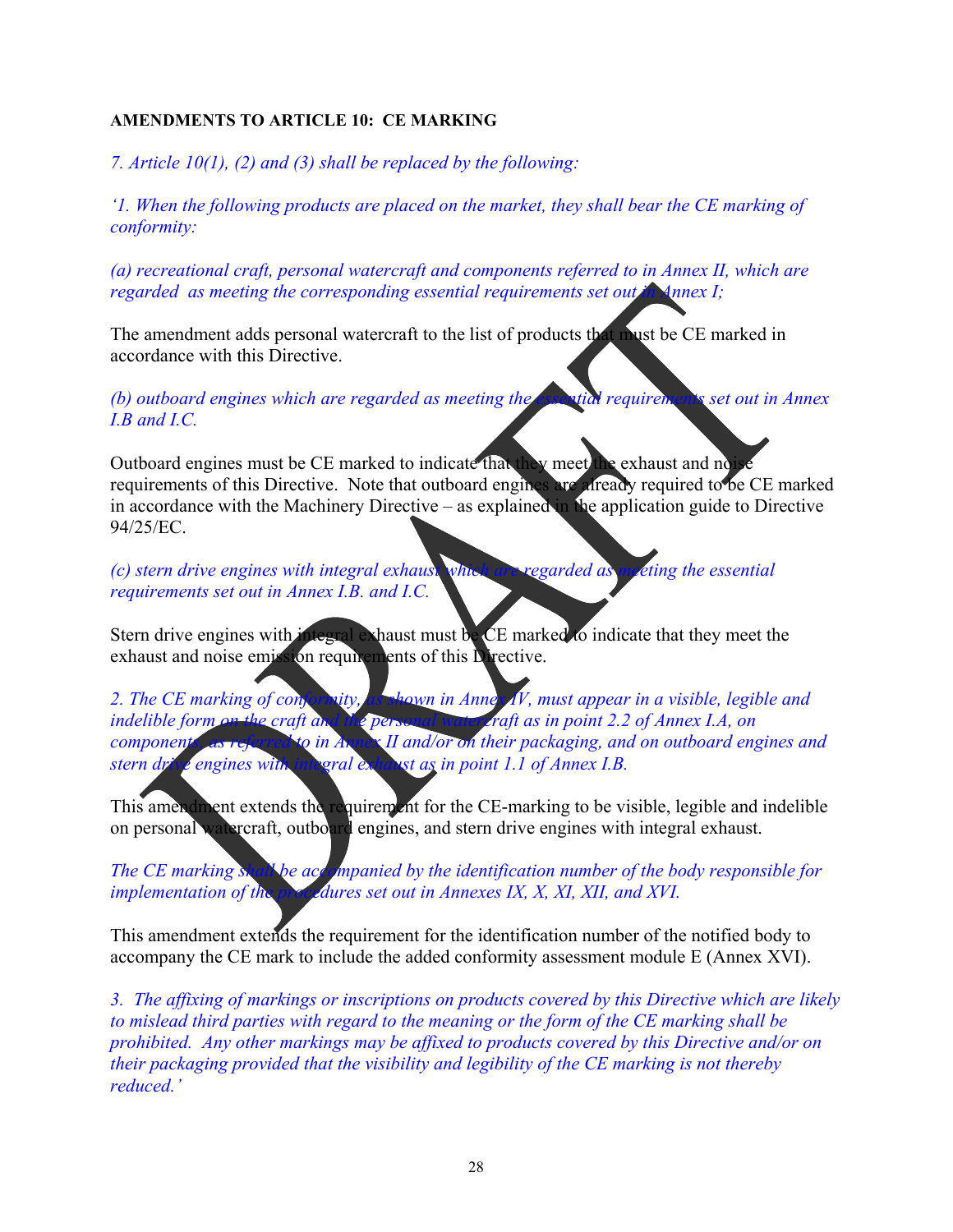**AMENDMENTS TO ARTICLE 10: CE MARKING**

*7. Article 10(1), (2) and (3) shall be replaced by the following:*

*'1. When the following products are placed on the market, they shall bear the CE marking of conformity:*

*(a) recreational craft, personal watercraft and components referred to in Annex II, which are regarded as meeting the corresponding essential requirements set out in Annex I;*

The amendment adds personal watercraft to the list of products that must be CE marked in accordance with this Directive.

*(b) outboard engines which are regarded as meeting the essential requirements set out in Annex I.B and I.C.*

Outboard engines must be CE marked to indicate that they meet the exhaust and noise requirements of this Directive. Note that outboard engines are already required to be CE marked in accordance with the Machinery Directive – as explained in the application guide to Directive 94/25/EC.

*(c) stern drive engines with integral exhaust which are regarded as meeting the essential requirements set out in Annex I.B. and I.C.*

Stern drive engines with integral exhaust must be CE marked to indicate that they meet the exhaust and noise emission requirements of this Directive.

*2. The CE marking of conformity, as shown in Annex IV, must appear in a visible, legible and indelible form on the craft and the personal watercraft as in point 2.2 of Annex I.A, on components, as referred to in Annex II and/or on their packaging, and on outboard engines and stern drive engines with integral exhaust as in point 1.1 of Annex I.B.*

This amendment extends the requirement for the CE-marking to be visible, legible and indelible on personal watercraft, outboard engines, and stern drive engines with integral exhaust.

*The CE marking shall be accompanied by the identification number of the body responsible for implementation of the procedures set out in Annexes IX, X, XI, XII, and XVI.*

This amendment extends the requirement for the identification number of the notified body to accompany the CE mark to include the added conformity assessment module E (Annex XVI).

*3. The affixing of markings or inscriptions on products covered by this Directive which are likely to mislead third parties with regard to the meaning or the form of the CE marking shall be prohibited. Any other markings may be affixed to products covered by this Directive and/or on their packaging provided that the visibility and legibility of the CE marking is not thereby reduced.'*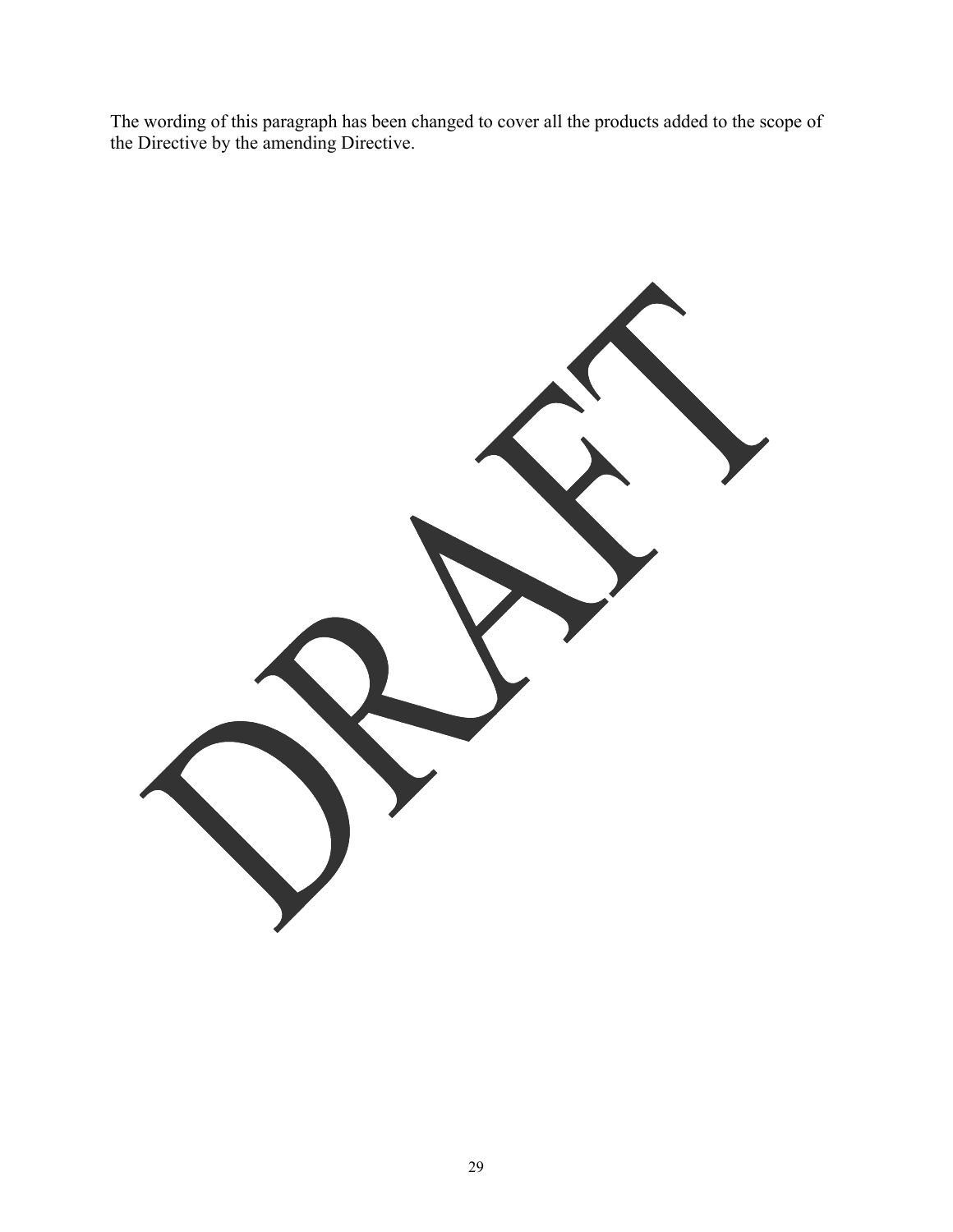The wording of this paragraph has been changed to cover all the products added to the scope of the Directive by the amending Directive.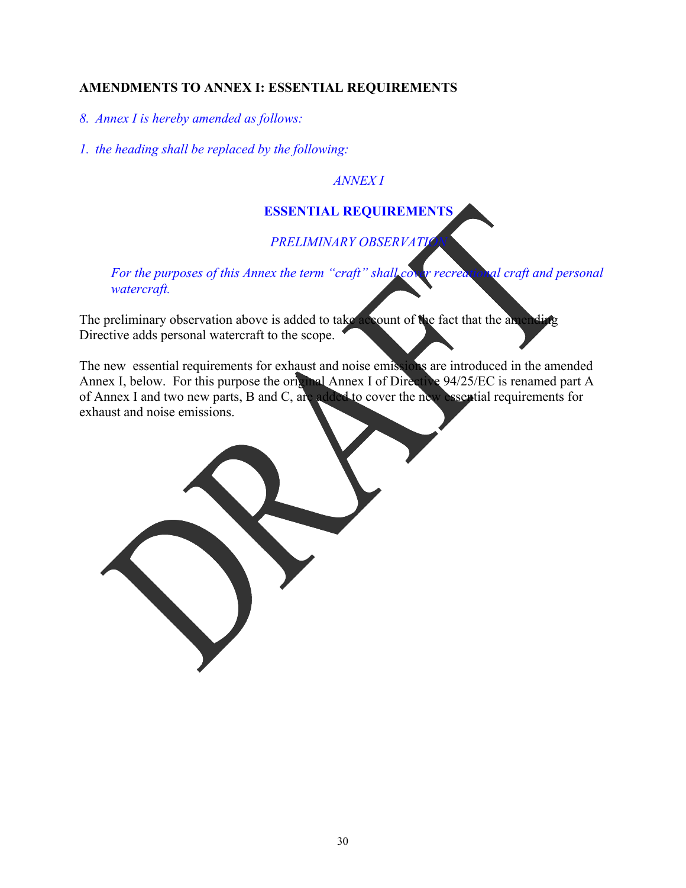**AMENDMENTS TO ANNEX I: ESSENTIAL REQUIREMENTS**

*8. Annex I is hereby amended as follows:*

*1. the heading shall be replaced by the following:*

*ANNEX I*

**ESSENTIAL REQUIREMENTS**

*PRELIMINARY OBSERVATION*

> *For the purposes of this Annex the term "craft" shall cover recreational craft and personal watercraft.*

The preliminary observation above is added to take account of the fact that the amending Directive adds personal watercraft to the scope.

The new essential requirements for exhaust and noise emissions are introduced in the amended Annex I, below. For this purpose the original Annex I of Directive 94/25/EC is renamed part A of Annex I and two new parts, B and C, are added to cover the new essential requirements for exhaust and noise emissions.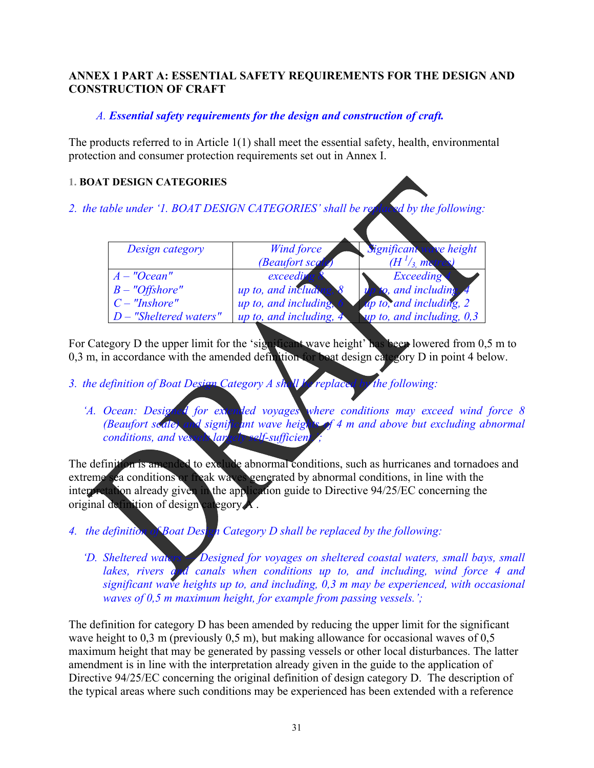**ANNEX 1 PART A: ESSENTIAL SAFETY REQUIREMENTS FOR THE DESIGN AND CONSTRUCTION OF CRAFT**

*A. **Essential safety requirements for the design and construction of craft.***

The products referred to in Article 1(1) shall meet the essential safety, health, environmental protection and consumer protection requirements set out in Annex I.

1. **BOAT DESIGN CATEGORIES**

*2. the table under '1. BOAT DESIGN CATEGORIES' shall be replaced by the following:*

| *Design category* | *Wind force (Beaufort scale)* | *Significant wave height ($H\ ^1/_3$, metres)* |
|---|---|---|
| *A – "Ocean"* | *exceeding 8* | *Exceeding 4* |
| *B – "Offshore"* | *up to, and including, 8* | *up to, and including, 4* |
| *C – "Inshore"* | *up to, and including, 6* | *up to, and including, 2* |
| *D – "Sheltered waters"* | *up to, and including, 4* | *up to, and including, 0,3* |

For Category D the upper limit for the 'significant wave height' has been lowered from 0,5 m to 0,3 m, in accordance with the amended definition for boat design category D in point 4 below.

*3. the definition of Boat Design Category A shall be replaced by the following:*

*'A. Ocean: Designed for extended voyages where conditions may exceed wind force 8 (Beaufort scale) and significant wave heights of 4 m and above but excluding abnormal conditions, and vessels largely self-sufficient.';*

The definition is amended to exclude abnormal conditions, such as hurricanes and tornadoes and extreme sea conditions or freak waves generated by abnormal conditions, in line with the interpretation already given in the application guide to Directive 94/25/EC concerning the original definition of design category A .

*4. the definition of Boat Design Category D shall be replaced by the following:*

*'D. Sheltered waters — Designed for voyages on sheltered coastal waters, small bays, small lakes, rivers and canals when conditions up to, and including, wind force 4 and significant wave heights up to, and including, 0,3 m may be experienced, with occasional waves of 0,5 m maximum height, for example from passing vessels.';*

The definition for category D has been amended by reducing the upper limit for the significant wave height to 0,3 m (previously 0,5 m), but making allowance for occasional waves of 0,5 maximum height that may be generated by passing vessels or other local disturbances. The latter amendment is in line with the interpretation already given in the guide to the application of Directive 94/25/EC concerning the original definition of design category D. The description of the typical areas where such conditions may be experienced has been extended with a reference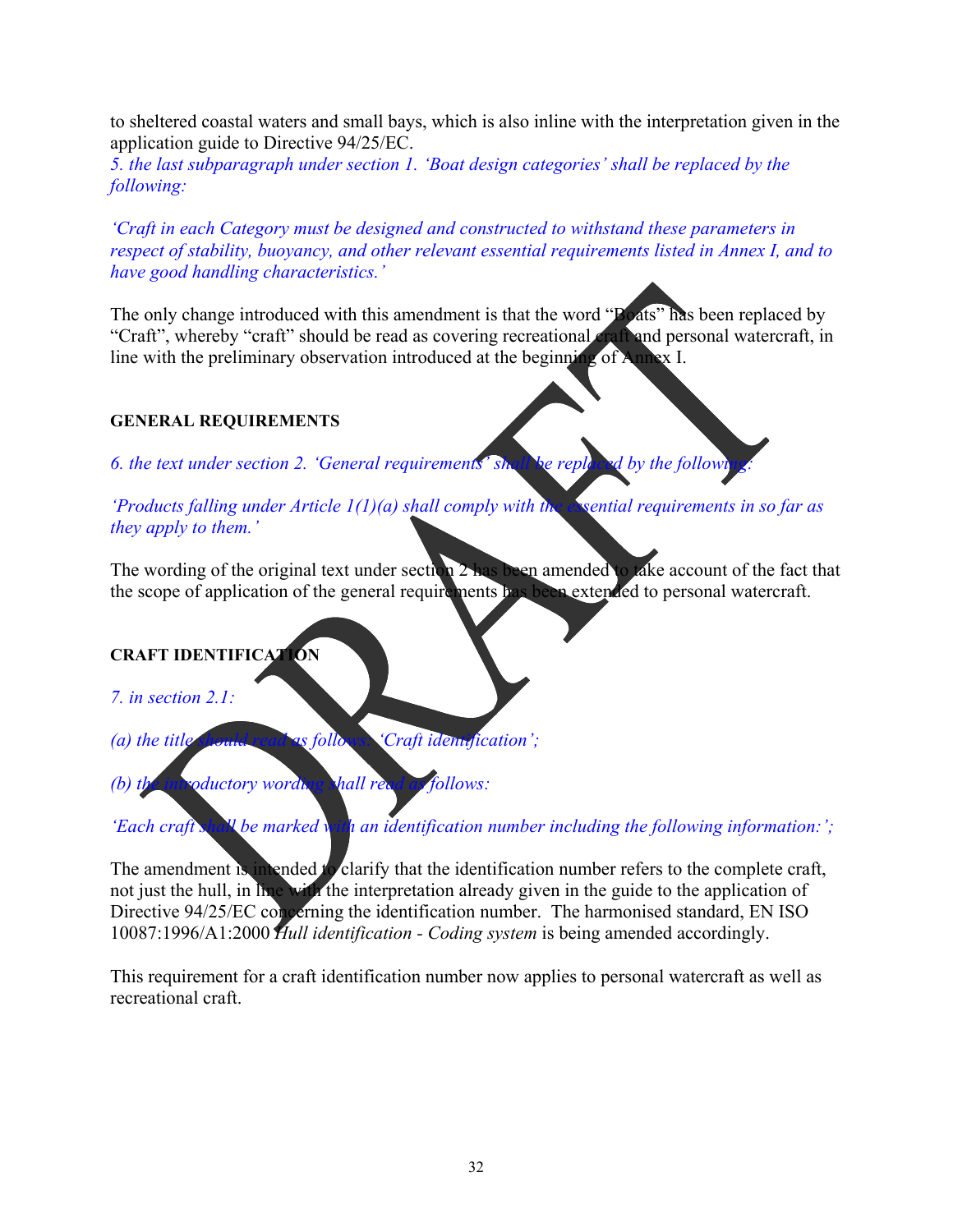to sheltered coastal waters and small bays, which is also inline with the interpretation given in the application guide to Directive 94/25/EC.

*5. the last subparagraph under section 1. 'Boat design categories' shall be replaced by the following:*

*'Craft in each Category must be designed and constructed to withstand these parameters in respect of stability, buoyancy, and other relevant essential requirements listed in Annex I, and to have good handling characteristics.'*

The only change introduced with this amendment is that the word "Boats" has been replaced by "Craft", whereby "craft" should be read as covering recreational craft and personal watercraft, in line with the preliminary observation introduced at the beginning of Annex I.

**GENERAL REQUIREMENTS**

*6. the text under section 2. 'General requirements' shall be replaced by the following:*

*'Products falling under Article 1(1)(a) shall comply with the essential requirements in so far as they apply to them.'*

The wording of the original text under section 2 has been amended to take account of the fact that the scope of application of the general requirements has been extended to personal watercraft.

**CRAFT IDENTIFICATION**

*7. in section 2.1:*

*(a) the title should read as follows: 'Craft identification';*

*(b) the introductory wording shall read as follows:*

*'Each craft shall be marked with an identification number including the following information:';*

The amendment is intended to clarify that the identification number refers to the complete craft, not just the hull, in line with the interpretation already given in the guide to the application of Directive 94/25/EC concerning the identification number. The harmonised standard, EN ISO 10087:1996/A1:2000 *Hull identification - Coding system* is being amended accordingly.

This requirement for a craft identification number now applies to personal watercraft as well as recreational craft.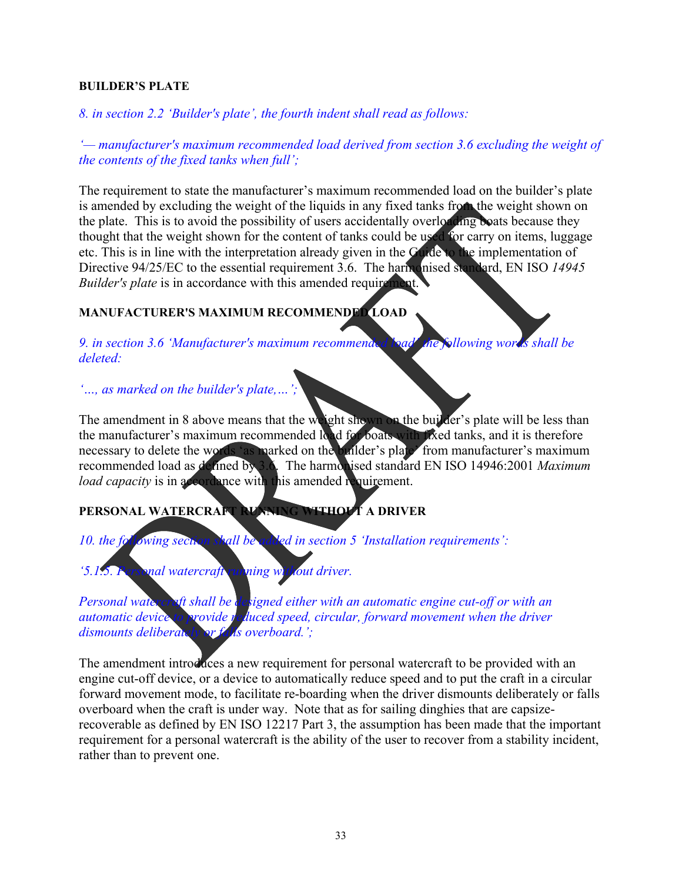**BUILDER'S PLATE**

*8. in section 2.2 'Builder's plate', the fourth indent shall read as follows:*

*'— manufacturer's maximum recommended load derived from section 3.6 excluding the weight of the contents of the fixed tanks when full';*

The requirement to state the manufacturer's maximum recommended load on the builder's plate is amended by excluding the weight of the liquids in any fixed tanks from the weight shown on the plate. This is to avoid the possibility of users accidentally overloading boats because they thought that the weight shown for the content of tanks could be used for carry on items, luggage etc. This is in line with the interpretation already given in the Guide to the implementation of Directive 94/25/EC to the essential requirement 3.6. The harmonised standard, EN ISO *14945 Builder's plate* is in accordance with this amended requirement.

**MANUFACTURER'S MAXIMUM RECOMMENDED LOAD**

*9. in section 3.6 'Manufacturer's maximum recommended load' the following words shall be deleted:*

*'..., as marked on the builder's plate,...';*

The amendment in 8 above means that the weight shown on the builder's plate will be less than the manufacturer's maximum recommended load for boats with fixed tanks, and it is therefore necessary to delete the words 'as marked on the builder's plate' from manufacturer's maximum recommended load as defined by 3.6. The harmonised standard EN ISO 14946:2001 *Maximum load capacity* is in accordance with this amended requirement.

**PERSONAL WATERCRAFT RUNNING WITHOUT A DRIVER**

*10. the following section shall be added in section 5 'Installation requirements':*

*'5.1.5. Personal watercraft running without driver.*

*Personal watercraft shall be designed either with an automatic engine cut-off or with an automatic device to provide reduced speed, circular, forward movement when the driver dismounts deliberately or falls overboard.';*

The amendment introduces a new requirement for personal watercraft to be provided with an engine cut-off device, or a device to automatically reduce speed and to put the craft in a circular forward movement mode, to facilitate re-boarding when the driver dismounts deliberately or falls overboard when the craft is under way. Note that as for sailing dinghies that are capsize-recoverable as defined by EN ISO 12217 Part 3, the assumption has been made that the important requirement for a personal watercraft is the ability of the user to recover from a stability incident, rather than to prevent one.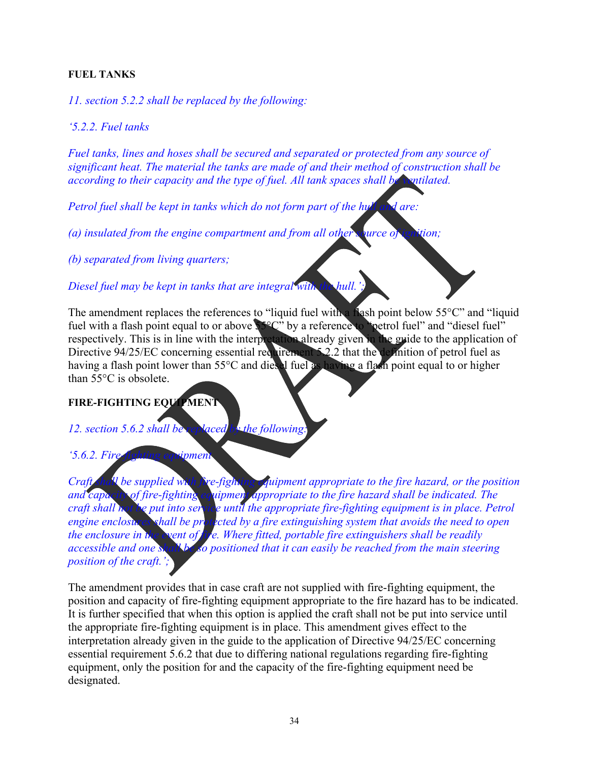**FUEL TANKS**

*11. section 5.2.2 shall be replaced by the following:*

*'5.2.2. Fuel tanks*

*Fuel tanks, lines and hoses shall be secured and separated or protected from any source of significant heat. The material the tanks are made of and their method of construction shall be according to their capacity and the type of fuel. All tank spaces shall be ventilated.*

*Petrol fuel shall be kept in tanks which do not form part of the hull and are:*

*(a) insulated from the engine compartment and from all other source of ignition;*

*(b) separated from living quarters;*

*Diesel fuel may be kept in tanks that are integral with the hull.';*

The amendment replaces the references to "liquid fuel with a flash point below 55°C" and "liquid fuel with a flash point equal to or above 55°C" by a reference to "petrol fuel" and "diesel fuel" respectively. This is in line with the interpretation already given in the guide to the application of Directive 94/25/EC concerning essential requirement 5.2.2 that the definition of petrol fuel as having a flash point lower than 55°C and diesel fuel as having a flash point equal to or higher than 55°C is obsolete.

**FIRE-FIGHTING EQUIPMENT**

*12. section 5.6.2 shall be replaced by the following:*

*'5.6.2. Fire-fighting equipment*

*Craft shall be supplied with fire-fighting equipment appropriate to the fire hazard, or the position and capacity of fire-fighting equipment appropriate to the fire hazard shall be indicated. The craft shall not be put into service until the appropriate fire-fighting equipment is in place. Petrol engine enclosures shall be protected by a fire extinguishing system that avoids the need to open the enclosure in the event of fire. Where fitted, portable fire extinguishers shall be readily accessible and one shall be so positioned that it can easily be reached from the main steering position of the craft.';*

The amendment provides that in case craft are not supplied with fire-fighting equipment, the position and capacity of fire-fighting equipment appropriate to the fire hazard has to be indicated. It is further specified that when this option is applied the craft shall not be put into service until the appropriate fire-fighting equipment is in place. This amendment gives effect to the interpretation already given in the guide to the application of Directive 94/25/EC concerning essential requirement 5.6.2 that due to differing national regulations regarding fire-fighting equipment, only the position for and the capacity of the fire-fighting equipment need be designated.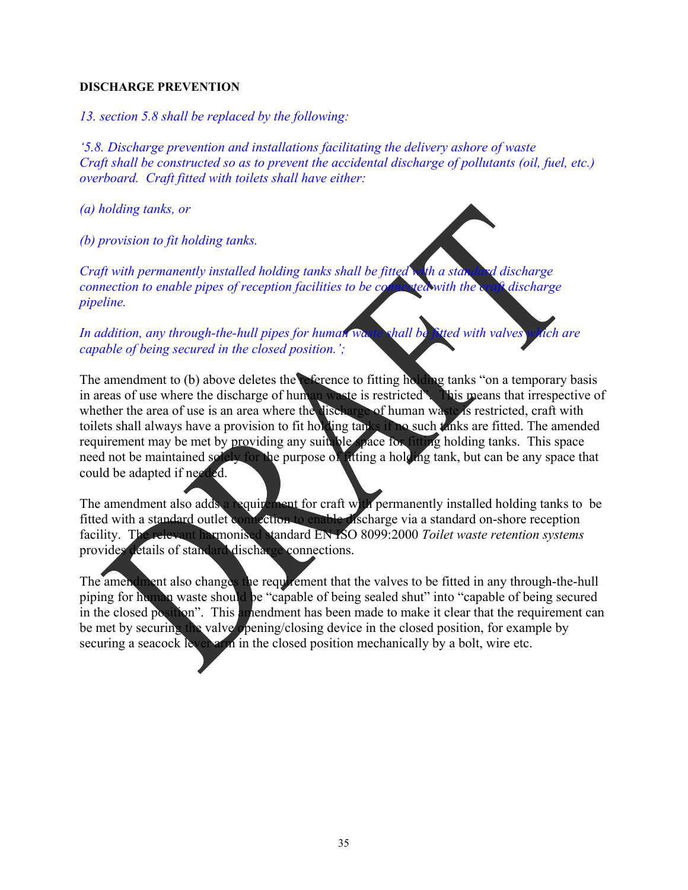**DISCHARGE PREVENTION**

*13. section 5.8 shall be replaced by the following:*

*'5.8. Discharge prevention and installations facilitating the delivery ashore of waste*
*Craft shall be constructed so as to prevent the accidental discharge of pollutants (oil, fuel, etc.) overboard. Craft fitted with toilets shall have either:*

*(a) holding tanks, or*

*(b) provision to fit holding tanks.*

*Craft with permanently installed holding tanks shall be fitted with a standard discharge connection to enable pipes of reception facilities to be connected with the craft discharge pipeline.*

*In addition, any through-the-hull pipes for human waste shall be fitted with valves which are capable of being secured in the closed position.';*

The amendment to (b) above deletes the reference to fitting holding tanks "on a temporary basis in areas of use where the discharge of human waste is restricted". This means that irrespective of whether the area of use is an area where the discharge of human waste is restricted, craft with toilets shall always have a provision to fit holding tanks if no such tanks are fitted. The amended requirement may be met by providing any suitable space for fitting holding tanks. This space need not be maintained solely for the purpose of fitting a holding tank, but can be any space that could be adapted if needed.

The amendment also adds a requirement for craft with permanently installed holding tanks to be fitted with a standard outlet connection to enable discharge via a standard on-shore reception facility. The relevant harmonised standard EN ISO 8099:2000 *Toilet waste retention systems* provides details of standard discharge connections.

The amendment also changes the requirement that the valves to be fitted in any through-the-hull piping for human waste should be "capable of being sealed shut" into "capable of being secured in the closed position". This amendment has been made to make it clear that the requirement can be met by securing the valve opening/closing device in the closed position, for example by securing a seacock lever arm in the closed position mechanically by a bolt, wire etc.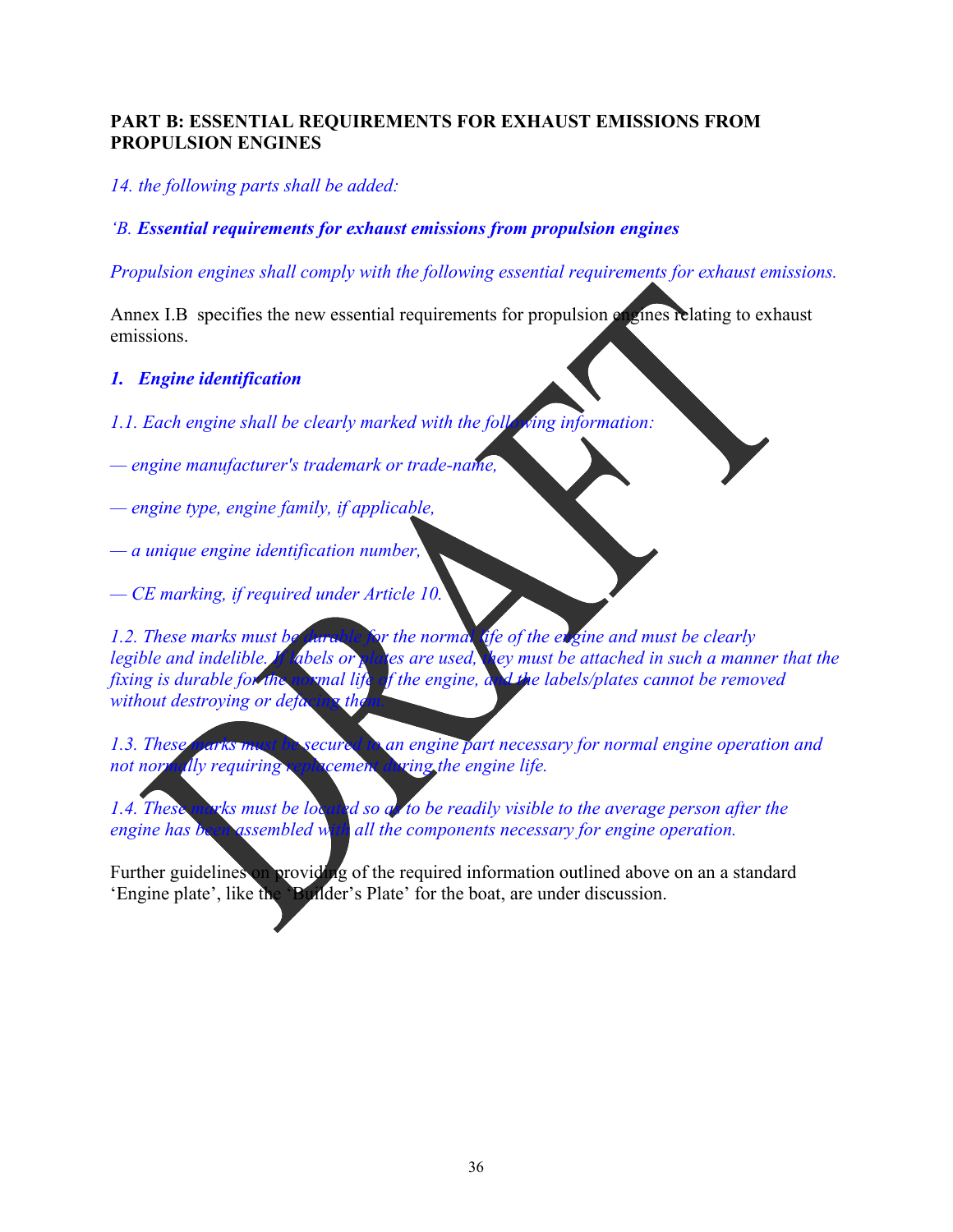**PART B: ESSENTIAL REQUIREMENTS FOR EXHAUST EMISSIONS FROM PROPULSION ENGINES**

*14. the following parts shall be added:*

*'B. **Essential requirements for exhaust emissions from propulsion engines***

*Propulsion engines shall comply with the following essential requirements for exhaust emissions.*

Annex I.B specifies the new essential requirements for propulsion engines relating to exhaust emissions.

***1. Engine identification***

*1.1. Each engine shall be clearly marked with the following information:*

*— engine manufacturer's trademark or trade-name,*

*— engine type, engine family, if applicable,*

*— a unique engine identification number,*

*— CE marking, if required under Article 10.*

*1.2. These marks must be durable for the normal life of the engine and must be clearly legible and indelible. If labels or plates are used, they must be attached in such a manner that the fixing is durable for the normal life of the engine, and the labels/plates cannot be removed without destroying or defacing them.*

*1.3. These marks must be secured to an engine part necessary for normal engine operation and not normally requiring replacement during the engine life.*

*1.4. These marks must be located so as to be readily visible to the average person after the engine has been assembled with all the components necessary for engine operation.*

Further guidelines on providing of the required information outlined above on an a standard 'Engine plate', like the 'Builder's Plate' for the boat, are under discussion.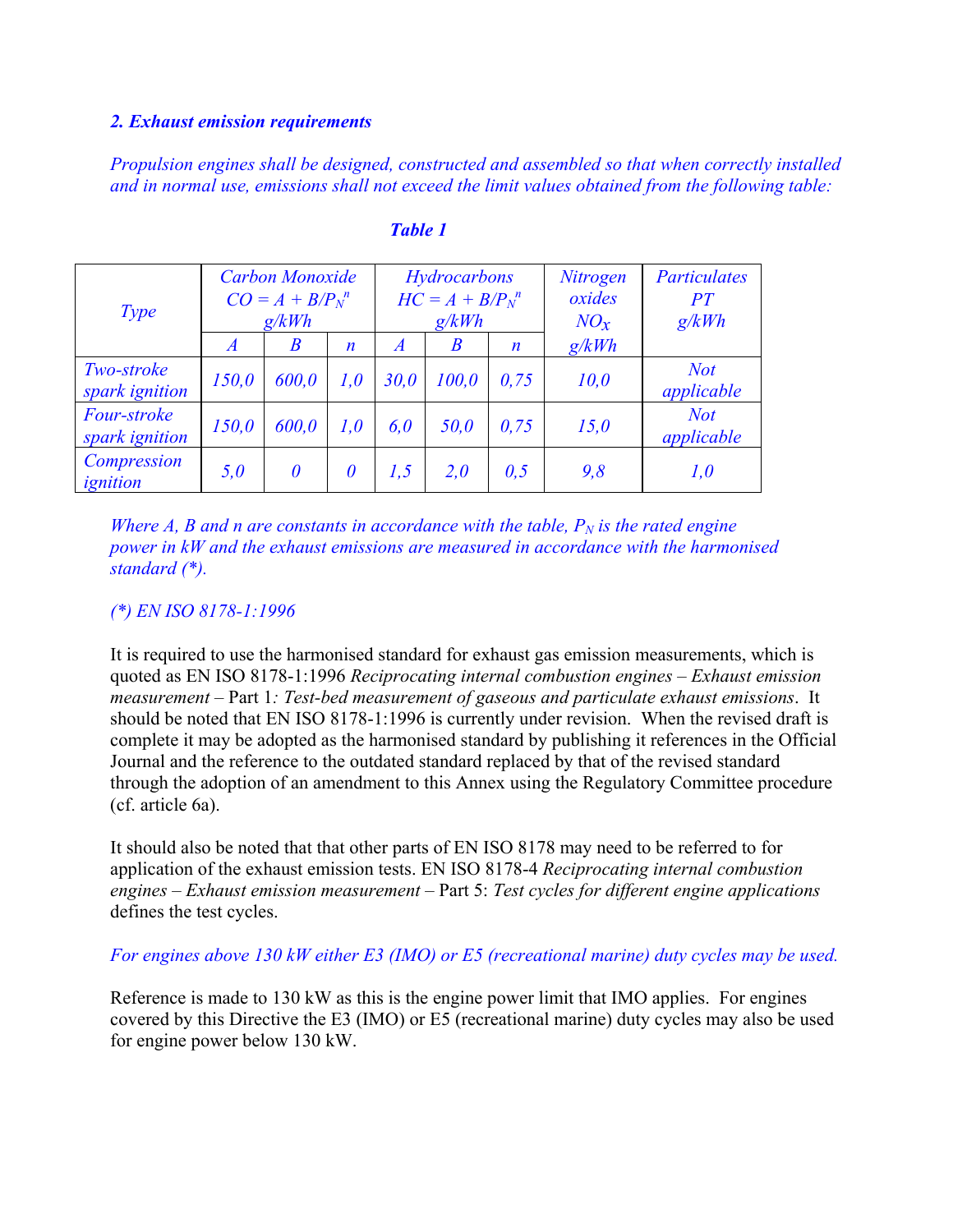*2. Exhaust emission requirements*

*Propulsion engines shall be designed, constructed and assembled so that when correctly installed and in normal use, emissions shall not exceed the limit values obtained from the following table:*

***Table 1***

| *Type* | *Carbon Monoxide $CO = A + B/P_N^n$ g/kWh* | | | *Hydrocarbons $HC = A + B/P_N^n$ g/kWh* | | | *Nitrogen oxides $NO_X$ g/kWh* | *Particulates PT g/kWh* |
|---|---|---|---|---|---|---|---|---|
| | *A* | *B* | *n* | *A* | *B* | *n* | | |
| *Two-stroke spark ignition* | *150,0* | *600,0* | *1,0* | *30,0* | *100,0* | *0,75* | *10,0* | *Not applicable* |
| *Four-stroke spark ignition* | *150,0* | *600,0* | *1,0* | *6,0* | *50,0* | *0,75* | *15,0* | *Not applicable* |
| *Compression ignition* | *5,0* | *0* | *0* | *1,5* | *2,0* | *0,5* | *9,8* | *1,0* |

*Where A, B and n are constants in accordance with the table, $P_N$ is the rated engine power in kW and the exhaust emissions are measured in accordance with the harmonised standard (\*).*

*(\*) EN ISO 8178-1:1996*

It is required to use the harmonised standard for exhaust gas emission measurements, which is quoted as EN ISO 8178-1:1996 *Reciprocating internal combustion engines – Exhaust emission measurement* – Part 1*: Test-bed measurement of gaseous and particulate exhaust emissions*. It should be noted that EN ISO 8178-1:1996 is currently under revision. When the revised draft is complete it may be adopted as the harmonised standard by publishing it references in the Official Journal and the reference to the outdated standard replaced by that of the revised standard through the adoption of an amendment to this Annex using the Regulatory Committee procedure (cf. article 6a).

It should also be noted that that other parts of EN ISO 8178 may need to be referred to for application of the exhaust emission tests. EN ISO 8178-4 *Reciprocating internal combustion engines – Exhaust emission measurement* – Part 5: *Test cycles for different engine applications* defines the test cycles.

*For engines above 130 kW either E3 (IMO) or E5 (recreational marine) duty cycles may be used.*

Reference is made to 130 kW as this is the engine power limit that IMO applies. For engines covered by this Directive the E3 (IMO) or E5 (recreational marine) duty cycles may also be used for engine power below 130 kW.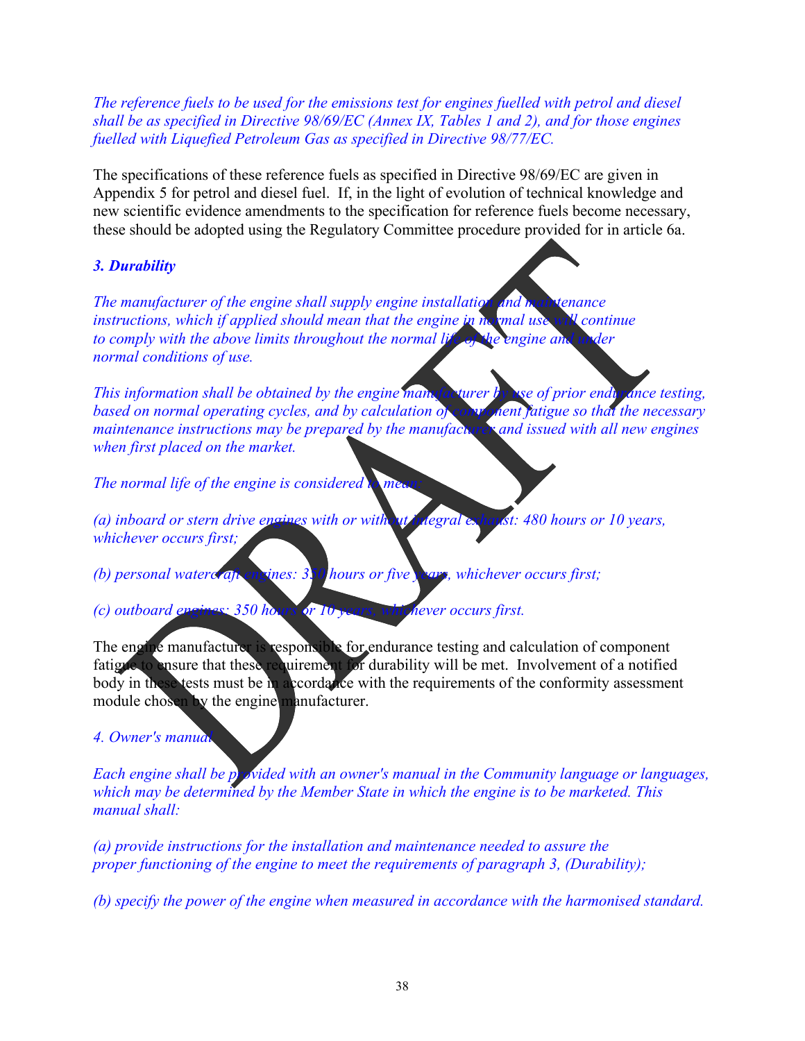*The reference fuels to be used for the emissions test for engines fuelled with petrol and diesel shall be as specified in Directive 98/69/EC (Annex IX, Tables 1 and 2), and for those engines fuelled with Liquefied Petroleum Gas as specified in Directive 98/77/EC.*

The specifications of these reference fuels as specified in Directive 98/69/EC are given in Appendix 5 for petrol and diesel fuel. If, in the light of evolution of technical knowledge and new scientific evidence amendments to the specification for reference fuels become necessary, these should be adopted using the Regulatory Committee procedure provided for in article 6a.

***3. Durability***

*The manufacturer of the engine shall supply engine installation and maintenance instructions, which if applied should mean that the engine in normal use will continue to comply with the above limits throughout the normal life of the engine and under normal conditions of use.*

*This information shall be obtained by the engine manufacturer by use of prior endurance testing, based on normal operating cycles, and by calculation of component fatigue so that the necessary maintenance instructions may be prepared by the manufacturer and issued with all new engines when first placed on the market.*

*The normal life of the engine is considered to mean:*

*(a) inboard or stern drive engines with or without integral exhaust: 480 hours or 10 years, whichever occurs first;*

*(b) personal watercraft engines: 350 hours or five years, whichever occurs first;*

*(c) outboard engines: 350 hours or 10 years, whichever occurs first.*

The engine manufacturer is responsible for endurance testing and calculation of component fatigue to ensure that these requirement for durability will be met. Involvement of a notified body in these tests must be in accordance with the requirements of the conformity assessment module chosen by the engine manufacturer.

*4. Owner's manual*

*Each engine shall be provided with an owner's manual in the Community language or languages, which may be determined by the Member State in which the engine is to be marketed. This manual shall:*

*(a) provide instructions for the installation and maintenance needed to assure the proper functioning of the engine to meet the requirements of paragraph 3, (Durability);*

*(b) specify the power of the engine when measured in accordance with the harmonised standard.*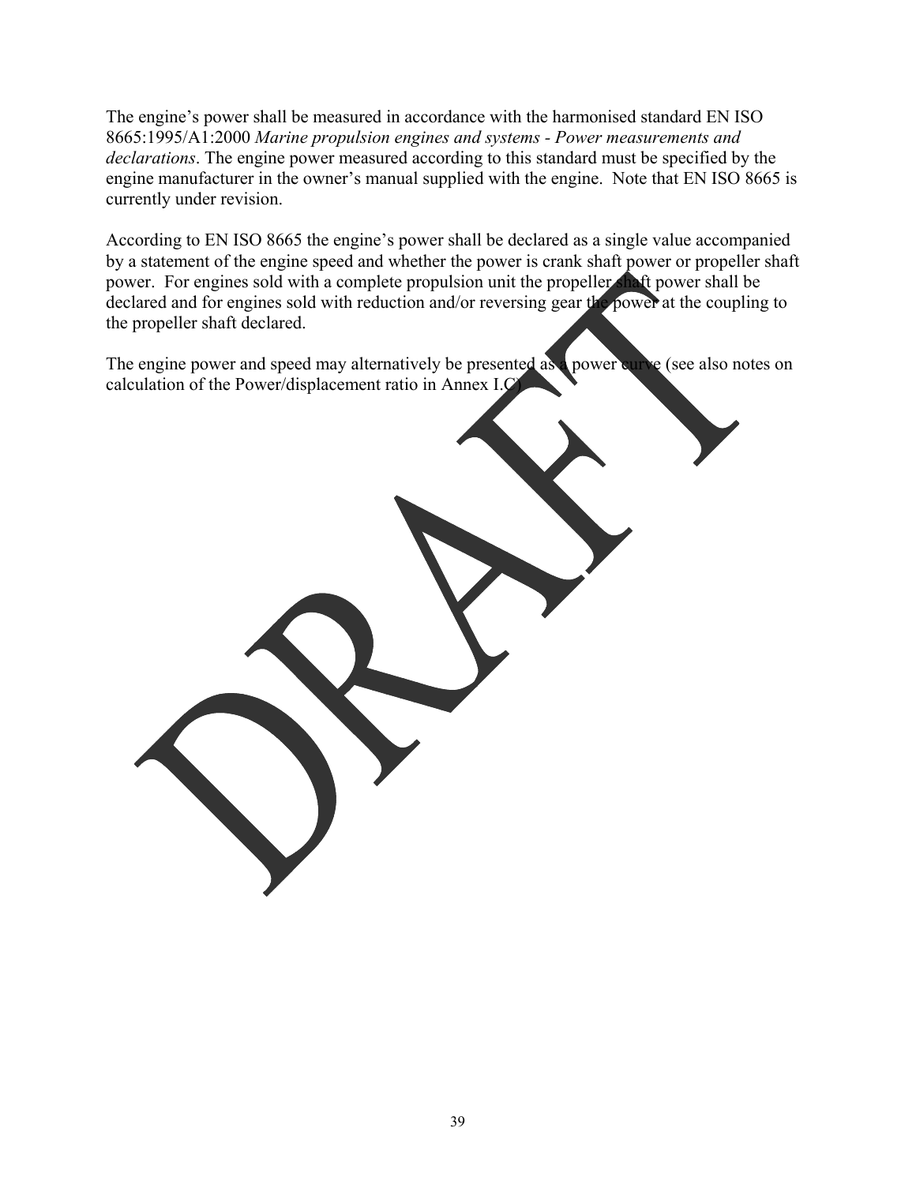The engine's power shall be measured in accordance with the harmonised standard EN ISO 8665:1995/A1:2000 *Marine propulsion engines and systems - Power measurements and declarations*. The engine power measured according to this standard must be specified by the engine manufacturer in the owner's manual supplied with the engine. Note that EN ISO 8665 is currently under revision.

According to EN ISO 8665 the engine's power shall be declared as a single value accompanied by a statement of the engine speed and whether the power is crank shaft power or propeller shaft power. For engines sold with a complete propulsion unit the propeller shaft power shall be declared and for engines sold with reduction and/or reversing gear the power at the coupling to the propeller shaft declared.

The engine power and speed may alternatively be presented as a power curve (see also notes on calculation of the Power/displacement ratio in Annex I.C)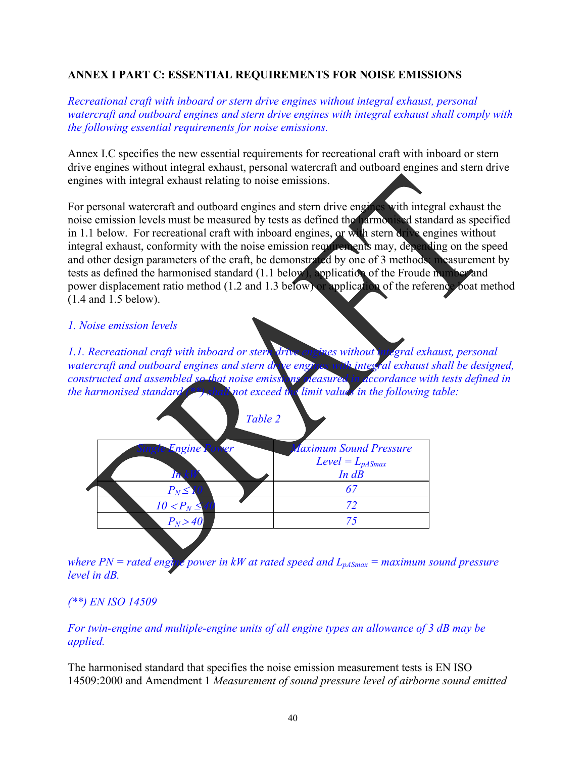**ANNEX I PART C: ESSENTIAL REQUIREMENTS FOR NOISE EMISSIONS**

*Recreational craft with inboard or stern drive engines without integral exhaust, personal watercraft and outboard engines and stern drive engines with integral exhaust shall comply with the following essential requirements for noise emissions.*

Annex I.C specifies the new essential requirements for recreational craft with inboard or stern drive engines without integral exhaust, personal watercraft and outboard engines and stern drive engines with integral exhaust relating to noise emissions.

For personal watercraft and outboard engines and stern drive engines with integral exhaust the noise emission levels must be measured by tests as defined the harmonised standard as specified in 1.1 below. For recreational craft with inboard engines, or with stern drive engines without integral exhaust, conformity with the noise emission requirements may, depending on the speed and other design parameters of the craft, be demonstrated by one of 3 methods: measurement by tests as defined the harmonised standard (1.1 below), application of the Froude number and power displacement ratio method (1.2 and 1.3 below) or application of the reference boat method (1.4 and 1.5 below).

*1. Noise emission levels*

*1.1. Recreational craft with inboard or stern drive engines without integral exhaust, personal watercraft and outboard engines and stern drive engines with integral exhaust shall be designed, constructed and assembled so that noise emissions measured in accordance with tests defined in the harmonised standard (\*\*) shall not exceed the limit values in the following table:*

*Table 2*

| *Single Engine Power In kW* | *Maximum Sound Pressure Level = $L_{pASmax}$ In dB* |
|---|---|
| $P_N \leq 10$ | *67* |
| $10 < P_N \leq 40$ | *72* |
| $P_N > 40$ | *75* |

*where PN = rated engine power in kW at rated speed and $L_{pASmax}$ = maximum sound pressure level in dB.*

*(\*\*) EN ISO 14509*

*For twin-engine and multiple-engine units of all engine types an allowance of 3 dB may be applied.*

The harmonised standard that specifies the noise emission measurement tests is EN ISO 14509:2000 and Amendment 1 *Measurement of sound pressure level of airborne sound emitted*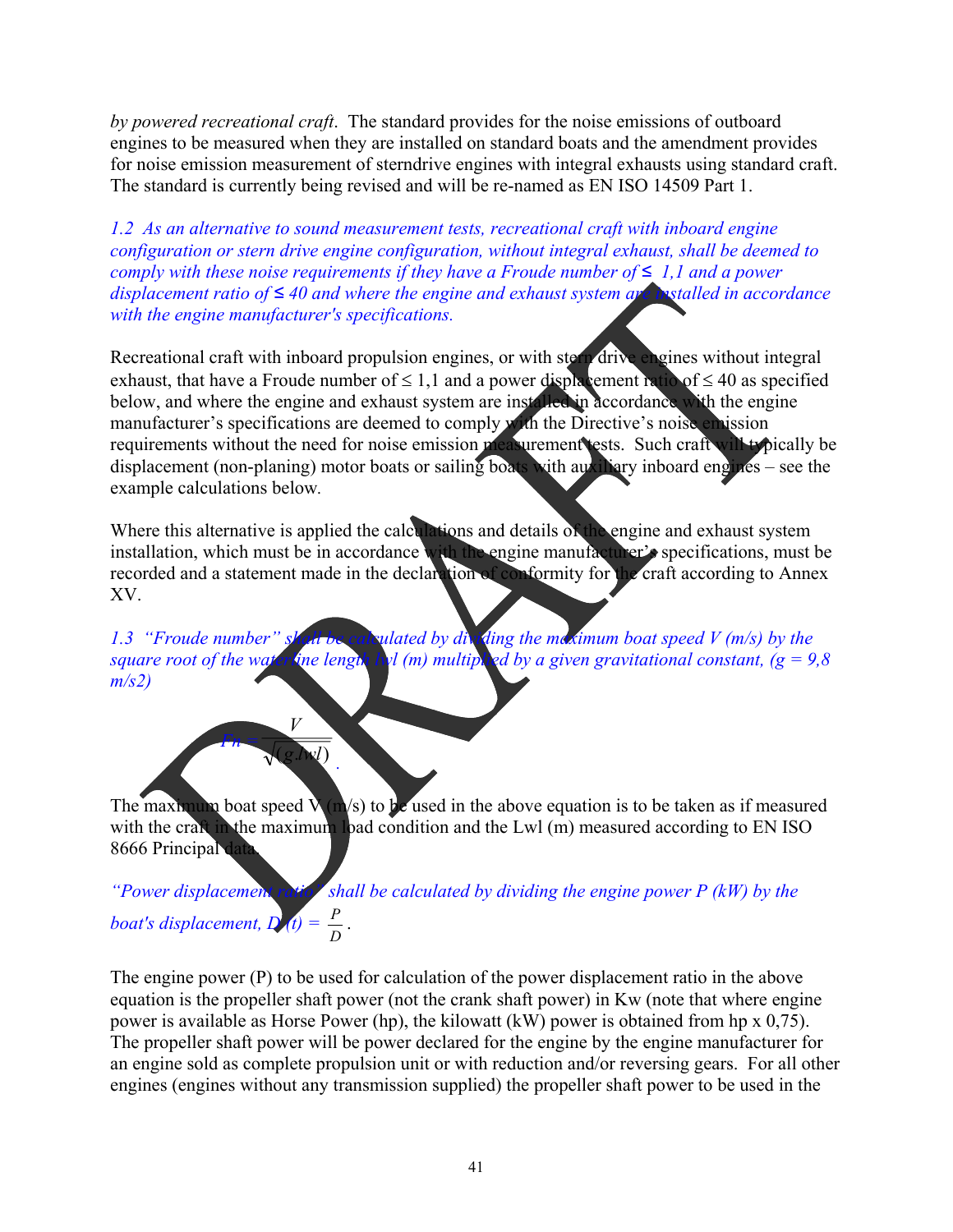*by powered recreational craft*. The standard provides for the noise emissions of outboard engines to be measured when they are installed on standard boats and the amendment provides for noise emission measurement of sterndrive engines with integral exhausts using standard craft. The standard is currently being revised and will be re-named as EN ISO 14509 Part 1.

*1.2 As an alternative to sound measurement tests, recreational craft with inboard engine configuration or stern drive engine configuration, without integral exhaust, shall be deemed to comply with these noise requirements if they have a Froude number of ≤ 1,1 and a power displacement ratio of ≤ 40 and where the engine and exhaust system are installed in accordance with the engine manufacturer's specifications.*

Recreational craft with inboard propulsion engines, or with stern drive engines without integral exhaust, that have a Froude number of ≤ 1,1 and a power displacement ratio of ≤ 40 as specified below, and where the engine and exhaust system are installed in accordance with the engine manufacturer's specifications are deemed to comply with the Directive's noise emission requirements without the need for noise emission measurement tests. Such craft will typically be displacement (non-planing) motor boats or sailing boats with auxiliary inboard engines – see the example calculations below.

Where this alternative is applied the calculations and details of the engine and exhaust system installation, which must be in accordance with the engine manufacturer's specifications, must be recorded and a statement made in the declaration of conformity for the craft according to Annex XV.

*1.3 "Froude number" shall be calculated by dividing the maximum boat speed V (m/s) by the square root of the waterline length lwl (m) multiplied by a given gravitational constant, (g = 9,8 m/s2)*

$$Fn = \frac{V}{\sqrt{(g.lwl)}}.$$

The maximum boat speed V (m/s) to be used in the above equation is to be taken as if measured with the craft in the maximum load condition and the Lwl (m) measured according to EN ISO 8666 Principal data.

*"Power displacement ratio" shall be calculated by dividing the engine power P (kW) by the boat's displacement, D (t) =* $\frac{P}{D}$.

The engine power (P) to be used for calculation of the power displacement ratio in the above equation is the propeller shaft power (not the crank shaft power) in Kw (note that where engine power is available as Horse Power (hp), the kilowatt (kW) power is obtained from hp x 0,75). The propeller shaft power will be power declared for the engine by the engine manufacturer for an engine sold as complete propulsion unit or with reduction and/or reversing gears. For all other engines (engines without any transmission supplied) the propeller shaft power to be used in the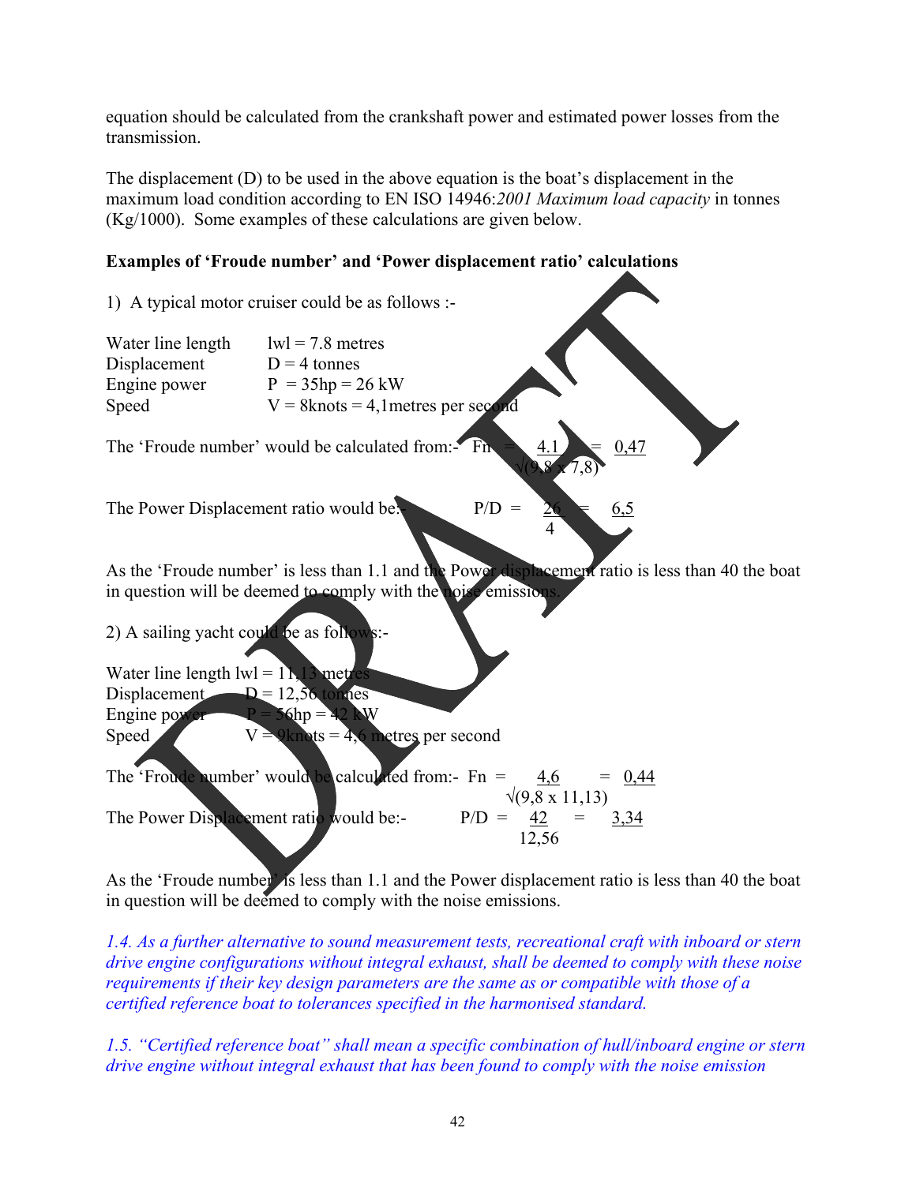equation should be calculated from the crankshaft power and estimated power losses from the transmission.

The displacement (D) to be used in the above equation is the boat's displacement in the maximum load condition according to EN ISO 14946:*2001 Maximum load capacity* in tonnes (Kg/1000). Some examples of these calculations are given below.

**Examples of 'Froude number' and 'Power displacement ratio' calculations**

1) A typical motor cruiser could be as follows :-

Water line length lwl = 7.8 metres
Displacement D = 4 tonnes
Engine power P = 35hp = 26 kW
Speed V = 8knots = 4,1metres per second

The 'Froude number' would be calculated from:- $Fn = \frac{4.1}{\sqrt{(9,8 \times 7,8)}} = 0,47$

The Power Displacement ratio would be:- $P/D = \frac{26}{4} = 6,5$

As the 'Froude number' is less than 1.1 and the Power displacement ratio is less than 40 the boat in question will be deemed to comply with the noise emissions.

2) A sailing yacht could be as follows:-

Water line length lwl = 11,13 metres
Displacement D = 12,56 tonnes
Engine power P = 56hp = 42 kW
Speed V = 9knots = 4,6 metres per second

The 'Froude number' would be calculated from:- $Fn = \frac{4,6}{\sqrt{(9,8 \times 11,13)}} = 0,44$

The Power Displacement ratio would be:- $P/D = \frac{42}{12,56} = 3,34$

As the 'Froude number' is less than 1.1 and the Power displacement ratio is less than 40 the boat in question will be deemed to comply with the noise emissions.

*1.4. As a further alternative to sound measurement tests, recreational craft with inboard or stern drive engine configurations without integral exhaust, shall be deemed to comply with these noise requirements if their key design parameters are the same as or compatible with those of a certified reference boat to tolerances specified in the harmonised standard.*

*1.5. "Certified reference boat" shall mean a specific combination of hull/inboard engine or stern drive engine without integral exhaust that has been found to comply with the noise emission*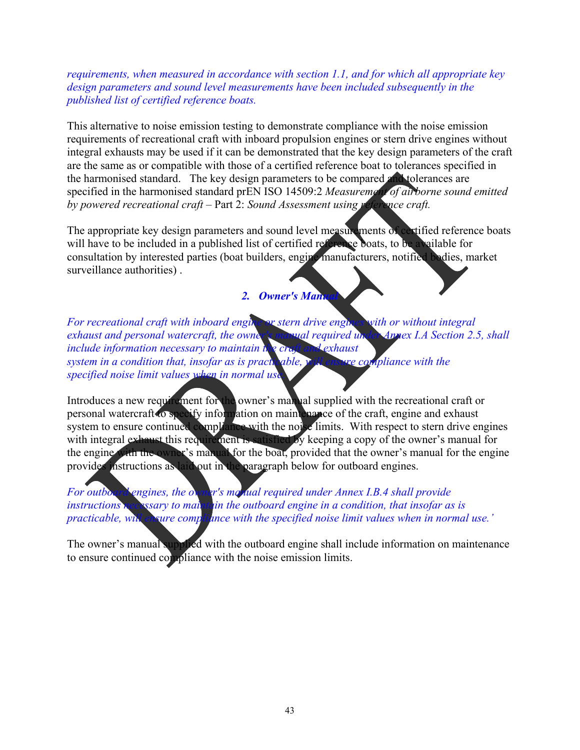*requirements, when measured in accordance with section 1.1, and for which all appropriate key design parameters and sound level measurements have been included subsequently in the published list of certified reference boats.*

This alternative to noise emission testing to demonstrate compliance with the noise emission requirements of recreational craft with inboard propulsion engines or stern drive engines without integral exhausts may be used if it can be demonstrated that the key design parameters of the craft are the same as or compatible with those of a certified reference boat to tolerances specified in the harmonised standard. The key design parameters to be compared and tolerances are specified in the harmonised standard prEN ISO 14509:2 *Measurement of airborne sound emitted by powered recreational craft* – Part 2: *Sound Assessment using reference craft.*

The appropriate key design parameters and sound level measurements of certified reference boats will have to be included in a published list of certified reference boats, to be available for consultation by interested parties (boat builders, engine manufacturers, notified bodies, market surveillance authorities) .

## *2. Owner's Manual*

*For recreational craft with inboard engine or stern drive engines with or without integral exhaust and personal watercraft, the owner's manual required under Annex I.A Section 2.5, shall include information necessary to maintain the craft and exhaust system in a condition that, insofar as is practicable, will ensure compliance with the specified noise limit values when in normal use.*

Introduces a new requirement for the owner's manual supplied with the recreational craft or personal watercraft to specify information on maintenance of the craft, engine and exhaust system to ensure continued compliance with the noise limits. With respect to stern drive engines with integral exhaust this requirement is satisfied by keeping a copy of the owner's manual for the engine with the owner's manual for the boat, provided that the owner's manual for the engine provides instructions as laid out in the paragraph below for outboard engines.

*For outboard engines, the owner's manual required under Annex I.B.4 shall provide instructions necessary to maintain the outboard engine in a condition, that insofar as is practicable, will ensure compliance with the specified noise limit values when in normal use.'*

The owner's manual supplied with the outboard engine shall include information on maintenance to ensure continued compliance with the noise emission limits.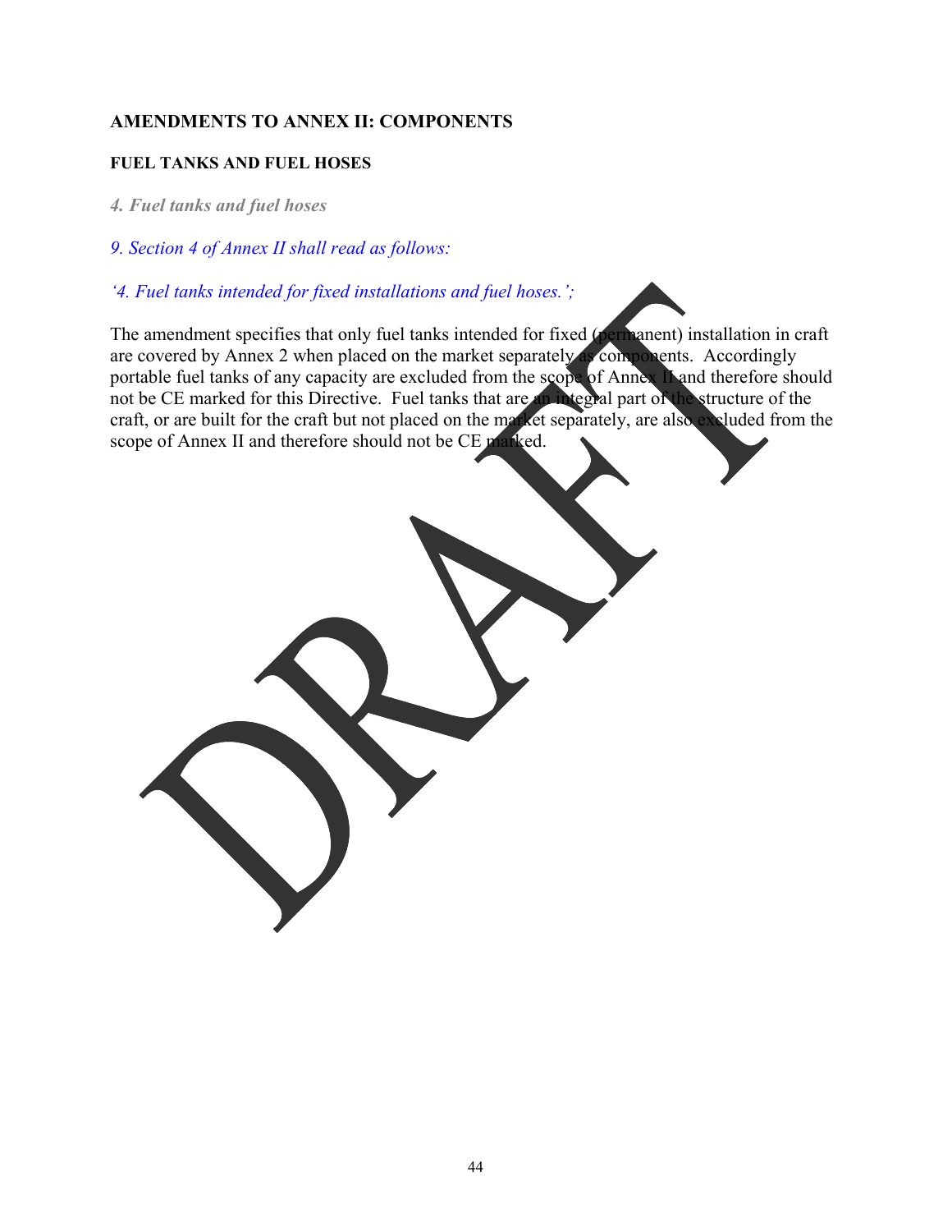**AMENDMENTS TO ANNEX II: COMPONENTS**

**FUEL TANKS AND FUEL HOSES**

***4. Fuel tanks and fuel hoses***

*9. Section 4 of Annex II shall read as follows:*

*'4. Fuel tanks intended for fixed installations and fuel hoses.';*

The amendment specifies that only fuel tanks intended for fixed (permanent) installation in craft are covered by Annex 2 when placed on the market separately as components. Accordingly portable fuel tanks of any capacity are excluded from the scope of Annex II and therefore should not be CE marked for this Directive. Fuel tanks that are an integral part of the structure of the craft, or are built for the craft but not placed on the market separately, are also excluded from the scope of Annex II and therefore should not be CE marked.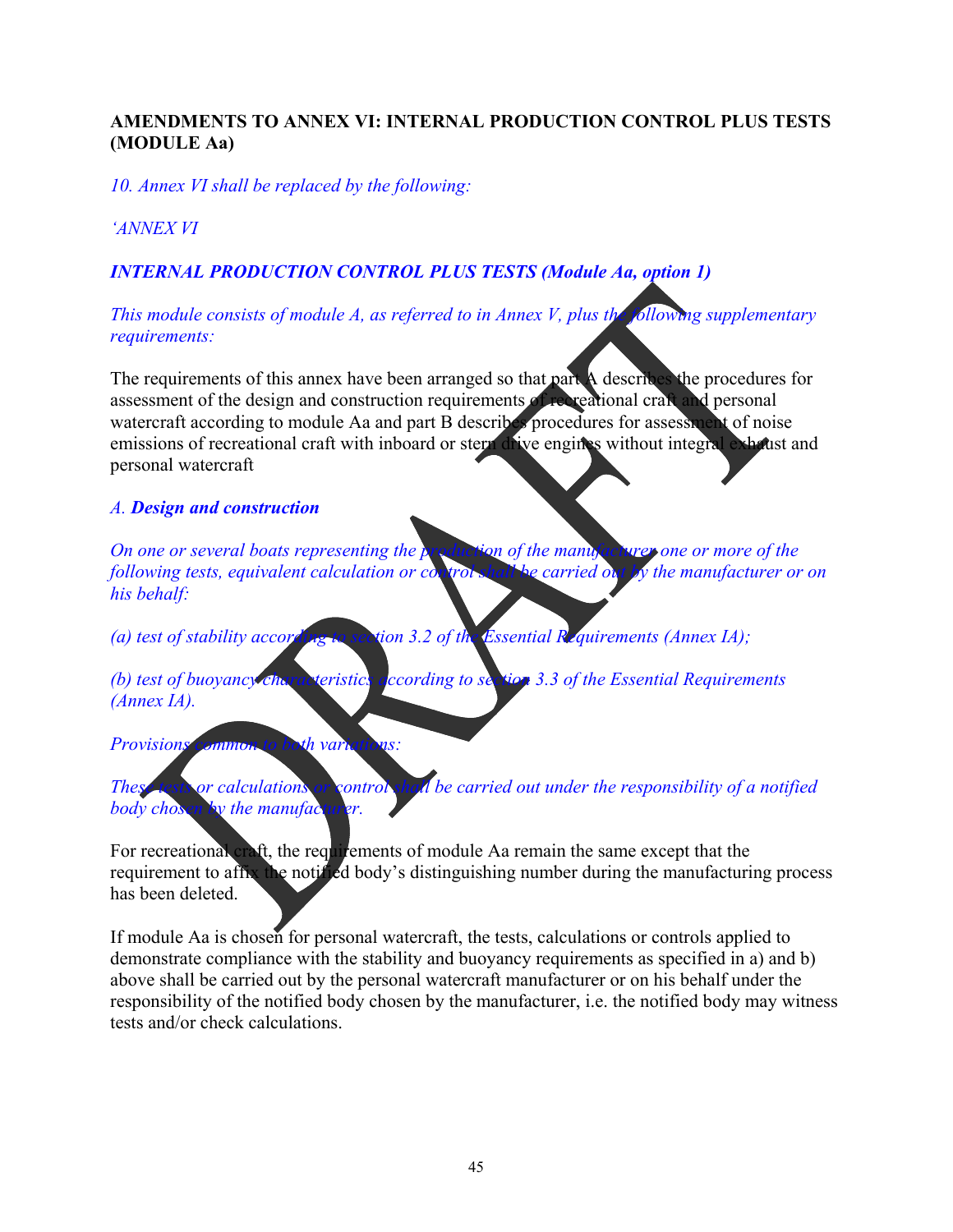**AMENDMENTS TO ANNEX VI: INTERNAL PRODUCTION CONTROL PLUS TESTS (MODULE Aa)**

*10. Annex VI shall be replaced by the following:*

*'ANNEX VI*

***INTERNAL PRODUCTION CONTROL PLUS TESTS (Module Aa, option 1)***

*This module consists of module A, as referred to in Annex V, plus the following supplementary requirements:*

The requirements of this annex have been arranged so that part A describes the procedures for assessment of the design and construction requirements of recreational craft and personal watercraft according to module Aa and part B describes procedures for assessment of noise emissions of recreational craft with inboard or stern drive engines without integral exhaust and personal watercraft

*A.* ***Design and construction***

*On one or several boats representing the production of the manufacturer one or more of the following tests, equivalent calculation or control shall be carried out by the manufacturer or on his behalf:*

*(a) test of stability according to section 3.2 of the Essential Requirements (Annex IA);*

*(b) test of buoyancy characteristics according to section 3.3 of the Essential Requirements (Annex IA).*

*Provisions common to both variations:*

*These tests or calculations or control shall be carried out under the responsibility of a notified body chosen by the manufacturer.*

For recreational craft, the requirements of module Aa remain the same except that the requirement to affix the notified body's distinguishing number during the manufacturing process has been deleted.

If module Aa is chosen for personal watercraft, the tests, calculations or controls applied to demonstrate compliance with the stability and buoyancy requirements as specified in a) and b) above shall be carried out by the personal watercraft manufacturer or on his behalf under the responsibility of the notified body chosen by the manufacturer, i.e. the notified body may witness tests and/or check calculations.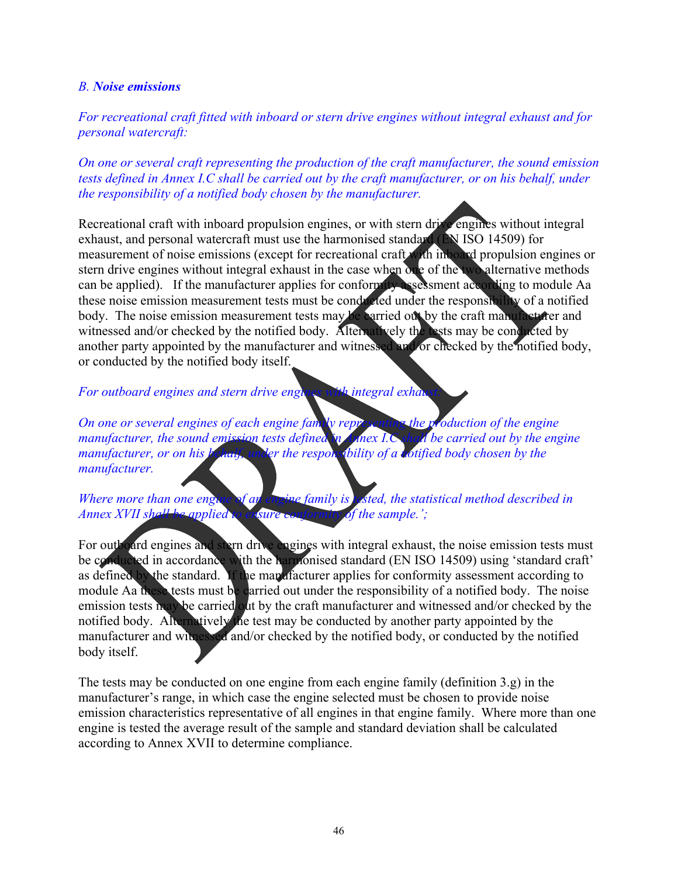*B. **Noise emissions***

*For recreational craft fitted with inboard or stern drive engines without integral exhaust and for personal watercraft:*

*On one or several craft representing the production of the craft manufacturer, the sound emission tests defined in Annex I.C shall be carried out by the craft manufacturer, or on his behalf, under the responsibility of a notified body chosen by the manufacturer.*

Recreational craft with inboard propulsion engines, or with stern drive engines without integral exhaust, and personal watercraft must use the harmonised standard (EN ISO 14509) for measurement of noise emissions (except for recreational craft with inboard propulsion engines or stern drive engines without integral exhaust in the case when one of the two alternative methods can be applied). If the manufacturer applies for conformity assessment according to module Aa these noise emission measurement tests must be conducted under the responsibility of a notified body. The noise emission measurement tests may be carried out by the craft manufacturer and witnessed and/or checked by the notified body. Alternatively the tests may be conducted by another party appointed by the manufacturer and witnessed and/or checked by the notified body, or conducted by the notified body itself.

*For outboard engines and stern drive engines with integral exhaust:*

*On one or several engines of each engine family representing the production of the engine manufacturer, the sound emission tests defined in Annex I.C shall be carried out by the engine manufacturer, or on his behalf, under the responsibility of a notified body chosen by the manufacturer.*

*Where more than one engine of an engine family is tested, the statistical method described in Annex XVII shall be applied to ensure conformity of the sample.';*

For outboard engines and stern drive engines with integral exhaust, the noise emission tests must be conducted in accordance with the harmonised standard (EN ISO 14509) using 'standard craft' as defined by the standard. If the manufacturer applies for conformity assessment according to module Aa these tests must be carried out under the responsibility of a notified body. The noise emission tests may be carried out by the craft manufacturer and witnessed and/or checked by the notified body. Alternatively the test may be conducted by another party appointed by the manufacturer and witnessed and/or checked by the notified body, or conducted by the notified body itself.

The tests may be conducted on one engine from each engine family (definition 3.g) in the manufacturer's range, in which case the engine selected must be chosen to provide noise emission characteristics representative of all engines in that engine family. Where more than one engine is tested the average result of the sample and standard deviation shall be calculated according to Annex XVII to determine compliance.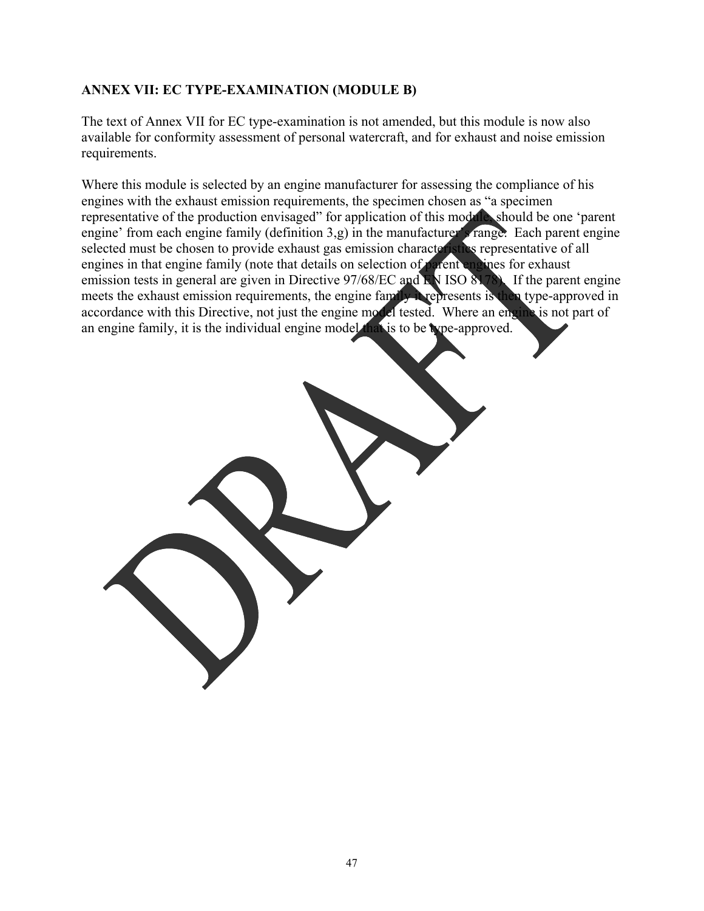## ANNEX VII: EC TYPE-EXAMINATION (MODULE B)

The text of Annex VII for EC type-examination is not amended, but this module is now also available for conformity assessment of personal watercraft, and for exhaust and noise emission requirements.

Where this module is selected by an engine manufacturer for assessing the compliance of his engines with the exhaust emission requirements, the specimen chosen as "a specimen representative of the production envisaged" for application of this module, should be one 'parent engine' from each engine family (definition 3,g) in the manufacturer's range. Each parent engine selected must be chosen to provide exhaust gas emission characteristics representative of all engines in that engine family (note that details on selection of parent engines for exhaust emission tests in general are given in Directive 97/68/EC and EN ISO 8178). If the parent engine meets the exhaust emission requirements, the engine family it represents is then type-approved in accordance with this Directive, not just the engine model tested. Where an engine is not part of an engine family, it is the individual engine model that is to be type-approved.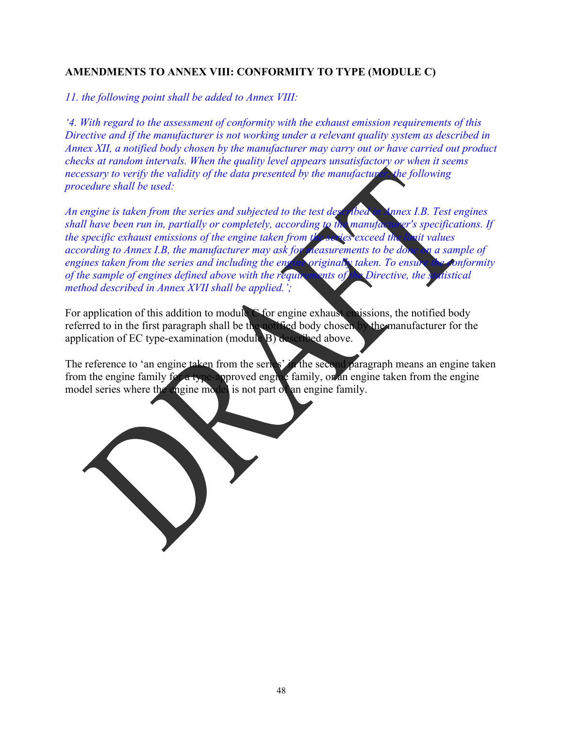**AMENDMENTS TO ANNEX VIII: CONFORMITY TO TYPE (MODULE C)**

*11. the following point shall be added to Annex VIII:*

*'4. With regard to the assessment of conformity with the exhaust emission requirements of this Directive and if the manufacturer is not working under a relevant quality system as described in Annex XII, a notified body chosen by the manufacturer may carry out or have carried out product checks at random intervals. When the quality level appears unsatisfactory or when it seems necessary to verify the validity of the data presented by the manufacturer, the following procedure shall be used:*

*An engine is taken from the series and subjected to the test described in Annex I.B. Test engines shall have been run in, partially or completely, according to the manufacturer's specifications. If the specific exhaust emissions of the engine taken from the series exceed the limit values according to Annex I.B, the manufacturer may ask for measurements to be done on a sample of engines taken from the series and including the engine originally taken. To ensure the conformity of the sample of engines defined above with the requirements of the Directive, the statistical method described in Annex XVII shall be applied.';*

For application of this addition to module C for engine exhaust emissions, the notified body referred to in the first paragraph shall be the notified body chosen by the manufacturer for the application of EC type-examination (module B) described above.

The reference to 'an engine taken from the series' in the second paragraph means an engine taken from the engine family for a type-approved engine family, or an engine taken from the engine model series where the engine model is not part of an engine family.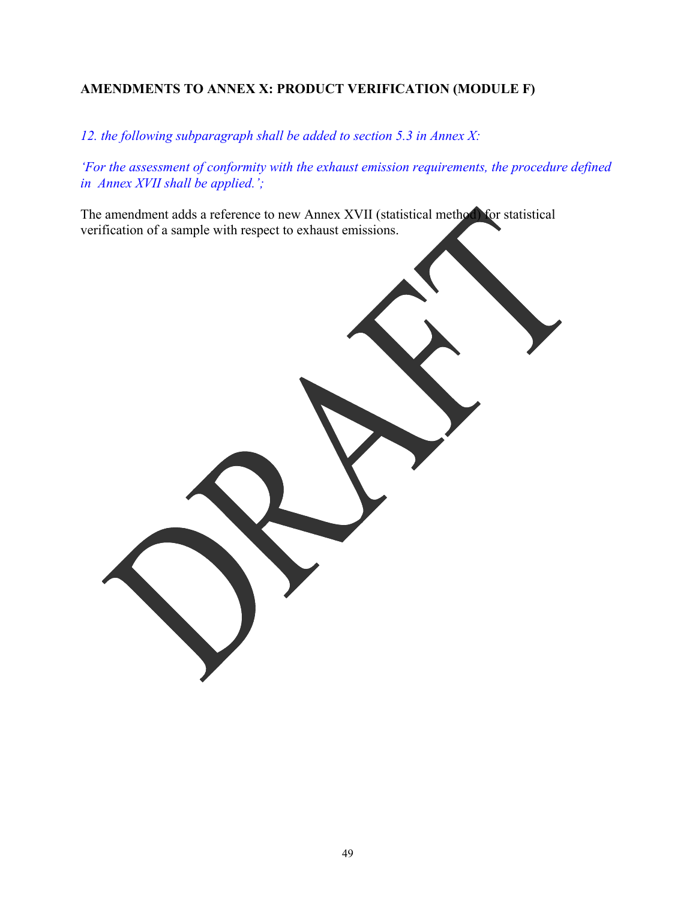**AMENDMENTS TO ANNEX X: PRODUCT VERIFICATION (MODULE F)**

*12. the following subparagraph shall be added to section 5.3 in Annex X:*

*'For the assessment of conformity with the exhaust emission requirements, the procedure defined in Annex XVII shall be applied.';*

The amendment adds a reference to new Annex XVII (statistical method) for statistical verification of a sample with respect to exhaust emissions.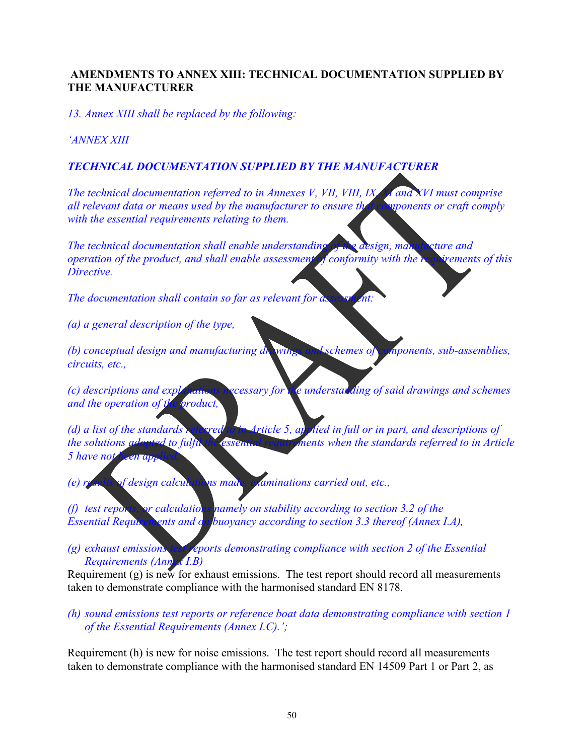## AMENDMENTS TO ANNEX XIII: TECHNICAL DOCUMENTATION SUPPLIED BY THE MANUFACTURER

*13. Annex XIII shall be replaced by the following:*

*'ANNEX XIII*

***TECHNICAL DOCUMENTATION SUPPLIED BY THE MANUFACTURER***

*The technical documentation referred to in Annexes V, VII, VIII, IX, XI and XVI must comprise all relevant data or means used by the manufacturer to ensure that components or craft comply with the essential requirements relating to them.*

*The technical documentation shall enable understanding of the design, manufacture and operation of the product, and shall enable assessment of conformity with the requirements of this Directive.*

*The documentation shall contain so far as relevant for assessment:*

*(a) a general description of the type,*

*(b) conceptual design and manufacturing drawings and schemes of components, sub-assemblies, circuits, etc.,*

*(c) descriptions and explanations necessary for the understanding of said drawings and schemes and the operation of the product,*

*(d) a list of the standards referred to in Article 5, applied in full or in part, and descriptions of the solutions adopted to fulfil the essential requirements when the standards referred to in Article 5 have not been applied,*

*(e) results of design calculations made, examinations carried out, etc.,*

*(f) test reports, or calculations namely on stability according to section 3.2 of the Essential Requirements and on buoyancy according to section 3.3 thereof (Annex I.A),*

*(g) exhaust emissions test reports demonstrating compliance with section 2 of the Essential Requirements (Annex I.B)*

Requirement (g) is new for exhaust emissions. The test report should record all measurements taken to demonstrate compliance with the harmonised standard EN 8178.

*(h) sound emissions test reports or reference boat data demonstrating compliance with section 1 of the Essential Requirements (Annex I.C).';*

Requirement (h) is new for noise emissions. The test report should record all measurements taken to demonstrate compliance with the harmonised standard EN 14509 Part 1 or Part 2, as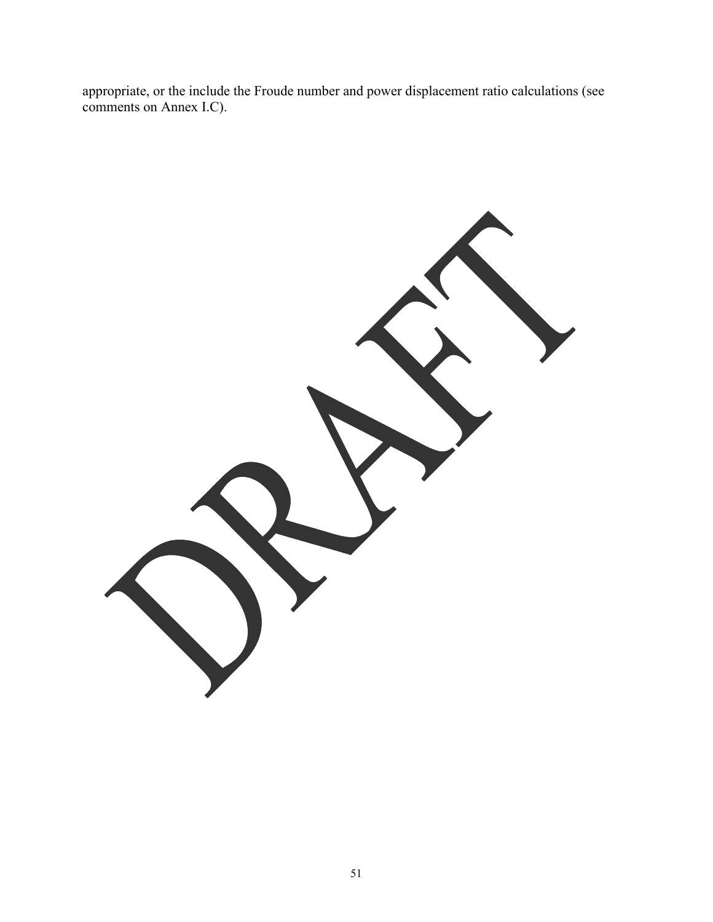appropriate, or the include the Froude number and power displacement ratio calculations (see comments on Annex I.C).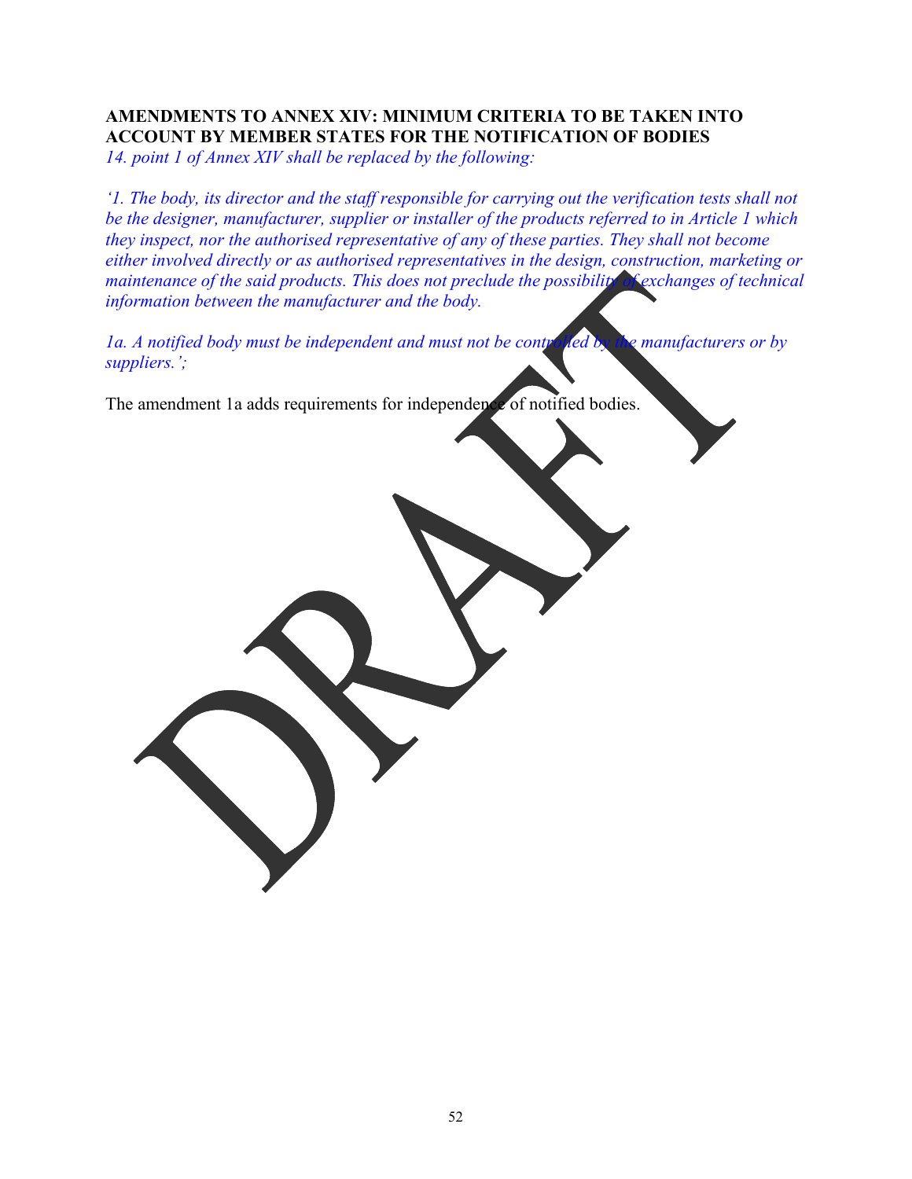**AMENDMENTS TO ANNEX XIV: MINIMUM CRITERIA TO BE TAKEN INTO ACCOUNT BY MEMBER STATES FOR THE NOTIFICATION OF BODIES**

*14. point 1 of Annex XIV shall be replaced by the following:*

*'1. The body, its director and the staff responsible for carrying out the verification tests shall not be the designer, manufacturer, supplier or installer of the products referred to in Article 1 which they inspect, nor the authorised representative of any of these parties. They shall not become either involved directly or as authorised representatives in the design, construction, marketing or maintenance of the said products. This does not preclude the possibility of exchanges of technical information between the manufacturer and the body.*

*1a. A notified body must be independent and must not be controlled by the manufacturers or by suppliers.';*

The amendment 1a adds requirements for independence of notified bodies.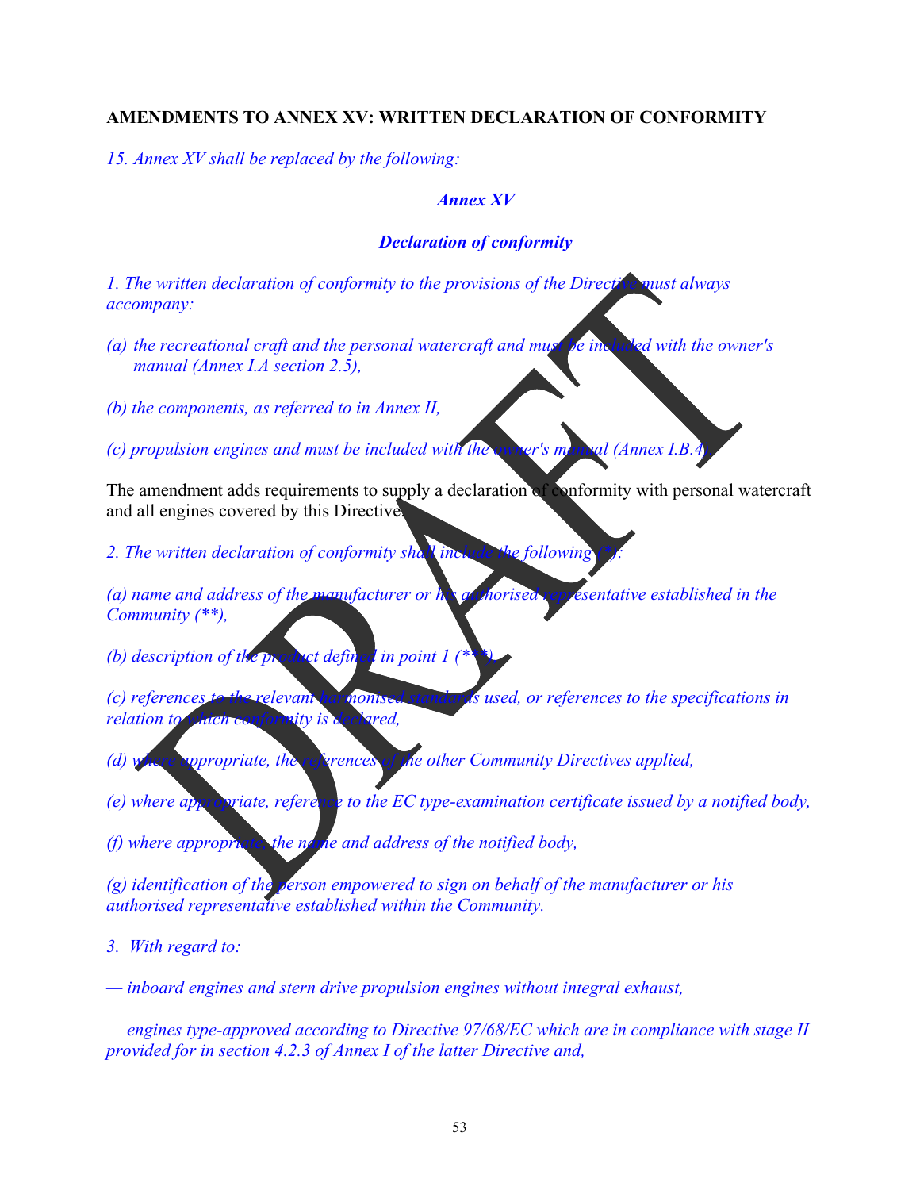**AMENDMENTS TO ANNEX XV: WRITTEN DECLARATION OF CONFORMITY**

*15. Annex XV shall be replaced by the following:*

***Annex XV***

***Declaration of conformity***

*1. The written declaration of conformity to the provisions of the Directive must always accompany:*

*(a) the recreational craft and the personal watercraft and must be included with the owner's manual (Annex I.A section 2.5),*

*(b) the components, as referred to in Annex II,*

*(c) propulsion engines and must be included with the owner's manual (Annex I.B.4).*

The amendment adds requirements to supply a declaration of conformity with personal watercraft and all engines covered by this Directive.

*2. The written declaration of conformity shall include the following (\*):*

*(a) name and address of the manufacturer or his authorised representative established in the Community (\*\*),*

*(b) description of the product defined in point 1 (\*\*\*),*

*(c) references to the relevant harmonised standards used, or references to the specifications in relation to which conformity is declared,*

*(d) where appropriate, the references of the other Community Directives applied,*

*(e) where appropriate, reference to the EC type-examination certificate issued by a notified body,*

*(f) where appropriate, the name and address of the notified body,*

*(g) identification of the person empowered to sign on behalf of the manufacturer or his authorised representative established within the Community.*

*3. With regard to:*

*— inboard engines and stern drive propulsion engines without integral exhaust,*

*— engines type-approved according to Directive 97/68/EC which are in compliance with stage II provided for in section 4.2.3 of Annex I of the latter Directive and,*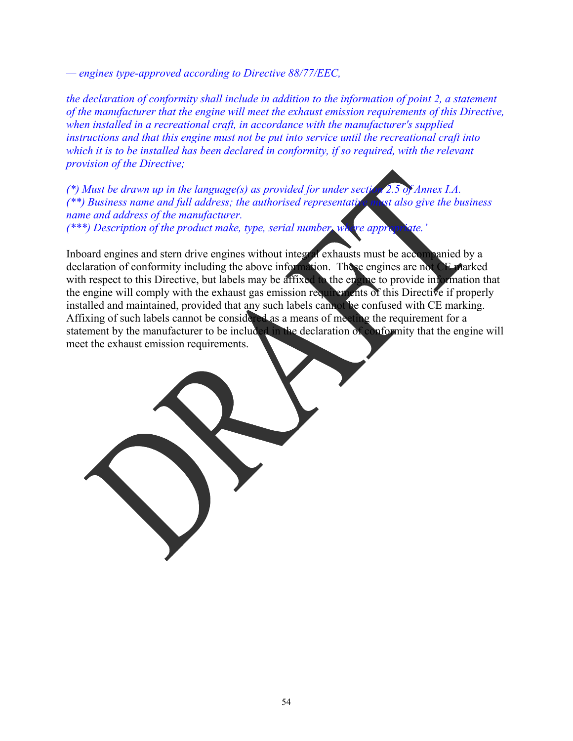*— engines type-approved according to Directive 88/77/EEC,*

*the declaration of conformity shall include in addition to the information of point 2, a statement of the manufacturer that the engine will meet the exhaust emission requirements of this Directive, when installed in a recreational craft, in accordance with the manufacturer's supplied instructions and that this engine must not be put into service until the recreational craft into which it is to be installed has been declared in conformity, if so required, with the relevant provision of the Directive;*

*(\*) Must be drawn up in the language(s) as provided for under section 2.5 of Annex I.A.*
*(\*\*) Business name and full address; the authorised representative must also give the business name and address of the manufacturer.*
*(\*\*\*) Description of the product make, type, serial number, where appropriate.'*

Inboard engines and stern drive engines without integral exhausts must be accompanied by a declaration of conformity including the above information. These engines are not CE marked with respect to this Directive, but labels may be affixed to the engine to provide information that the engine will comply with the exhaust gas emission requirements of this Directive if properly installed and maintained, provided that any such labels cannot be confused with CE marking. Affixing of such labels cannot be considered as a means of meeting the requirement for a statement by the manufacturer to be included in the declaration of conformity that the engine will meet the exhaust emission requirements.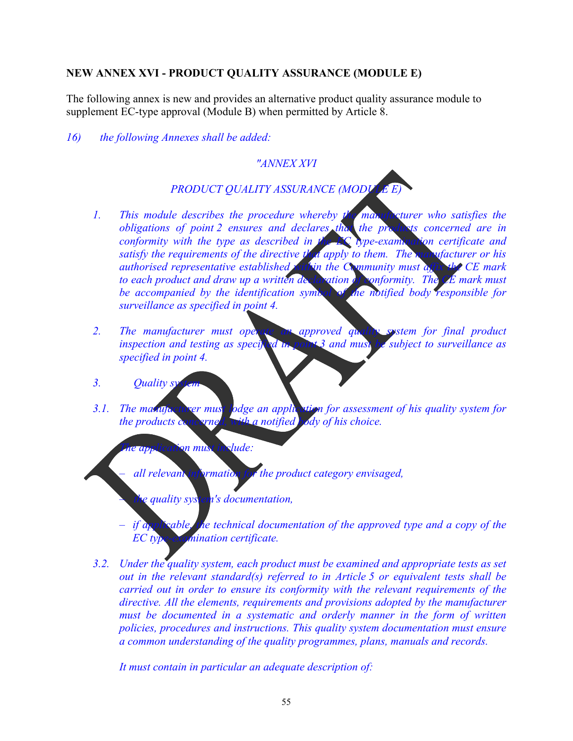**NEW ANNEX XVI - PRODUCT QUALITY ASSURANCE (MODULE E)**

The following annex is new and provides an alternative product quality assurance module to supplement EC-type approval (Module B) when permitted by Article 8.

*16) the following Annexes shall be added:*

*"ANNEX XVI*

*PRODUCT QUALITY ASSURANCE (MODULE E)*

1. *This module describes the procedure whereby the manufacturer who satisfies the obligations of point 2 ensures and declares that the products concerned are in conformity with the type as described in the EC type-examination certificate and satisfy the requirements of the directive that apply to them. The manufacturer or his authorised representative established within the Community must affix the CE mark to each product and draw up a written declaration of conformity. The CE mark must be accompanied by the identification symbol of the notified body responsible for surveillance as specified in point 4.*

2. *The manufacturer must operate an approved quality system for final product inspection and testing as specified in point 3 and must be subject to surveillance as specified in point 4.*

3. *Quality system*

3.1. *The manufacturer must lodge an application for assessment of his quality system for the products concerned, with a notified body of his choice.*

   *The application must include:*

   - *all relevant information for the product category envisaged,*
   - *the quality system's documentation,*
   - *if applicable, the technical documentation of the approved type and a copy of the EC type-examination certificate.*

3.2. *Under the quality system, each product must be examined and appropriate tests as set out in the relevant standard(s) referred to in Article 5 or equivalent tests shall be carried out in order to ensure its conformity with the relevant requirements of the directive. All the elements, requirements and provisions adopted by the manufacturer must be documented in a systematic and orderly manner in the form of written policies, procedures and instructions. This quality system documentation must ensure a common understanding of the quality programmes, plans, manuals and records.*

   *It must contain in particular an adequate description of:*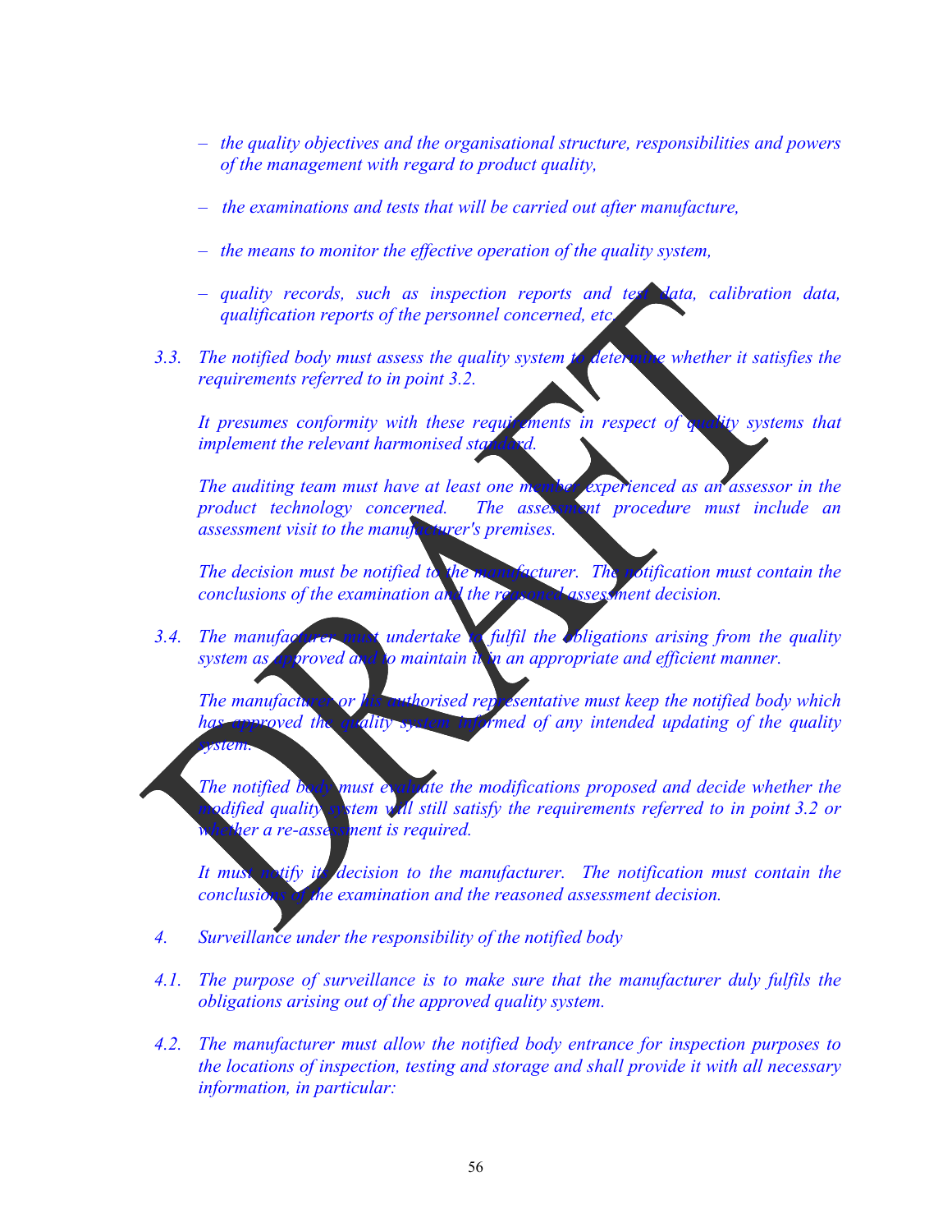*– the quality objectives and the organisational structure, responsibilities and powers of the management with regard to product quality,*

*– the examinations and tests that will be carried out after manufacture,*

*– the means to monitor the effective operation of the quality system,*

*– quality records, such as inspection reports and test data, calibration data, qualification reports of the personnel concerned, etc.*

*3.3. The notified body must assess the quality system to determine whether it satisfies the requirements referred to in point 3.2.*

*It presumes conformity with these requirements in respect of quality systems that implement the relevant harmonised standard.*

*The auditing team must have at least one member experienced as an assessor in the product technology concerned. The assessment procedure must include an assessment visit to the manufacturer's premises.*

*The decision must be notified to the manufacturer. The notification must contain the conclusions of the examination and the reasoned assessment decision.*

*3.4. The manufacturer must undertake to fulfil the obligations arising from the quality system as approved and to maintain it in an appropriate and efficient manner.*

*The manufacturer or his authorised representative must keep the notified body which has approved the quality system informed of any intended updating of the quality system.*

*The notified body must evaluate the modifications proposed and decide whether the modified quality system will still satisfy the requirements referred to in point 3.2 or whether a re-assessment is required.*

*It must notify its decision to the manufacturer. The notification must contain the conclusions of the examination and the reasoned assessment decision.*

*4. Surveillance under the responsibility of the notified body*

*4.1. The purpose of surveillance is to make sure that the manufacturer duly fulfils the obligations arising out of the approved quality system.*

*4.2. The manufacturer must allow the notified body entrance for inspection purposes to the locations of inspection, testing and storage and shall provide it with all necessary information, in particular:*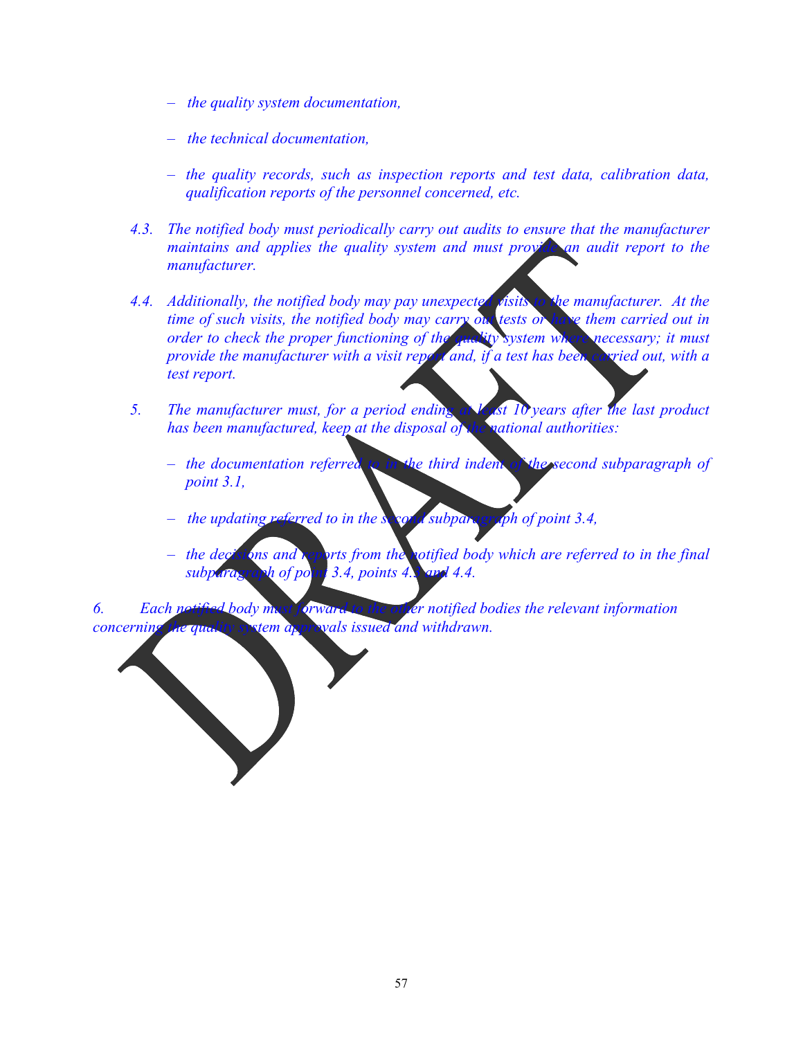- *the quality system documentation,*

- *the technical documentation,*

- *the quality records, such as inspection reports and test data, calibration data, qualification reports of the personnel concerned, etc.*

*4.3. The notified body must periodically carry out audits to ensure that the manufacturer maintains and applies the quality system and must provide an audit report to the manufacturer.*

*4.4. Additionally, the notified body may pay unexpected visits to the manufacturer. At the time of such visits, the notified body may carry out tests or have them carried out in order to check the proper functioning of the quality system where necessary; it must provide the manufacturer with a visit report and, if a test has been carried out, with a test report.*

*5. The manufacturer must, for a period ending at least 10 years after the last product has been manufactured, keep at the disposal of the national authorities:*

- *the documentation referred to in the third indent of the second subparagraph of point 3.1,*

- *the updating referred to in the second subparagraph of point 3.4,*

- *the decisions and reports from the notified body which are referred to in the final subparagraph of point 3.4, points 4.3 and 4.4.*

*6. Each notified body must forward to the other notified bodies the relevant information concerning the quality system approvals issued and withdrawn.*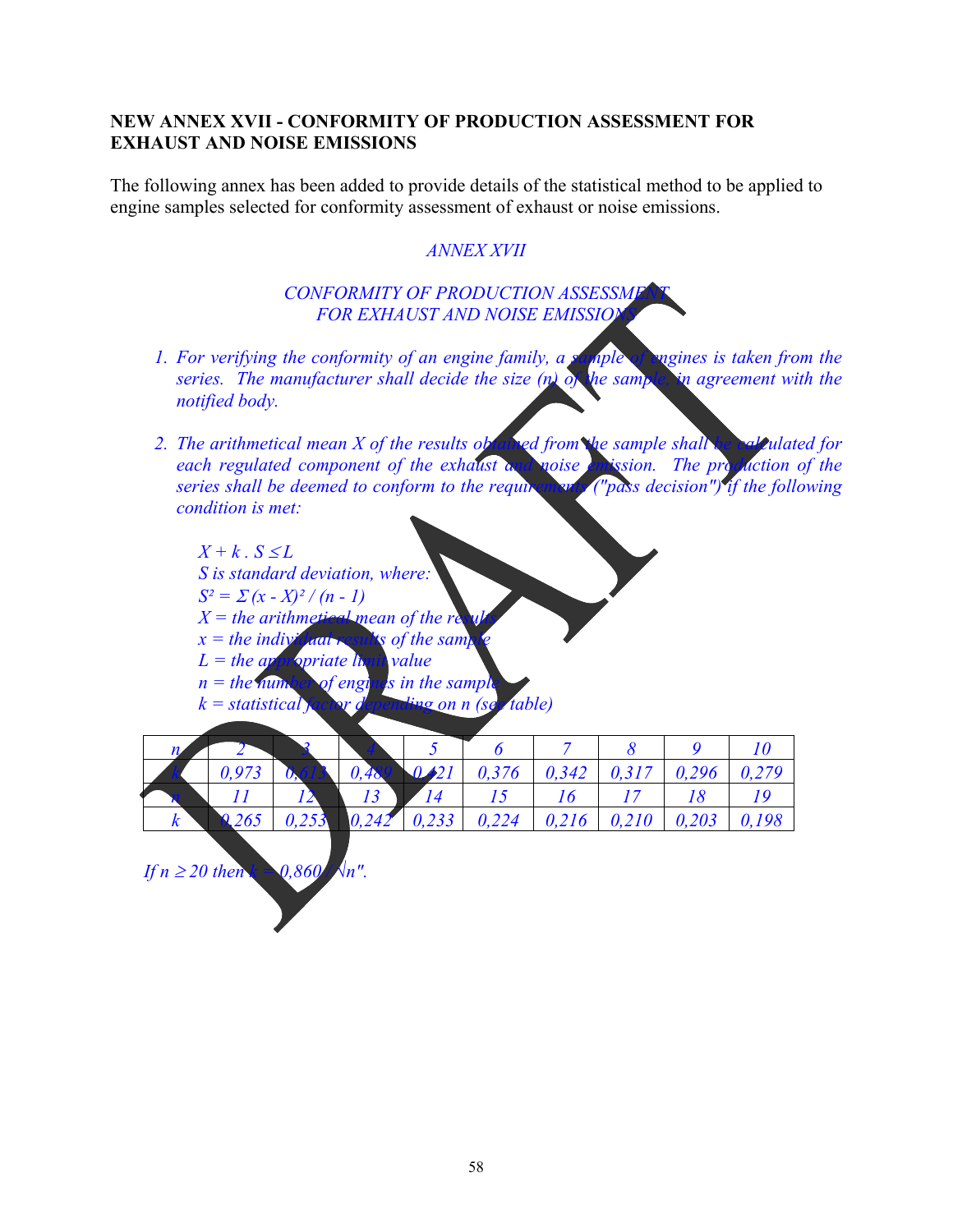**NEW ANNEX XVII - CONFORMITY OF PRODUCTION ASSESSMENT FOR EXHAUST AND NOISE EMISSIONS**

The following annex has been added to provide details of the statistical method to be applied to engine samples selected for conformity assessment of exhaust or noise emissions.

*ANNEX XVII*

*CONFORMITY OF PRODUCTION ASSESSMENT FOR EXHAUST AND NOISE EMISSIONS*

1. *For verifying the conformity of an engine family, a sample of engines is taken from the series. The manufacturer shall decide the size (n) of the sample, in agreement with the notified body.*

2. *The arithmetical mean X of the results obtained from the sample shall be calculated for each regulated component of the exhaust and noise emission. The production of the series shall be deemed to conform to the requirements ("pass decision") if the following condition is met:*

   $X + k \cdot S \leq L$
   *S is standard deviation, where:*
   $S^2 = \Sigma (x - X)^2 / (n - 1)$
   *X = the arithmetical mean of the results*
   *x = the individual results of the sample*
   *L = the appropriate limit value*
   *n = the number of engines in the sample*
   *k = statistical factor depending on n (see table)*

| *n* | *2* | *3* | *4* | *5* | *6* | *7* | *8* | *9* | *10* |
|---|---|---|---|---|---|---|---|---|---|
| *k* | *0,973* | *0,613* | *0,489* | *0,421* | *0,376* | *0,342* | *0,317* | *0,296* | *0,279* |
| *n* | *11* | *12* | *13* | *14* | *15* | *16* | *17* | *18* | *19* |
| *k* | *0,265* | *0,253* | *0,242* | *0,233* | *0,224* | *0,216* | *0,210* | *0,203* | *0,198* |

*If* $n \geq 20$ *then* $k = 0{,}860 / \sqrt{n}$*".*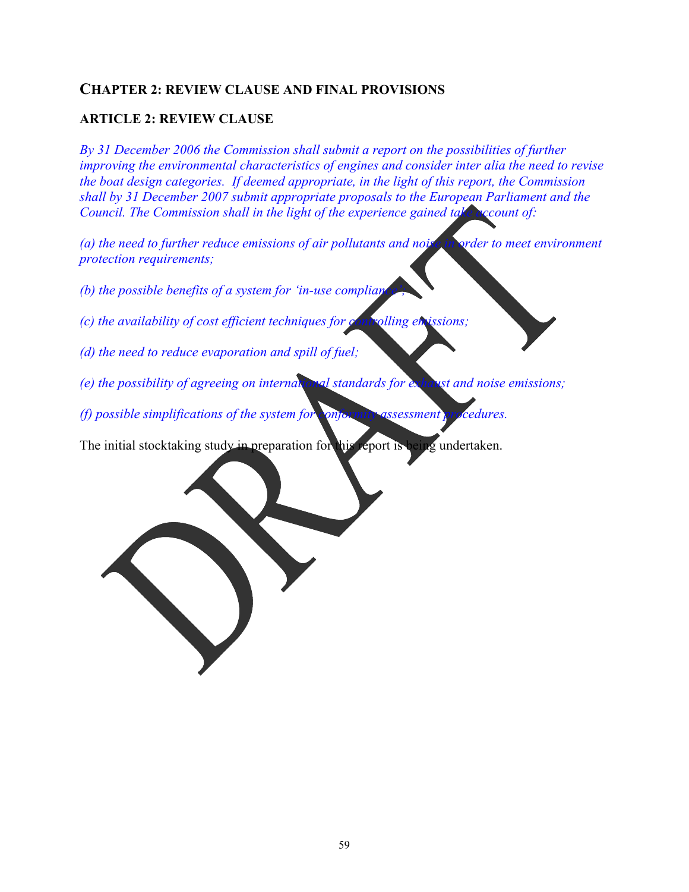## CHAPTER 2: REVIEW CLAUSE AND FINAL PROVISIONS

### ARTICLE 2: REVIEW CLAUSE

*By 31 December 2006 the Commission shall submit a report on the possibilities of further improving the environmental characteristics of engines and consider inter alia the need to revise the boat design categories. If deemed appropriate, in the light of this report, the Commission shall by 31 December 2007 submit appropriate proposals to the European Parliament and the Council. The Commission shall in the light of the experience gained take account of:*

*(a) the need to further reduce emissions of air pollutants and noise in order to meet environment protection requirements;*

*(b) the possible benefits of a system for 'in-use compliance';*

*(c) the availability of cost efficient techniques for controlling emissions;*

*(d) the need to reduce evaporation and spill of fuel;*

*(e) the possibility of agreeing on international standards for exhaust and noise emissions;*

*(f) possible simplifications of the system for conformity assessment procedures.*

The initial stocktaking study in preparation for this report is being undertaken.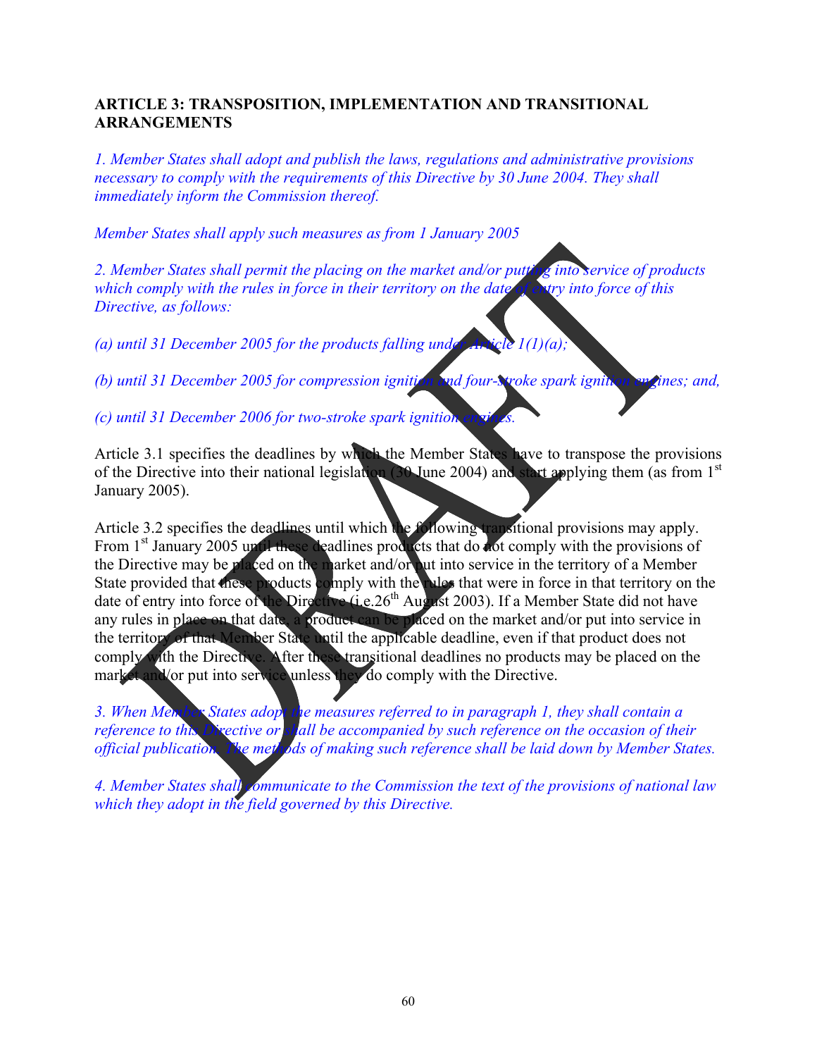## ARTICLE 3: TRANSPOSITION, IMPLEMENTATION AND TRANSITIONAL ARRANGEMENTS

*1. Member States shall adopt and publish the laws, regulations and administrative provisions necessary to comply with the requirements of this Directive by 30 June 2004. They shall immediately inform the Commission thereof.*

*Member States shall apply such measures as from 1 January 2005*

*2. Member States shall permit the placing on the market and/or putting into service of products which comply with the rules in force in their territory on the date of entry into force of this Directive, as follows:*

*(a) until 31 December 2005 for the products falling under Article 1(1)(a);*

*(b) until 31 December 2005 for compression ignition and four-stroke spark ignition engines; and,*

*(c) until 31 December 2006 for two-stroke spark ignition engines.*

Article 3.1 specifies the deadlines by which the Member States have to transpose the provisions of the Directive into their national legislation (30 June 2004) and start applying them (as from 1st January 2005).

Article 3.2 specifies the deadlines until which the following transitional provisions may apply. From 1st January 2005 until these deadlines products that do not comply with the provisions of the Directive may be placed on the market and/or put into service in the territory of a Member State provided that these products comply with the rules that were in force in that territory on the date of entry into force of the Directive (i.e.26th August 2003). If a Member State did not have any rules in place on that date, a product can be placed on the market and/or put into service in the territory of that Member State until the applicable deadline, even if that product does not comply with the Directive. After these transitional deadlines no products may be placed on the market and/or put into service unless they do comply with the Directive.

*3. When Member States adopt the measures referred to in paragraph 1, they shall contain a reference to this Directive or shall be accompanied by such reference on the occasion of their official publication. The methods of making such reference shall be laid down by Member States.*

*4. Member States shall communicate to the Commission the text of the provisions of national law which they adopt in the field governed by this Directive.*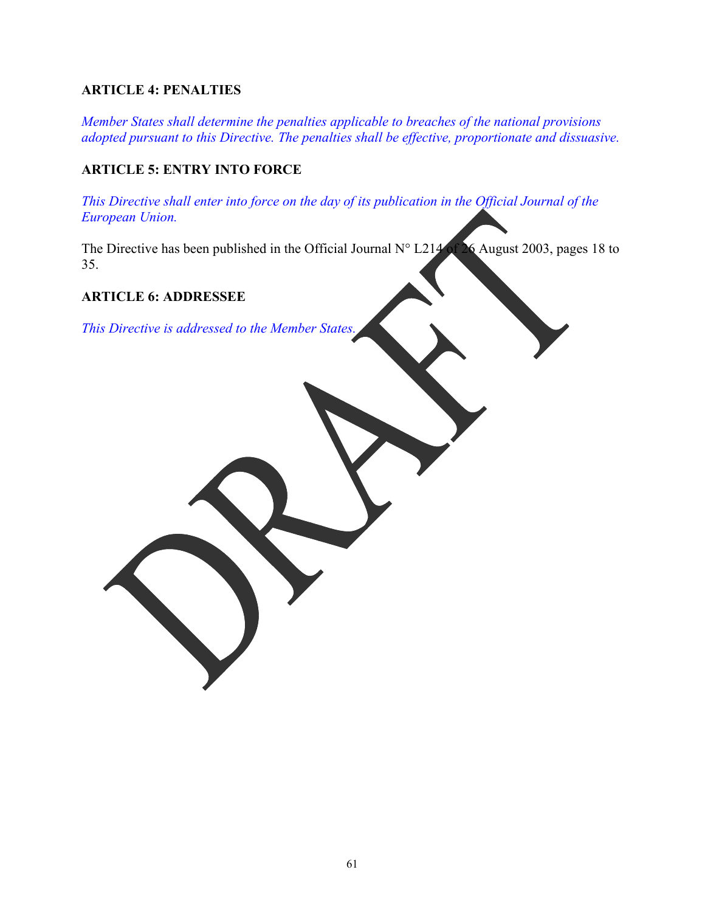**ARTICLE 4: PENALTIES**

*Member States shall determine the penalties applicable to breaches of the national provisions adopted pursuant to this Directive. The penalties shall be effective, proportionate and dissuasive.*

**ARTICLE 5: ENTRY INTO FORCE**

*This Directive shall enter into force on the day of its publication in the Official Journal of the European Union.*

The Directive has been published in the Official Journal N° L214 of 26 August 2003, pages 18 to 35.

**ARTICLE 6: ADDRESSEE**

*This Directive is addressed to the Member States.*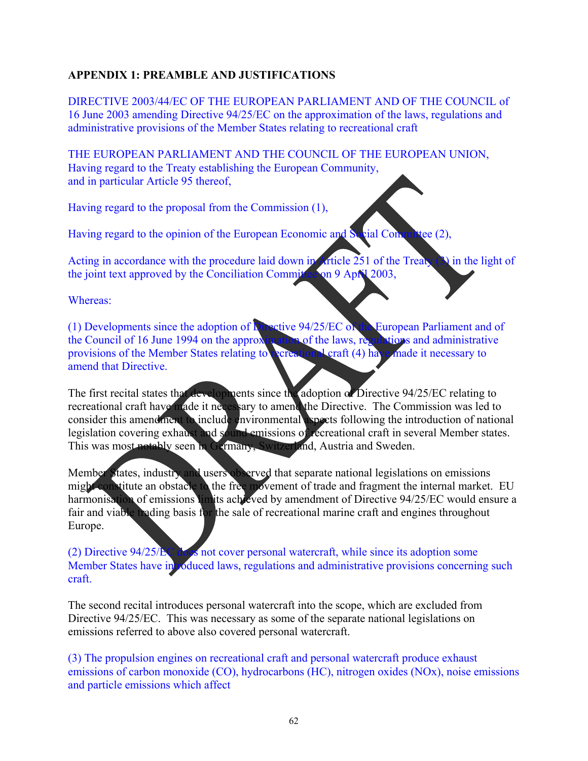**APPENDIX 1: PREAMBLE AND JUSTIFICATIONS**

DIRECTIVE 2003/44/EC OF THE EUROPEAN PARLIAMENT AND OF THE COUNCIL of 16 June 2003 amending Directive 94/25/EC on the approximation of the laws, regulations and administrative provisions of the Member States relating to recreational craft

THE EUROPEAN PARLIAMENT AND THE COUNCIL OF THE EUROPEAN UNION,
Having regard to the Treaty establishing the European Community,
and in particular Article 95 thereof,

Having regard to the proposal from the Commission (1),

Having regard to the opinion of the European Economic and Social Committee (2),

Acting in accordance with the procedure laid down in Article 251 of the Treaty (3) in the light of the joint text approved by the Conciliation Committee on 9 April 2003,

Whereas:

(1) Developments since the adoption of Directive 94/25/EC of the European Parliament and of the Council of 16 June 1994 on the approximation of the laws, regulations and administrative provisions of the Member States relating to recreational craft (4) have made it necessary to amend that Directive.

The first recital states that developments since the adoption of Directive 94/25/EC relating to recreational craft have made it necessary to amend the Directive. The Commission was led to consider this amendment to include environmental aspects following the introduction of national legislation covering exhaust and sound emissions of recreational craft in several Member states. This was most notably seen in Germany, Switzerland, Austria and Sweden.

Member States, industry and users observed that separate national legislations on emissions might constitute an obstacle to the free movement of trade and fragment the internal market. EU harmonisation of emissions limits achieved by amendment of Directive 94/25/EC would ensure a fair and viable trading basis for the sale of recreational marine craft and engines throughout Europe.

(2) Directive 94/25/EC does not cover personal watercraft, while since its adoption some Member States have introduced laws, regulations and administrative provisions concerning such craft.

The second recital introduces personal watercraft into the scope, which are excluded from Directive 94/25/EC. This was necessary as some of the separate national legislations on emissions referred to above also covered personal watercraft.

(3) The propulsion engines on recreational craft and personal watercraft produce exhaust emissions of carbon monoxide (CO), hydrocarbons (HC), nitrogen oxides (NOx), noise emissions and particle emissions which affect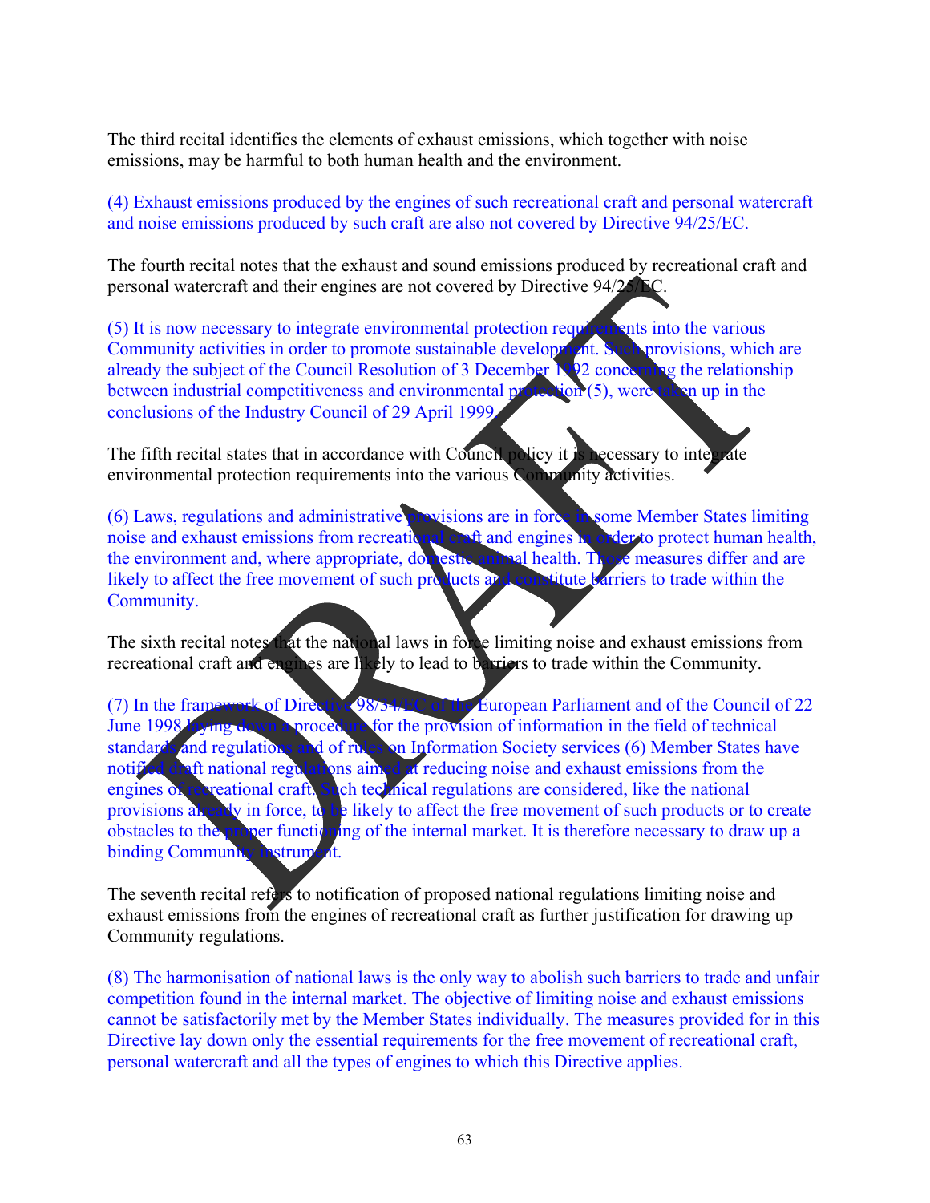The third recital identifies the elements of exhaust emissions, which together with noise emissions, may be harmful to both human health and the environment.

(4) Exhaust emissions produced by the engines of such recreational craft and personal watercraft and noise emissions produced by such craft are also not covered by Directive 94/25/EC.

The fourth recital notes that the exhaust and sound emissions produced by recreational craft and personal watercraft and their engines are not covered by Directive 94/25/EC.

(5) It is now necessary to integrate environmental protection requirements into the various Community activities in order to promote sustainable development. Such provisions, which are already the subject of the Council Resolution of 3 December 1992 concerning the relationship between industrial competitiveness and environmental protection (5), were taken up in the conclusions of the Industry Council of 29 April 1999.

The fifth recital states that in accordance with Council policy it is necessary to integrate environmental protection requirements into the various Community activities.

(6) Laws, regulations and administrative provisions are in force in some Member States limiting noise and exhaust emissions from recreational craft and engines in order to protect human health, the environment and, where appropriate, domestic animal health. Those measures differ and are likely to affect the free movement of such products and constitute barriers to trade within the Community.

The sixth recital notes that the national laws in force limiting noise and exhaust emissions from recreational craft and engines are likely to lead to barriers to trade within the Community.

(7) In the framework of Directive 98/34/EC of the European Parliament and of the Council of 22 June 1998 laying down a procedure for the provision of information in the field of technical standards and regulations and of rules on Information Society services (6) Member States have notified draft national regulations aimed at reducing noise and exhaust emissions from the engines of recreational craft. Such technical regulations are considered, like the national provisions already in force, to be likely to affect the free movement of such products or to create obstacles to the proper functioning of the internal market. It is therefore necessary to draw up a binding Community instrument.

The seventh recital refers to notification of proposed national regulations limiting noise and exhaust emissions from the engines of recreational craft as further justification for drawing up Community regulations.

(8) The harmonisation of national laws is the only way to abolish such barriers to trade and unfair competition found in the internal market. The objective of limiting noise and exhaust emissions cannot be satisfactorily met by the Member States individually. The measures provided for in this Directive lay down only the essential requirements for the free movement of recreational craft, personal watercraft and all the types of engines to which this Directive applies.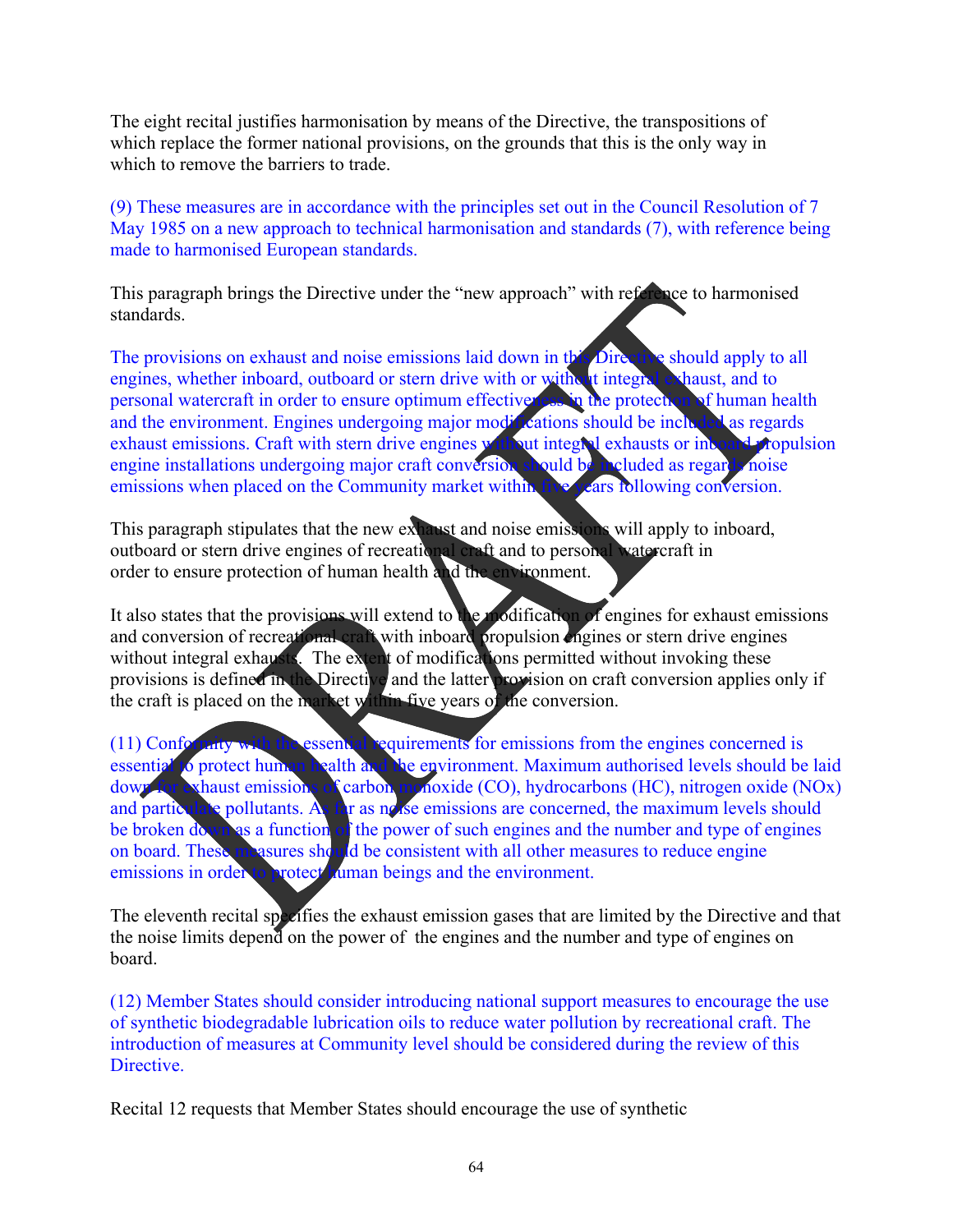The eight recital justifies harmonisation by means of the Directive, the transpositions of which replace the former national provisions, on the grounds that this is the only way in which to remove the barriers to trade.

(9) These measures are in accordance with the principles set out in the Council Resolution of 7 May 1985 on a new approach to technical harmonisation and standards (7), with reference being made to harmonised European standards.

This paragraph brings the Directive under the “new approach” with reference to harmonised standards.

The provisions on exhaust and noise emissions laid down in this Directive should apply to all engines, whether inboard, outboard or stern drive with or without integral exhaust, and to personal watercraft in order to ensure optimum effectiveness in the protection of human health and the environment. Engines undergoing major modifications should be included as regards exhaust emissions. Craft with stern drive engines without integral exhausts or inboard propulsion engine installations undergoing major craft conversion should be included as regards noise emissions when placed on the Community market within five years following conversion.

This paragraph stipulates that the new exhaust and noise emissions will apply to inboard, outboard or stern drive engines of recreational craft and to personal watercraft in order to ensure protection of human health and the environment.

It also states that the provisions will extend to the modification of engines for exhaust emissions and conversion of recreational craft with inboard propulsion engines or stern drive engines without integral exhausts. The extent of modifications permitted without invoking these provisions is defined in the Directive and the latter provision on craft conversion applies only if the craft is placed on the market within five years of the conversion.

(11) Conformity with the essential requirements for emissions from the engines concerned is essential to protect human health and the environment. Maximum authorised levels should be laid down for exhaust emissions of carbon monoxide (CO), hydrocarbons (HC), nitrogen oxide (NOx) and particulate pollutants. As far as noise emissions are concerned, the maximum levels should be broken down as a function of the power of such engines and the number and type of engines on board. These measures should be consistent with all other measures to reduce engine emissions in order to protect human beings and the environment.

The eleventh recital specifies the exhaust emission gases that are limited by the Directive and that the noise limits depend on the power of the engines and the number and type of engines on board.

(12) Member States should consider introducing national support measures to encourage the use of synthetic biodegradable lubrication oils to reduce water pollution by recreational craft. The introduction of measures at Community level should be considered during the review of this Directive.

Recital 12 requests that Member States should encourage the use of synthetic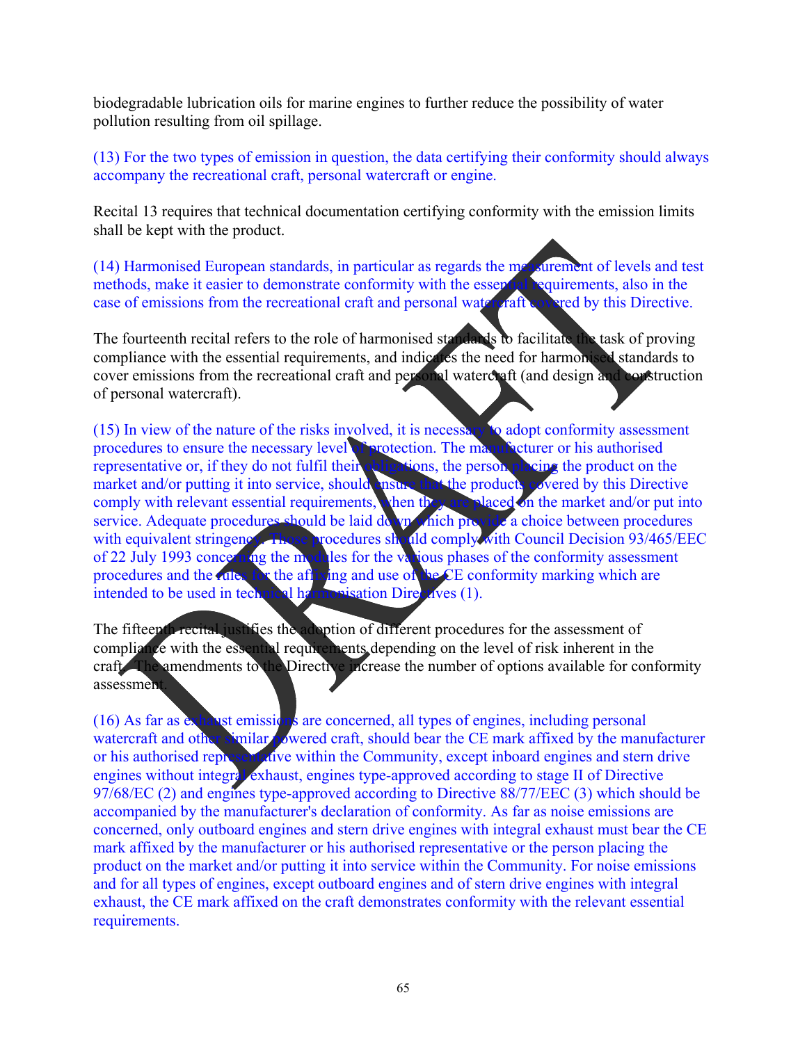biodegradable lubrication oils for marine engines to further reduce the possibility of water pollution resulting from oil spillage.

(13) For the two types of emission in question, the data certifying their conformity should always accompany the recreational craft, personal watercraft or engine.

Recital 13 requires that technical documentation certifying conformity with the emission limits shall be kept with the product.

(14) Harmonised European standards, in particular as regards the measurement of levels and test methods, make it easier to demonstrate conformity with the essential requirements, also in the case of emissions from the recreational craft and personal watercraft covered by this Directive.

The fourteenth recital refers to the role of harmonised standards to facilitate the task of proving compliance with the essential requirements, and indicates the need for harmonised standards to cover emissions from the recreational craft and personal watercraft (and design and construction of personal watercraft).

(15) In view of the nature of the risks involved, it is necessary to adopt conformity assessment procedures to ensure the necessary level of protection. The manufacturer or his authorised representative or, if they do not fulfil their obligations, the person placing the product on the market and/or putting it into service, should ensure that the products covered by this Directive comply with relevant essential requirements, when they are placed on the market and/or put into service. Adequate procedures should be laid down which provide a choice between procedures with equivalent stringency. Those procedures should comply with Council Decision 93/465/EEC of 22 July 1993 concerning the modules for the various phases of the conformity assessment procedures and the rules for the affixing and use of the CE conformity marking which are intended to be used in technical harmonisation Directives (1).

The fifteenth recital justifies the adoption of different procedures for the assessment of compliance with the essential requirements depending on the level of risk inherent in the craft. The amendments to the Directive increase the number of options available for conformity assessment.

(16) As far as exhaust emissions are concerned, all types of engines, including personal watercraft and other similar powered craft, should bear the CE mark affixed by the manufacturer or his authorised representative within the Community, except inboard engines and stern drive engines without integral exhaust, engines type-approved according to stage II of Directive 97/68/EC (2) and engines type-approved according to Directive 88/77/EEC (3) which should be accompanied by the manufacturer's declaration of conformity. As far as noise emissions are concerned, only outboard engines and stern drive engines with integral exhaust must bear the CE mark affixed by the manufacturer or his authorised representative or the person placing the product on the market and/or putting it into service within the Community. For noise emissions and for all types of engines, except outboard engines and of stern drive engines with integral exhaust, the CE mark affixed on the craft demonstrates conformity with the relevant essential requirements.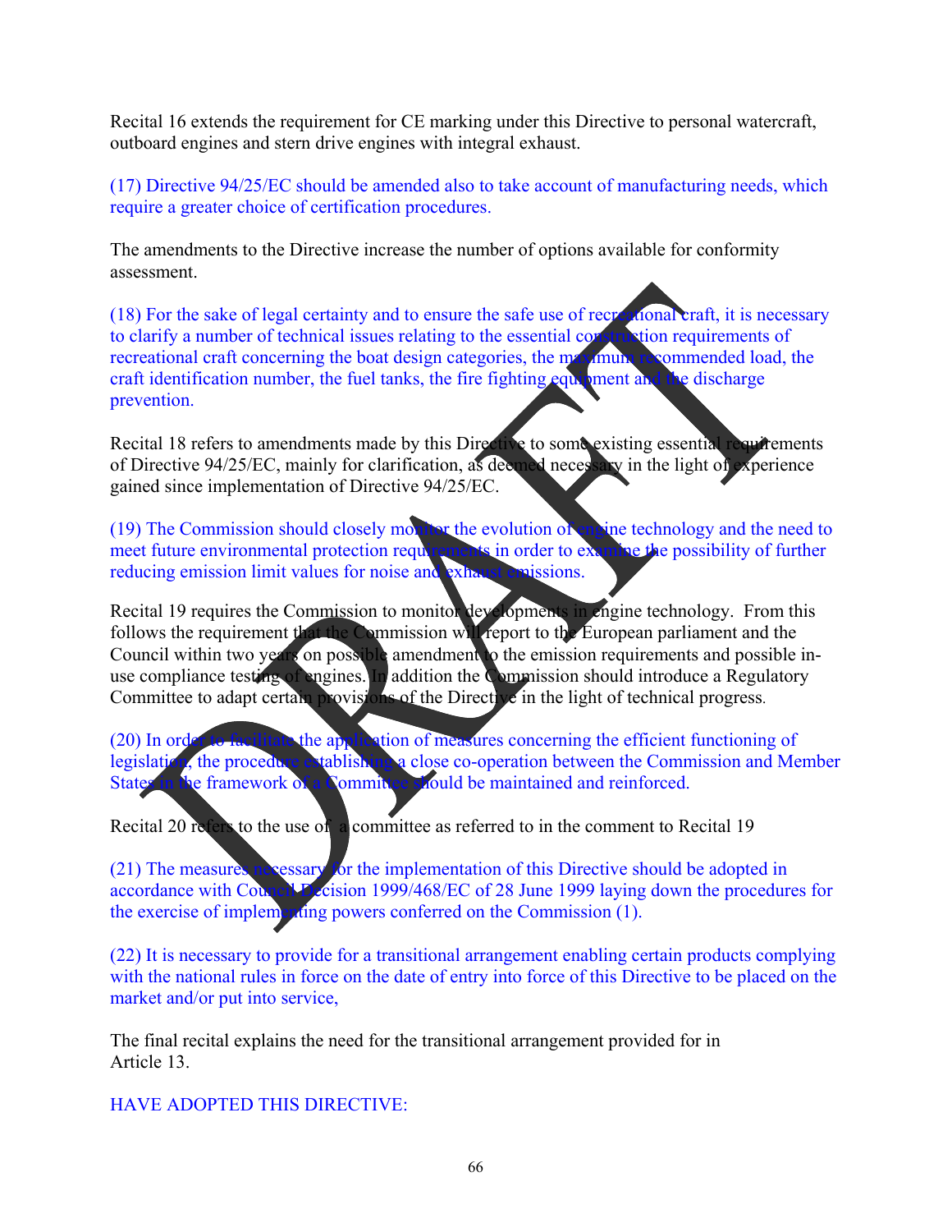Recital 16 extends the requirement for CE marking under this Directive to personal watercraft, outboard engines and stern drive engines with integral exhaust.

(17) Directive 94/25/EC should be amended also to take account of manufacturing needs, which require a greater choice of certification procedures.

The amendments to the Directive increase the number of options available for conformity assessment.

(18) For the sake of legal certainty and to ensure the safe use of recreational craft, it is necessary to clarify a number of technical issues relating to the essential construction requirements of recreational craft concerning the boat design categories, the maximum recommended load, the craft identification number, the fuel tanks, the fire fighting equipment and the discharge prevention.

Recital 18 refers to amendments made by this Directive to some existing essential requirements of Directive 94/25/EC, mainly for clarification, as deemed necessary in the light of experience gained since implementation of Directive 94/25/EC.

(19) The Commission should closely monitor the evolution of engine technology and the need to meet future environmental protection requirements in order to examine the possibility of further reducing emission limit values for noise and exhaust emissions.

Recital 19 requires the Commission to monitor developments in engine technology. From this follows the requirement that the Commission will report to the European parliament and the Council within two years on possible amendment to the emission requirements and possible in-use compliance testing of engines. In addition the Commission should introduce a Regulatory Committee to adapt certain provisions of the Directive in the light of technical progress.

(20) In order to facilitate the application of measures concerning the efficient functioning of legislation, the procedure establishing a close co-operation between the Commission and Member States in the framework of a Committee should be maintained and reinforced.

Recital 20 refers to the use of a committee as referred to in the comment to Recital 19

(21) The measures necessary for the implementation of this Directive should be adopted in accordance with Council Decision 1999/468/EC of 28 June 1999 laying down the procedures for the exercise of implementing powers conferred on the Commission (1).

(22) It is necessary to provide for a transitional arrangement enabling certain products complying with the national rules in force on the date of entry into force of this Directive to be placed on the market and/or put into service,

The final recital explains the need for the transitional arrangement provided for in Article 13.

HAVE ADOPTED THIS DIRECTIVE: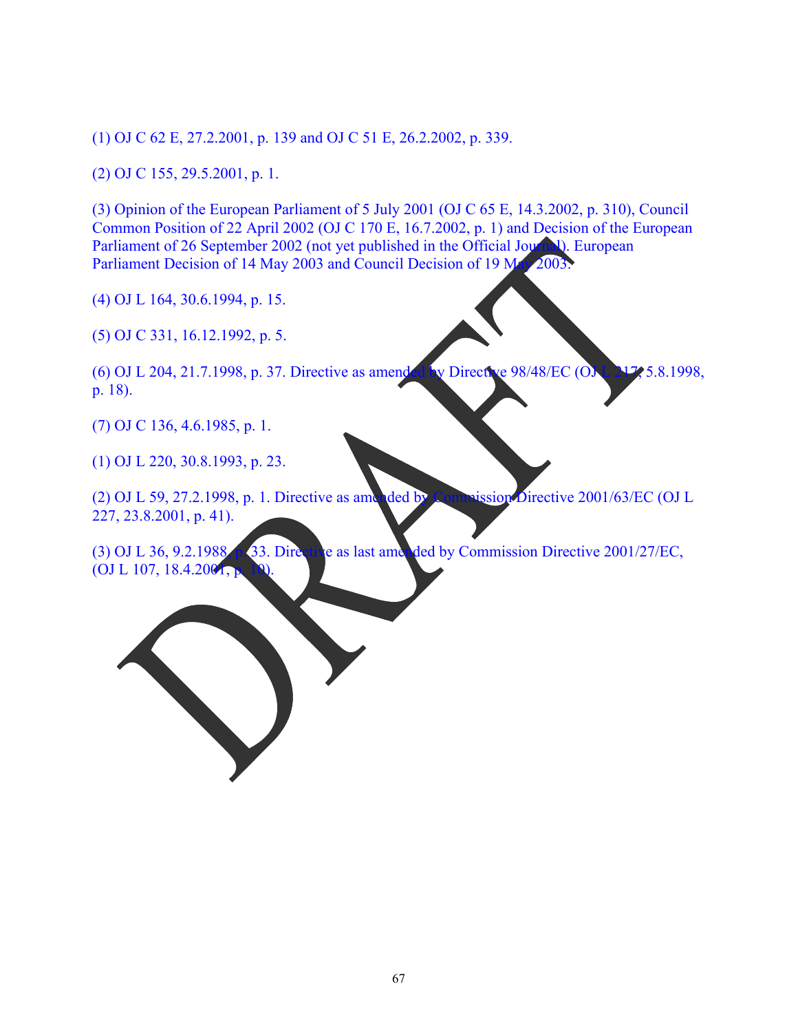(1) OJ C 62 E, 27.2.2001, p. 139 and OJ C 51 E, 26.2.2002, p. 339.

(2) OJ C 155, 29.5.2001, p. 1.

(3) Opinion of the European Parliament of 5 July 2001 (OJ C 65 E, 14.3.2002, p. 310), Council Common Position of 22 April 2002 (OJ C 170 E, 16.7.2002, p. 1) and Decision of the European Parliament of 26 September 2002 (not yet published in the Official Journal). European Parliament Decision of 14 May 2003 and Council Decision of 19 May 2003.

(4) OJ L 164, 30.6.1994, p. 15.

(5) OJ C 331, 16.12.1992, p. 5.

(6) OJ L 204, 21.7.1998, p. 37. Directive as amended by Directive 98/48/EC (OJ L 217, 5.8.1998, p. 18).

(7) OJ C 136, 4.6.1985, p. 1.

(1) OJ L 220, 30.8.1993, p. 23.

(2) OJ L 59, 27.2.1998, p. 1. Directive as amended by Commission Directive 2001/63/EC (OJ L 227, 23.8.2001, p. 41).

(3) OJ L 36, 9.2.1988, p. 33. Directive as last amended by Commission Directive 2001/27/EC, (OJ L 107, 18.4.2001, p. 10).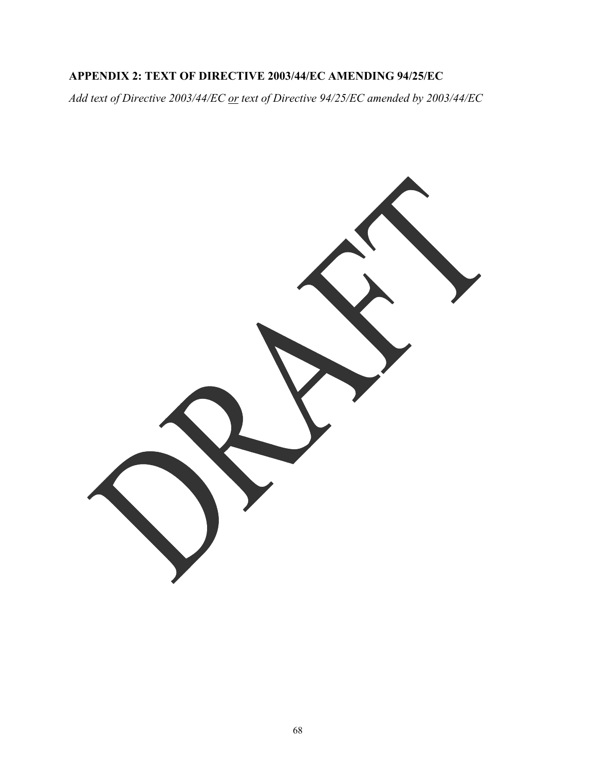## APPENDIX 2: TEXT OF DIRECTIVE 2003/44/EC AMENDING 94/25/EC

*Add text of Directive 2003/44/EC <u>or</u> text of Directive 94/25/EC amended by 2003/44/EC*

DRAFT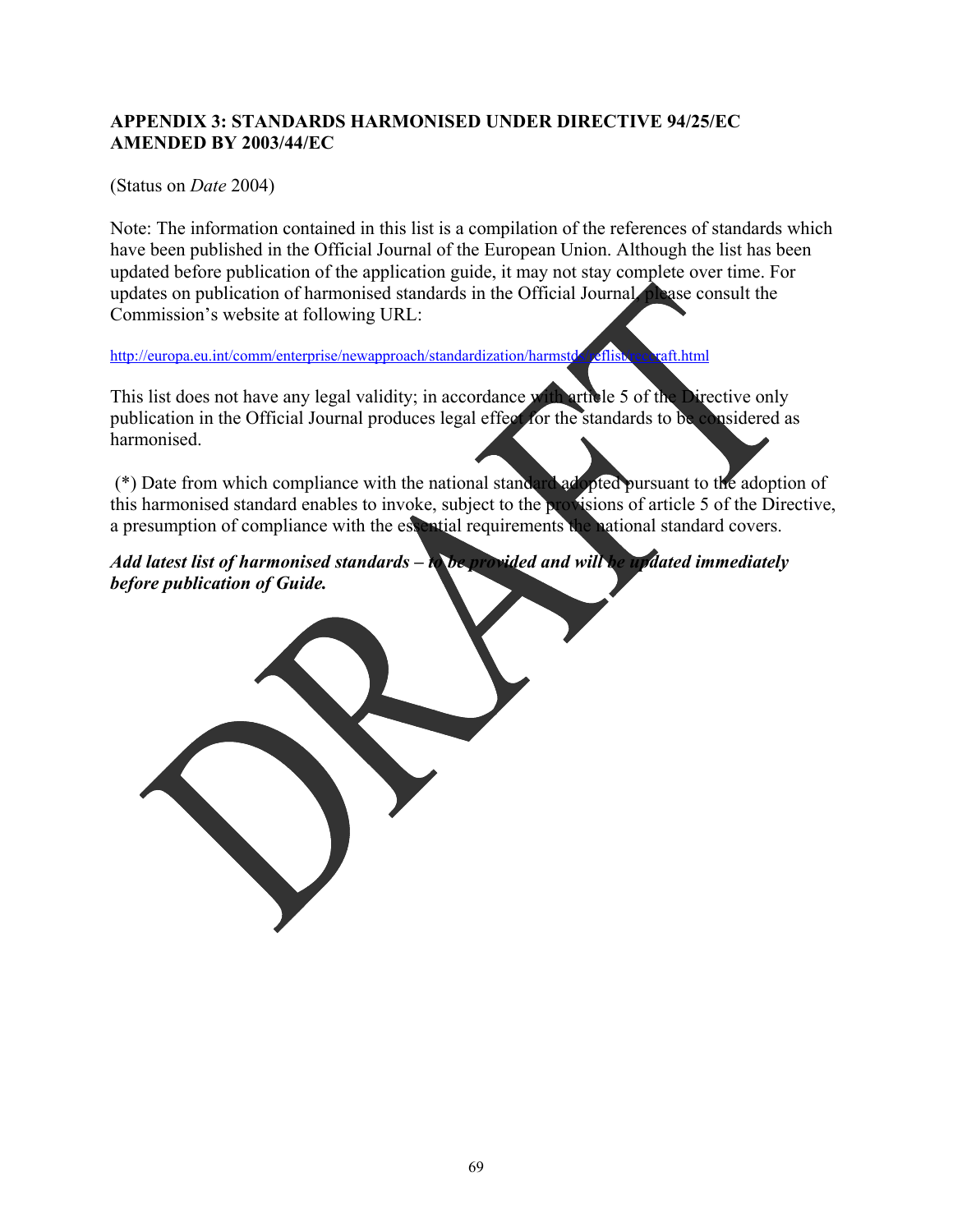## APPENDIX 3: STANDARDS HARMONISED UNDER DIRECTIVE 94/25/EC AMENDED BY 2003/44/EC

(Status on *Date* 2004)

Note: The information contained in this list is a compilation of the references of standards which have been published in the Official Journal of the European Union. Although the list has been updated before publication of the application guide, it may not stay complete over time. For updates on publication of harmonised standards in the Official Journal, please consult the Commission's website at following URL:

http://europa.eu.int/comm/enterprise/newapproach/standardization/harmstds/reflist/reccraft.html

This list does not have any legal validity; in accordance with article 5 of the Directive only publication in the Official Journal produces legal effect for the standards to be considered as harmonised.

(*) Date from which compliance with the national standard adopted pursuant to the adoption of this harmonised standard enables to invoke, subject to the provisions of article 5 of the Directive, a presumption of compliance with the essential requirements the national standard covers.

***Add latest list of harmonised standards – to be provided and will be updated immediately before publication of Guide.***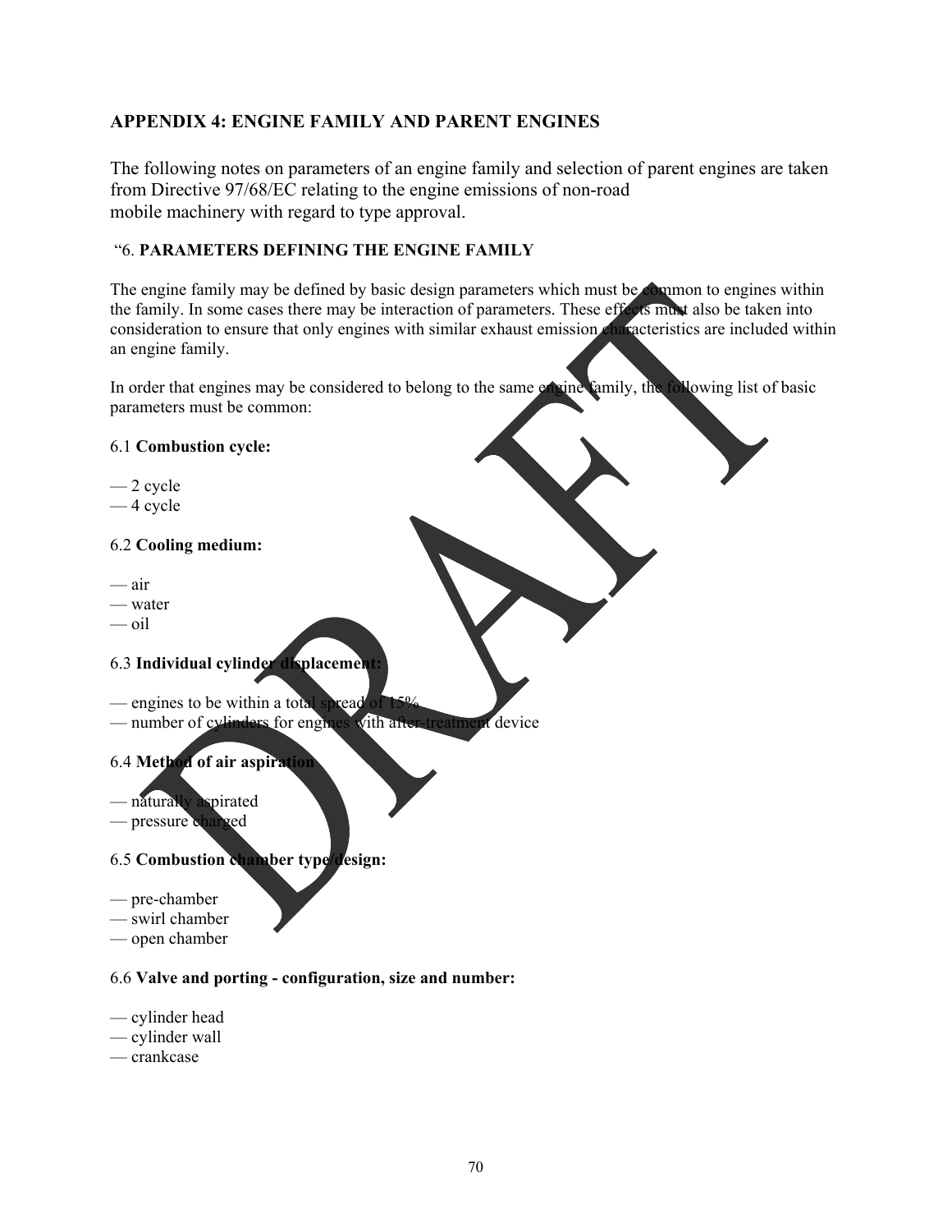## APPENDIX 4: ENGINE FAMILY AND PARENT ENGINES

The following notes on parameters of an engine family and selection of parent engines are taken from Directive 97/68/EC relating to the engine emissions of non-road mobile machinery with regard to type approval.

"6. **PARAMETERS DEFINING THE ENGINE FAMILY**

The engine family may be defined by basic design parameters which must be common to engines within the family. In some cases there may be interaction of parameters. These effects must also be taken into consideration to ensure that only engines with similar exhaust emission characteristics are included within an engine family.

In order that engines may be considered to belong to the same engine family, the following list of basic parameters must be common:

6.1 **Combustion cycle:**

— 2 cycle
— 4 cycle

6.2 **Cooling medium:**

— air
— water
— oil

6.3 **Individual cylinder displacement:**

— engines to be within a total spread of 15%
— number of cylinders for engines with after-treatment device

6.4 **Method of air aspiration**

— naturally aspirated
— pressure charged

6.5 **Combustion chamber type/design:**

— pre-chamber
— swirl chamber
— open chamber

6.6 **Valve and porting - configuration, size and number:**

— cylinder head
— cylinder wall
— crankcase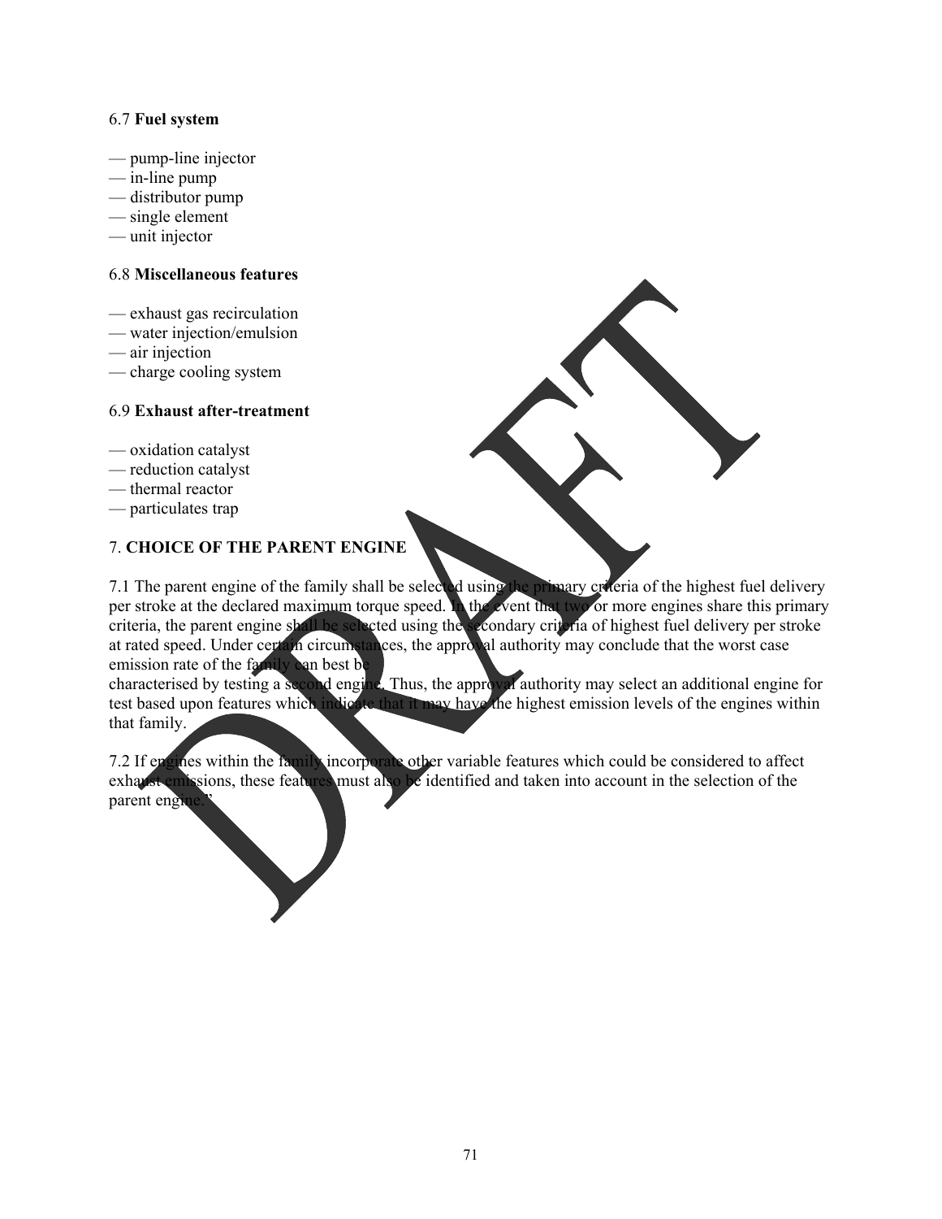6.7 **Fuel system**

— pump-line injector
— in-line pump
— distributor pump
— single element
— unit injector

6.8 **Miscellaneous features**

— exhaust gas recirculation
— water injection/emulsion
— air injection
— charge cooling system

6.9 **Exhaust after-treatment**

— oxidation catalyst
— reduction catalyst
— thermal reactor
— particulates trap

7. **CHOICE OF THE PARENT ENGINE**

7.1 The parent engine of the family shall be selected using the primary criteria of the highest fuel delivery per stroke at the declared maximum torque speed. In the event that two or more engines share this primary criteria, the parent engine shall be selected using the secondary criteria of highest fuel delivery per stroke at rated speed. Under certain circumstances, the approval authority may conclude that the worst case emission rate of the family can best be
characterised by testing a second engine. Thus, the approval authority may select an additional engine for test based upon features which indicate that it may have the highest emission levels of the engines within that family.

7.2 If engines within the family incorporate other variable features which could be considered to affect exhaust emissions, these features must also be identified and taken into account in the selection of the parent engine."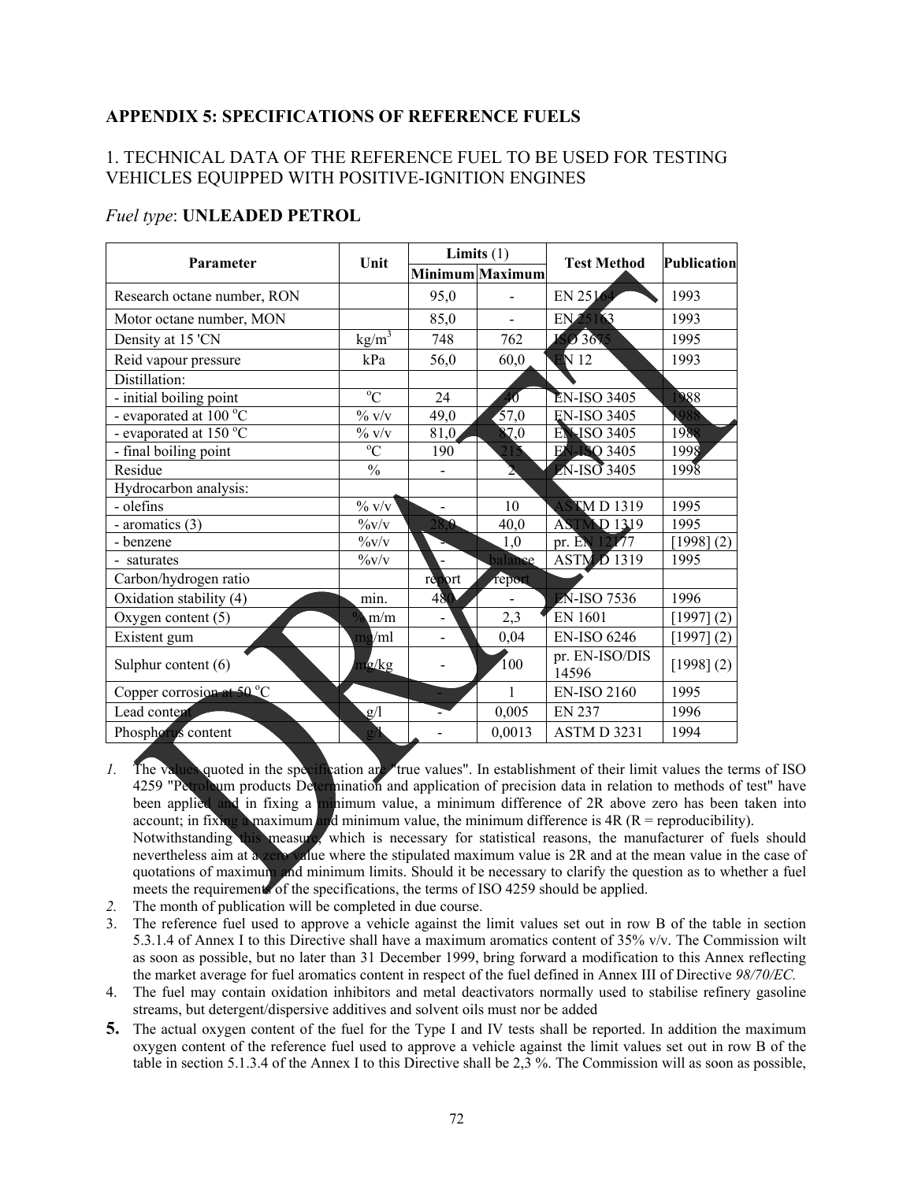## APPENDIX 5: SPECIFICATIONS OF REFERENCE FUELS

### 1. TECHNICAL DATA OF THE REFERENCE FUEL TO BE USED FOR TESTING VEHICLES EQUIPPED WITH POSITIVE-IGNITION ENGINES

*Fuel type*: **UNLEADED PETROL**

| Parameter | Unit | Limits (1) | | Test Method | Publication |
|---|---|---|---|---|---|
| | | Minimum | Maximum | | |
| Research octane number, RON | | 95,0 | - | EN 25164 | 1993 |
| Motor octane number, MON | | 85,0 | - | EN 25163 | 1993 |
| Density at 15 'CN | kg/m$^3$ | 748 | 762 | ISO 3675 | 1995 |
| Reid vapour pressure | kPa | 56,0 | 60,0 | EN 12 | 1993 |
| Distillation: | | | | | |
| - initial boiling point | $^{o}$C | 24 | 40 | EN-ISO 3405 | 1988 |
| - evaporated at 100 $^{o}$C | % v/v | 49,0 | 57,0 | EN-ISO 3405 | 1988 |
| - evaporated at 150 $^{o}$C | % v/v | 81,0 | 87,0 | EN-ISO 3405 | 1988 |
| - final boiling point | $^{o}$C | 190 | 215 | EN-ISO 3405 | 1998 |
| Residue | % | - | 2 | EN-ISO 3405 | 1998 |
| Hydrocarbon analysis: | | | | | |
| - olefins | % v/v | - | 10 | ASTM D 1319 | 1995 |
| - aromatics (3) | %v/v | 28,0 | 40,0 | ASTM D 1319 | 1995 |
| - benzene | %v/v | - | 1,0 | pr. EN 12177 | [1998] (2) |
| - saturates | %v/v | - | balance | ASTM D 1319 | 1995 |
| Carbon/hydrogen ratio | | report | report | | |
| Oxidation stability (4) | min. | 480 | - | EN-ISO 7536 | 1996 |
| Oxygen content (5) | % m/m | - | 2,3 | EN 1601 | [1997] (2) |
| Existent gum | mg/ml | - | 0,04 | EN-ISO 6246 | [1997] (2) |
| Sulphur content (6) | mg/kg | - | 100 | pr. EN-ISO/DIS 14596 | [1998] (2) |
| Copper corrosion at 50 $^{o}$C | | - | 1 | EN-ISO 2160 | 1995 |
| Lead content | g/l | - | 0,005 | EN 237 | 1996 |
| Phosphorus content | g/l | - | 0,0013 | ASTM D 3231 | 1994 |

1. The values quoted in the specification are "true values". In establishment of their limit values the terms of ISO 4259 "Petroleum products Determination and application of precision data in relation to methods of test" have been applied and in fixing a minimum value, a minimum difference of 2R above zero has been taken into account; in fixing a maximum and minimum value, the minimum difference is 4R (R = reproducibility).
   Notwithstanding this measure, which is necessary for statistical reasons, the manufacturer of fuels should nevertheless aim at a zero value where the stipulated maximum value is 2R and at the mean value in the case of quotations of maximum and minimum limits. Should it be necessary to clarify the question as to whether a fuel meets the requirements of the specifications, the terms of ISO 4259 should be applied.
2. The month of publication will be completed in due course.
3. The reference fuel used to approve a vehicle against the limit values set out in row B of the table in section 5.3.1.4 of Annex I to this Directive shall have a maximum aromatics content of 35% v/v. The Commission wilt as soon as possible, but no later than 31 December 1999, bring forward a modification to this Annex reflecting the market average for fuel aromatics content in respect of the fuel defined in Annex III of Directive *98/70/EC.*
4. The fuel may contain oxidation inhibitors and metal deactivators normally used to stabilise refinery gasoline streams, but detergent/dispersive additives and solvent oils must nor be added
5. The actual oxygen content of the fuel for the Type I and IV tests shall be reported. In addition the maximum oxygen content of the reference fuel used to approve a vehicle against the limit values set out in row B of the table in section 5.1.3.4 of the Annex I to this Directive shall be 2,3 %. The Commission will as soon as possible,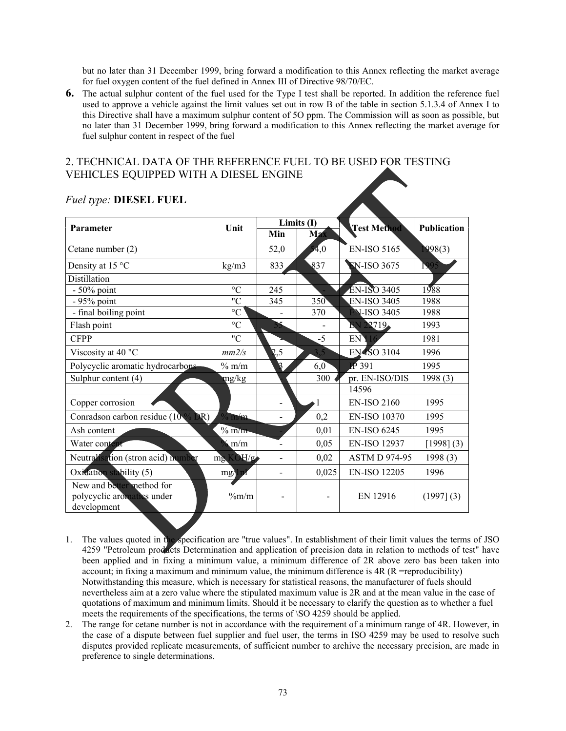but no later than 31 December 1999, bring forward a modification to this Annex reflecting the market average for fuel oxygen content of the fuel defined in Annex III of Directive 98/70/EC.

**6.** The actual sulphur content of the fuel used for the Type I test shall be reported. In addition the reference fuel used to approve a vehicle against the limit values set out in row B of the table in section 5.1.3.4 of Annex I to this Directive shall have a maximum sulphur content of 5O ppm. The Commission will as soon as possible, but no later than 31 December 1999, bring forward a modification to this Annex reflecting the market average for fuel sulphur content in respect of the fuel

## 2. TECHNICAL DATA OF THE REFERENCE FUEL TO BE USED FOR TESTING VEHICLES EQUIPPED WITH A DIESEL ENGINE

*Fuel type:* **DIESEL FUEL**

| Parameter | Unit | Limits (I) | | Test Method | Publication |
|---|---|---|---|---|---|
| | | Min | Max | | |
| Cetane number (2) | | 52,0 | 54,0 | EN-ISO 5165 | 1998(3) |
| Density at 15 °C | kg/m3 | 833 | 837 | EN-ISO 3675 | 1995 |
| Distillation | | | | | |
| - 50% point | °C | 245 | - | EN-ISO 3405 | 1988 |
| - 95% point | "C | 345 | 350 | EN-ISO 3405 | 1988 |
| - final boiling point | °C | - | 370 | EN-ISO 3405 | 1988 |
| Flash point | °C | 55 | - | EN 22719 | 1993 |
| CFPP | "C | - | -5 | EN 116 | 1981 |
| Viscosity at 40 "C | *mm2/s* | 2,5 | 3,5 | EN-ISO 3104 | 1996 |
| Polycyclic aromatic hydrocarbons | % m/m | 3 | 6,0 | IP 391 | 1995 |
| Sulphur content (4) | mg/kg | - | 300 | pr. EN-ISO/DIS 14596 | 1998 (3) |
| Copper corrosion | | - | 1 | EN-ISO 2160 | 1995 |
| Conradson carbon residue (10 % DR) | % m/m | - | 0,2 | EN-ISO 10370 | 1995 |
| Ash content | % m/m | - | 0,01 | EN-ISO 6245 | 1995 |
| Water content | % m/m | - | 0,05 | EN-ISO 12937 | [1998] (3) |
| Neutralisation (stron acid) number | mg KOH/g | - | 0,02 | ASTM D 974-95 | 1998 (3) |
| Oxidation stability (5) | mg/ml | - | 0,025 | EN-ISO 12205 | 1996 |
| New and better method for polycyclic aromatics under development | %m/m | - | - | EN 12916 | (1997] (3) |

1. The values quoted in the specification are "true values". In establishment of their limit values the terms of JSO 4259 "Petroleum products Determination and application of precision data in relation to methods of test" have been applied and in fixing a minimum value, a minimum difference of 2R above zero bas been taken into account; in fixing a maximum and minimum value, the minimum difference is 4R (R =reproducibility) Notwithstanding this measure, which is necessary for statistical reasons, the manufacturer of fuels should nevertheless aim at a zero value where the stipulated maximum value is 2R and at the mean value in the case of quotations of maximum and minimum limits. Should it be necessary to clarify the question as to whether a fuel meets the requirements of the specifications, the terms of \SO 4259 should be applied.
2. The range for cetane number is not in accordance with the requirement of a minimum range of 4R. However, in the case of a dispute between fuel supplier and fuel user, the terms in ISO 4259 may be used to resolve such disputes provided replicate measurements, of sufficient number to archive the necessary precision, are made in preference to single determinations.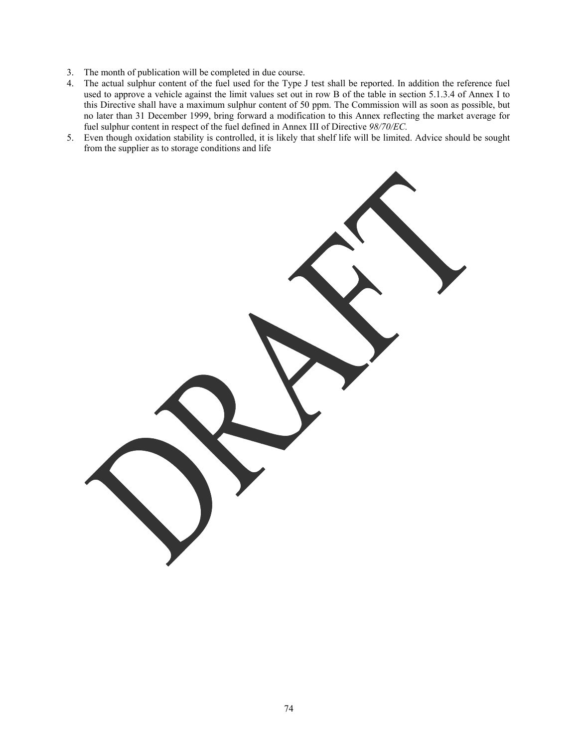3. The month of publication will be completed in due course.
4. The actual sulphur content of the fuel used for the Type J test shall be reported. In addition the reference fuel used to approve a vehicle against the limit values set out in row B of the table in section 5.1.3.4 of Annex I to this Directive shall have a maximum sulphur content of 50 ppm. The Commission will as soon as possible, but no later than 31 December 1999, bring forward a modification to this Annex reflecting the market average for fuel sulphur content in respect of the fuel defined in Annex III of Directive *98/70/EC.*
5. Even though oxidation stability is controlled, it is likely that shelf life will be limited. Advice should be sought from the supplier as to storage conditions and life

DRAFT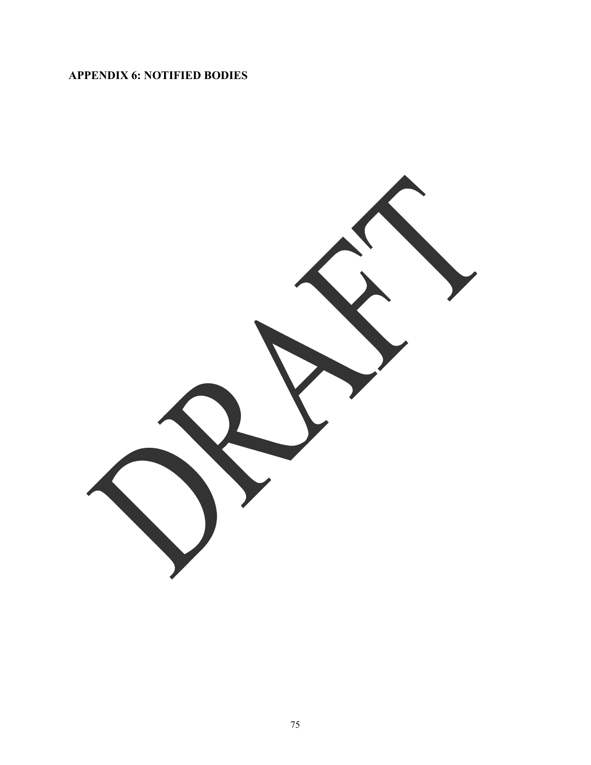**APPENDIX 6: NOTIFIED BODIES**

DRAFT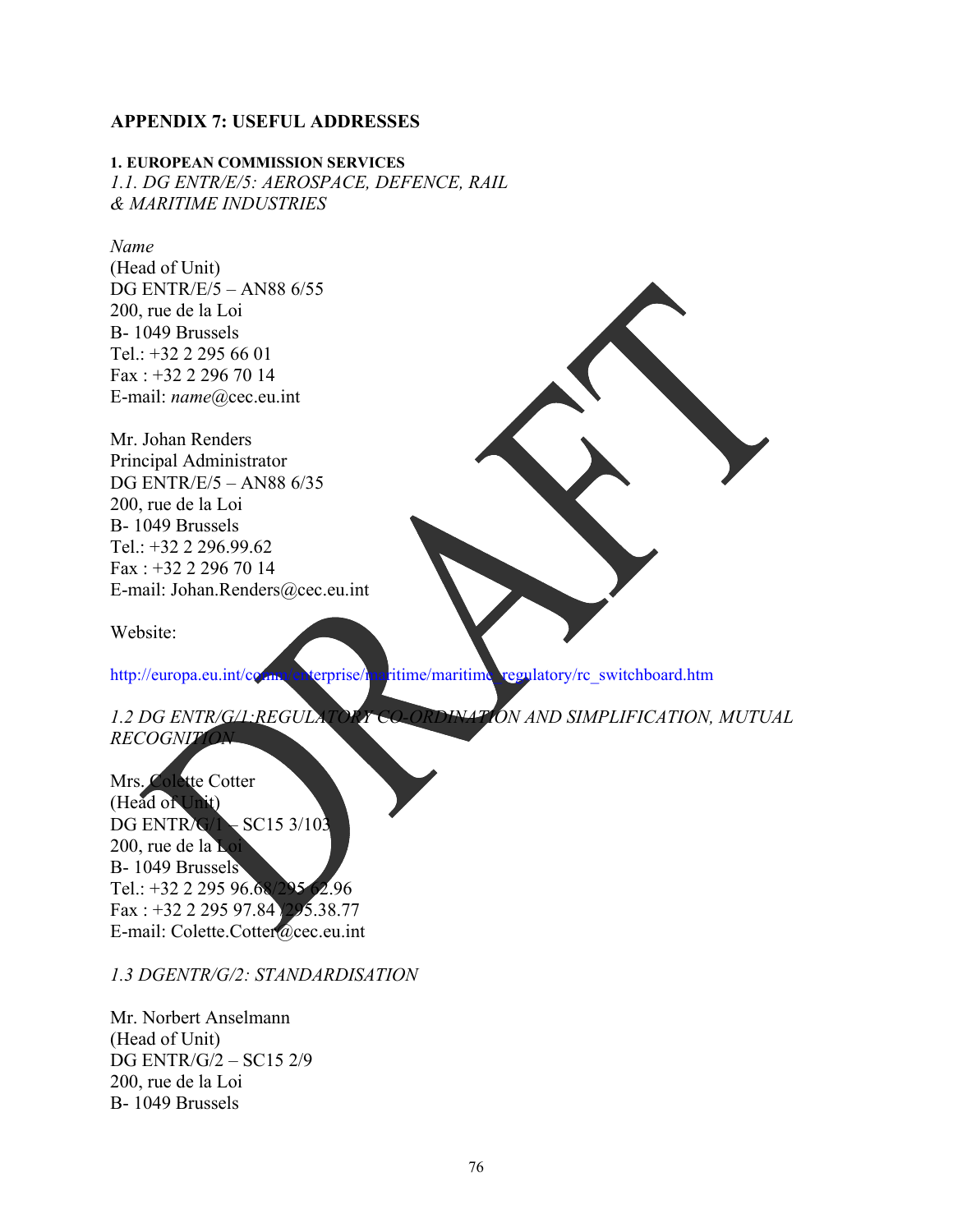## APPENDIX 7: USEFUL ADDRESSES

### 1. EUROPEAN COMMISSION SERVICES

#### *1.1. DG ENTR/E/5: AEROSPACE, DEFENCE, RAIL & MARITIME INDUSTRIES*

*Name*
(Head of Unit)
DG ENTR/E/5 – AN88 6/55
200, rue de la Loi
B- 1049 Brussels
Tel.: +32 2 295 66 01
Fax : +32 2 296 70 14
E-mail: *name*@cec.eu.int

Mr. Johan Renders
Principal Administrator
DG ENTR/E/5 – AN88 6/35
200, rue de la Loi
B- 1049 Brussels
Tel.: +32 2 296.99.62
Fax : +32 2 296 70 14
E-mail: Johan.Renders@cec.eu.int

Website:

http://europa.eu.int/comm/enterprise/maritime/maritime_regulatory/rc_switchboard.htm

#### *1.2 DG ENTR/G/1:REGULATORY CO-ORDINATION AND SIMPLIFICATION, MUTUAL RECOGNITION*

Mrs. Colette Cotter
(Head of Unit)
DG ENTR/G/1 – SC15 3/103
200, rue de la Loi
B- 1049 Brussels
Tel.: +32 2 295 96.68/295 62.96
Fax : +32 2 295 97.84 /295.38.77
E-mail: Colette.Cotter@cec.eu.int

#### *1.3 DGENTR/G/2: STANDARDISATION*

Mr. Norbert Anselmann
(Head of Unit)
DG ENTR/G/2 – SC15 2/9
200, rue de la Loi
B- 1049 Brussels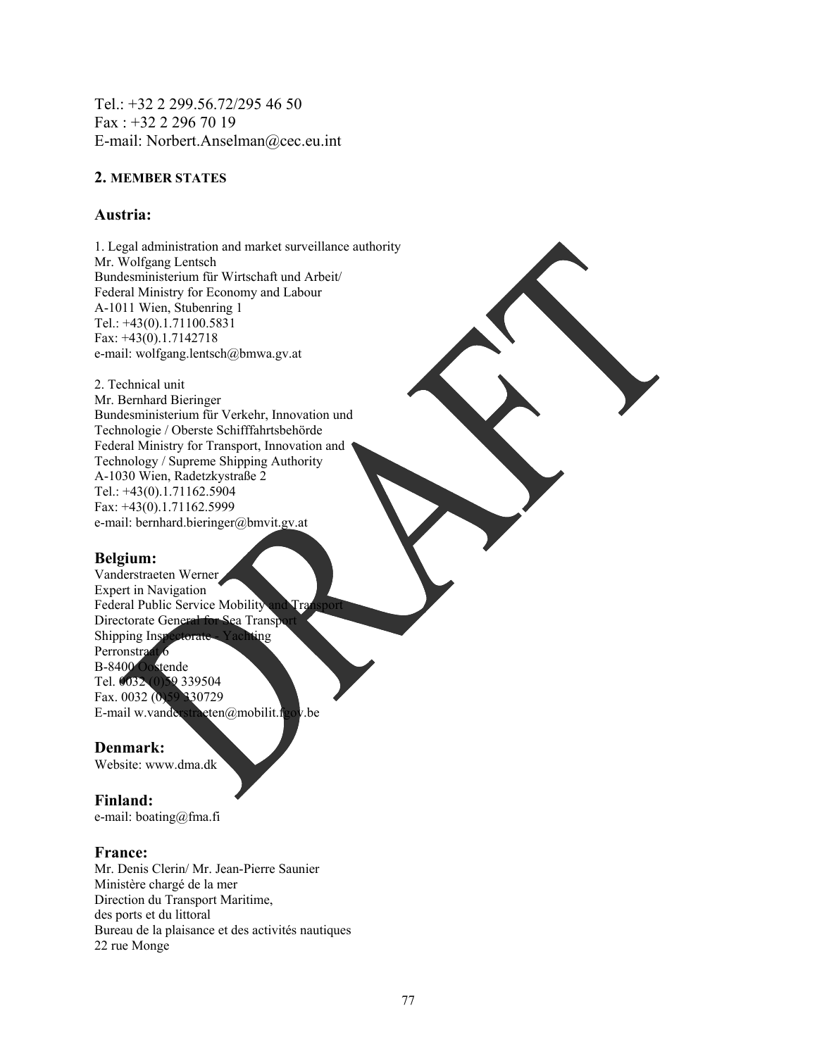Tel.: +32 2 299.56.72/295 46 50
Fax : +32 2 296 70 19
E-mail: Norbert.Anselman@cec.eu.int

## 2. MEMBER STATES

### Austria:

1. Legal administration and market surveillance authority
Mr. Wolfgang Lentsch
Bundesministerium für Wirtschaft und Arbeit/
Federal Ministry for Economy and Labour
A-1011 Wien, Stubenring 1
Tel.: +43(0).1.71100.5831
Fax: +43(0).1.7142718
e-mail: wolfgang.lentsch@bmwa.gv.at

2. Technical unit
Mr. Bernhard Bieringer
Bundesministerium für Verkehr, Innovation und Technologie / Oberste Schifffahrtsbehörde
Federal Ministry for Transport, Innovation and Technology / Supreme Shipping Authority
A-1030 Wien, Radetzkystraße 2
Tel.: +43(0).1.71162.5904
Fax: +43(0).1.71162.5999
e-mail: bernhard.bieringer@bmvit.gv.at

### Belgium:

Vanderstraeten Werner
Expert in Navigation
Federal Public Service Mobility and Transport
Directorate General for Sea Transport
Shipping Inspectorate - Yachting
Perronstraat 6
B-8400 Oostende
Tel. 0032 (0)59 339504
Fax. 0032 (0)59 330729
E-mail w.vanderstraeten@mobilit.fgov.be

### Denmark:

Website: www.dma.dk

### Finland:

e-mail: boating@fma.fi

### France:

Mr. Denis Clerin/ Mr. Jean-Pierre Saunier
Ministère chargé de la mer
Direction du Transport Maritime,
des ports et du littoral
Bureau de la plaisance et des activités nautiques
22 rue Monge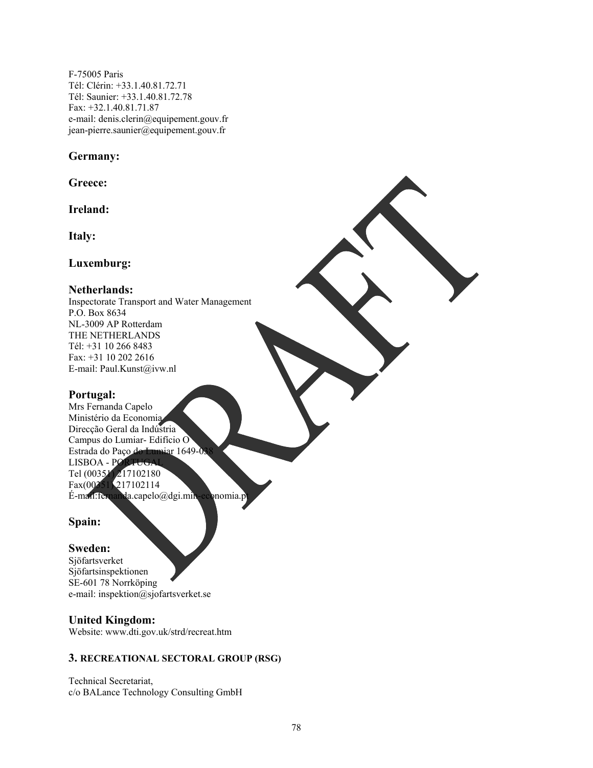F-75005 Paris
Tél: Clérin: +33.1.40.81.72.71
Tél: Saunier: +33.1.40.81.72.78
Fax: +32.1.40.81.71.87
e-mail: denis.clerin@equipement.gouv.fr
jean-pierre.saunier@equipement.gouv.fr

### Germany:

### Greece:

### Ireland:

### Italy:

### Luxemburg:

### Netherlands:

Inspectorate Transport and Water Management
P.O. Box 8634
NL-3009 AP Rotterdam
THE NETHERLANDS
Tél: +31 10 266 8483
Fax: +31 10 202 2616
E-mail: Paul.Kunst@ivw.nl

### Portugal:

Mrs Fernanda Capelo
Ministério da Economia
Direcção Geral da Indústria
Campus do Lumiar- Edifício O
Estrada do Paço do Lumiar 1649-038
LISBOA - PORTUGAL
Tel (00351) 217102180
Fax(00351) 217102114
É-mail:fernanda.capelo@dgi.min-economia.pt

### Spain:

### Sweden:

Sjöfartsverket
Sjöfartsinspektionen
SE-601 78 Norrköping
e-mail: inspektion@sjofartsverket.se

### United Kingdom:

Website: www.dti.gov.uk/strd/recreat.htm

## 3. RECREATIONAL SECTORAL GROUP (RSG)

Technical Secretariat,
c/o BALance Technology Consulting GmbH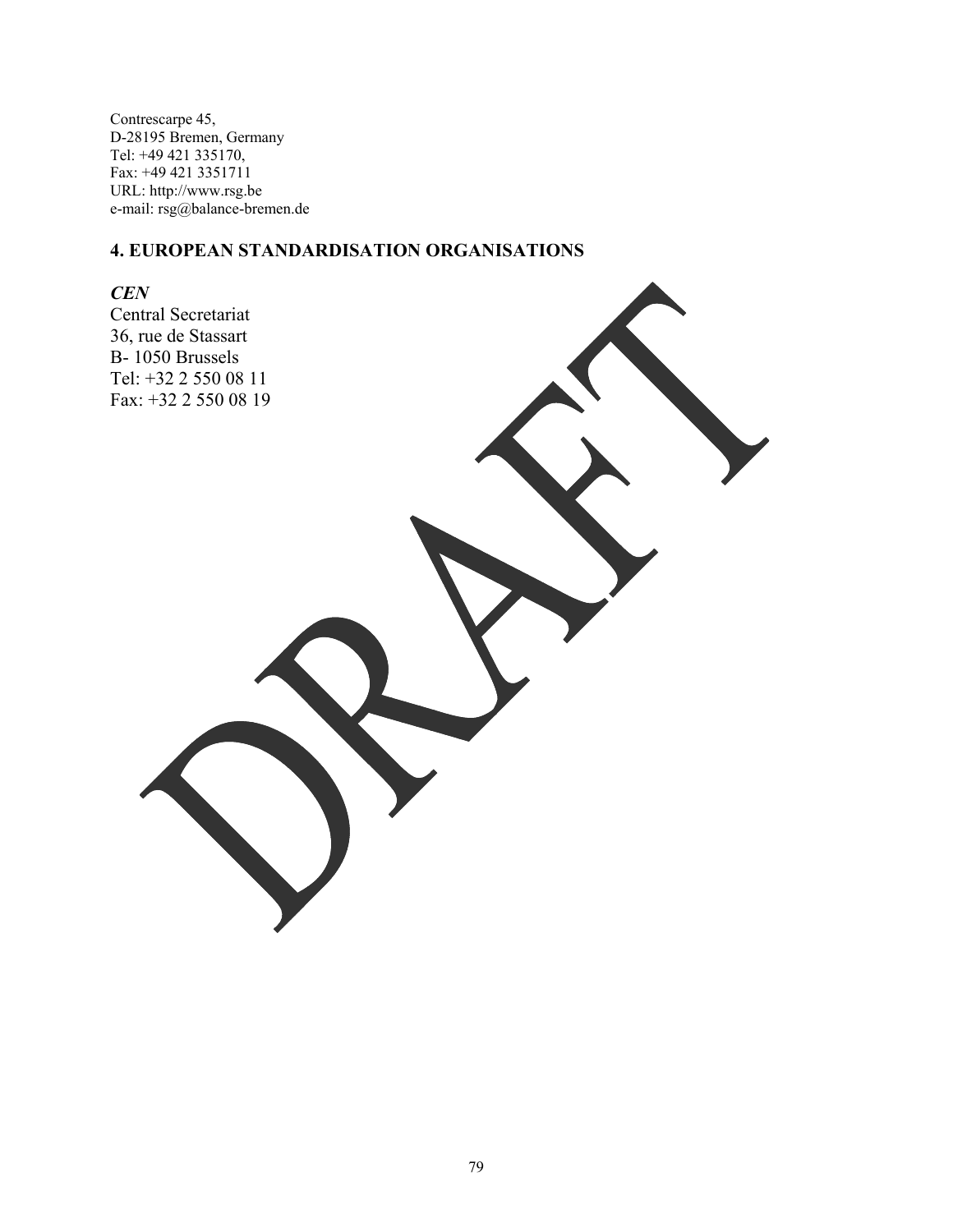Contrescarpe 45,
D-28195 Bremen, Germany
Tel: +49 421 335170,
Fax: +49 421 3351711
URL: http://www.rsg.be
e-mail: rsg@balance-bremen.de

## 4. EUROPEAN STANDARDISATION ORGANISATIONS

***CEN***
Central Secretariat
36, rue de Stassart
B- 1050 Brussels
Tel: +32 2 550 08 11
Fax: +32 2 550 08 19

DRAFT